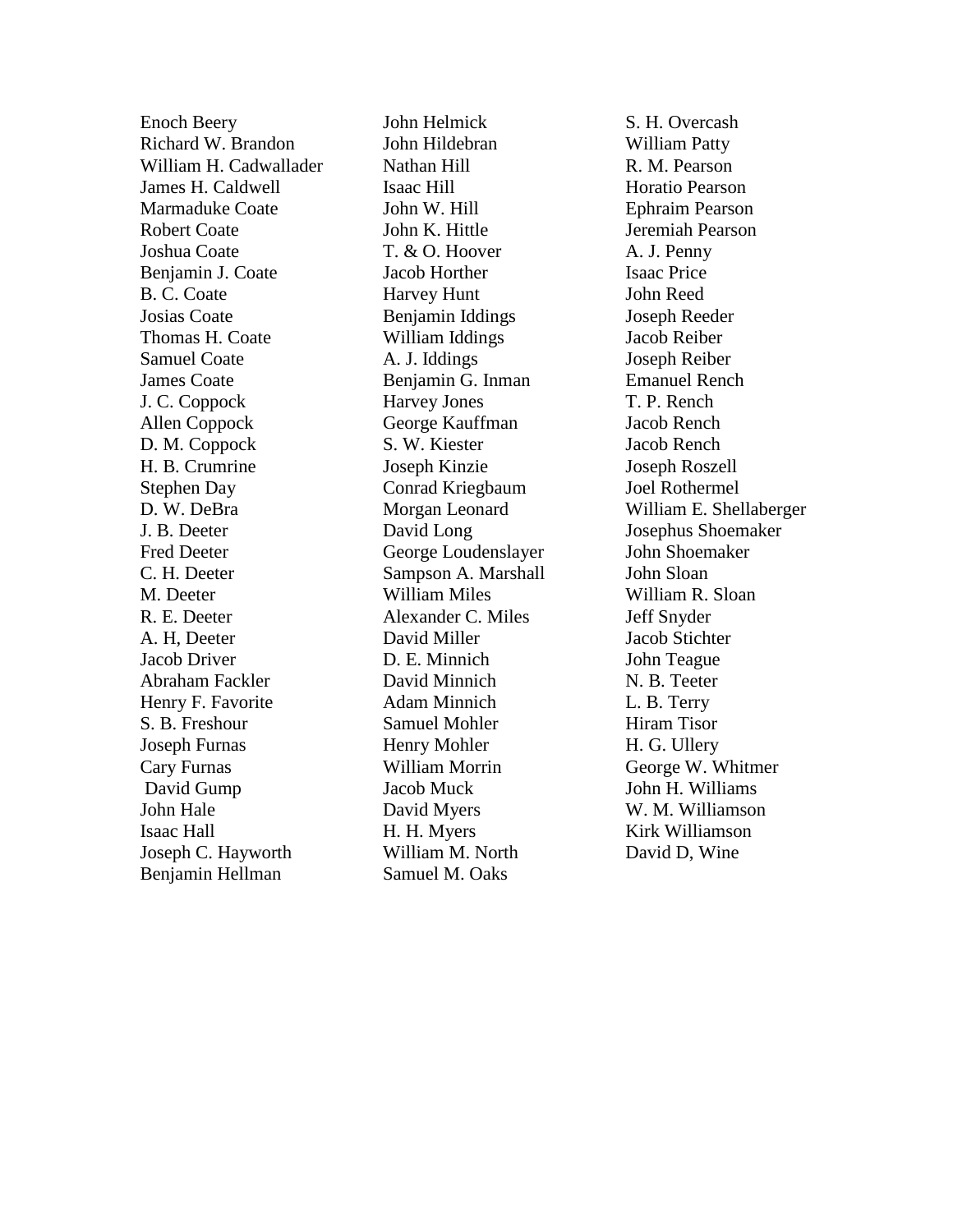Enoch Beery
Richard W. Brandon
William H. Cadwallader
James H. Caldwell
Marmaduke Coate
Robert Coate
Joshua Coate
Benjamin J. Coate
B. C. Coate
Josias Coate
Thomas H. Coate
Samuel Coate
James Coate
J. C. Coppock
Allen Coppock
D. M. Coppock
H. B. Crumrine
Stephen Day
D. W. DeBra
J. B. Deeter
Fred Deeter
C. H. Deeter
M. Deeter
R. E. Deeter
A. H, Deeter
Jacob Driver
Abraham Fackler
Henry F. Favorite
S. B. Freshour
Joseph Furnas
Cary Furnas
David Gump
John Hale
Isaac Hall
Joseph C. Hayworth
Benjamin Hellman
John Helmick
John Hildebran
Nathan Hill
Isaac Hill
John W. Hill
John K. Hittle
T. & O. Hoover
Jacob Horther
Harvey Hunt
Benjamin Iddings
William Iddings
A. J. Iddings
Benjamin G. Inman
Harvey Jones
George Kauffman
S. W. Kiester
Joseph Kinzie
Conrad Kriegbaum
Morgan Leonard
David Long
George Loudenslayer
Sampson A. Marshall
William Miles
Alexander C. Miles
David Miller
D. E. Minnich
David Minnich
Adam Minnich
Samuel Mohler
Henry Mohler
William Morrin
Jacob Muck
David Myers
H. H. Myers
William M. North
Samuel M. Oaks
S. H. Overcash
William Patty
R. M. Pearson
Horatio Pearson
Ephraim Pearson
Jeremiah Pearson
A. J. Penny
Isaac Price
John Reed
Joseph Reeder
Jacob Reiber
Joseph Reiber
Emanuel Rench
T. P. Rench
Jacob Rench
Jacob Rench
Joseph Roszell
Joel Rothermel
William E. Shellaberger
Josephus Shoemaker
John Shoemaker
John Sloan
William R. Sloan
Jeff Snyder
Jacob Stichter
John Teague
N. B. Teeter
L. B. Terry
Hiram Tisor
H. G. Ullery
George W. Whitmer
John H. Williams
W. M. Williamson
Kirk Williamson
David D, Wine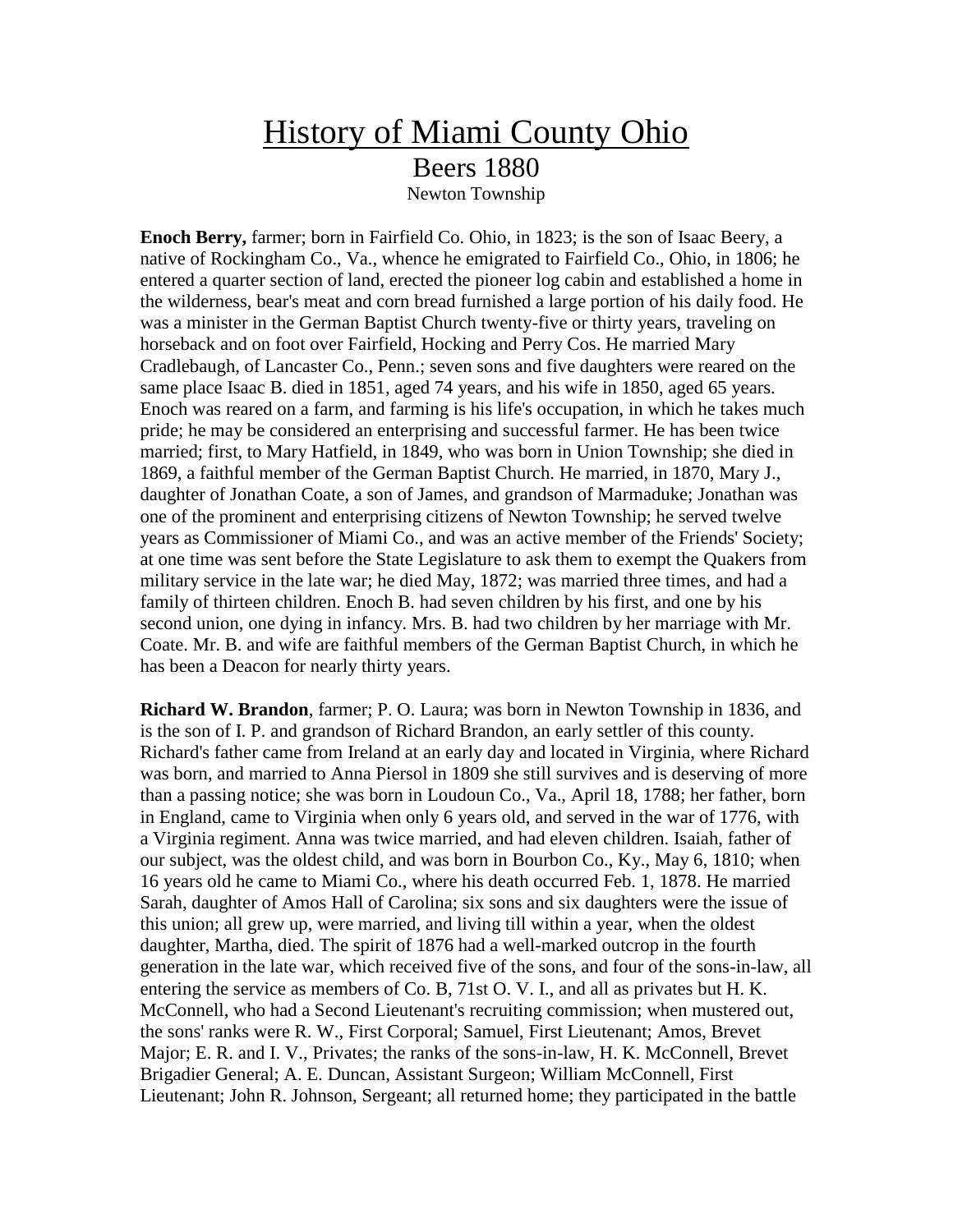# History of Miami County Ohio

## Beers 1880

### Newton Township

**Enoch Berry,** farmer; born in Fairfield Co. Ohio, in 1823; is the son of Isaac Beery, a native of Rockingham Co., Va., whence he emigrated to Fairfield Co., Ohio, in 1806; he entered a quarter section of land, erected the pioneer log cabin and established a home in the wilderness, bear's meat and corn bread furnished a large portion of his daily food. He was a minister in the German Baptist Church twenty-five or thirty years, traveling on horseback and on foot over Fairfield, Hocking and Perry Cos. He married Mary Cradlebaugh, of Lancaster Co., Penn.; seven sons and five daughters were reared on the same place Isaac B. died in 1851, aged 74 years, and his wife in 1850, aged 65 years. Enoch was reared on a farm, and farming is his life's occupation, in which he takes much pride; he may be considered an enterprising and successful farmer. He has been twice married; first, to Mary Hatfield, in 1849, who was born in Union Township; she died in 1869, a faithful member of the German Baptist Church. He married, in 1870, Mary J., daughter of Jonathan Coate, a son of James, and grandson of Marmaduke; Jonathan was one of the prominent and enterprising citizens of Newton Township; he served twelve years as Commissioner of Miami Co., and was an active member of the Friends' Society; at one time was sent before the State Legislature to ask them to exempt the Quakers from military service in the late war; he died May, 1872; was married three times, and had a family of thirteen children. Enoch B. had seven children by his first, and one by his second union, one dying in infancy. Mrs. B. had two children by her marriage with Mr. Coate. Mr. B. and wife are faithful members of the German Baptist Church, in which he has been a Deacon for nearly thirty years.

**Richard W. Brandon**, farmer; P. O. Laura; was born in Newton Township in 1836, and is the son of I. P. and grandson of Richard Brandon, an early settler of this county. Richard's father came from Ireland at an early day and located in Virginia, where Richard was born, and married to Anna Piersol in 1809 she still survives and is deserving of more than a passing notice; she was born in Loudoun Co., Va., April 18, 1788; her father, born in England, came to Virginia when only 6 years old, and served in the war of 1776, with a Virginia regiment. Anna was twice married, and had eleven children. Isaiah, father of our subject, was the oldest child, and was born in Bourbon Co., Ky., May 6, 1810; when 16 years old he came to Miami Co., where his death occurred Feb. 1, 1878. He married Sarah, daughter of Amos Hall of Carolina; six sons and six daughters were the issue of this union; all grew up, were married, and living till within a year, when the oldest daughter, Martha, died. The spirit of 1876 had a well-marked outcrop in the fourth generation in the late war, which received five of the sons, and four of the sons-in-law, all entering the service as members of Co. B, 71st O. V. I., and all as privates but H. K. McConnell, who had a Second Lieutenant's recruiting commission; when mustered out, the sons' ranks were R. W., First Corporal; Samuel, First Lieutenant; Amos, Brevet Major; E. R. and I. V., Privates; the ranks of the sons-in-law, H. K. McConnell, Brevet Brigadier General; A. E. Duncan, Assistant Surgeon; William McConnell, First Lieutenant; John R. Johnson, Sergeant; all returned home; they participated in the battle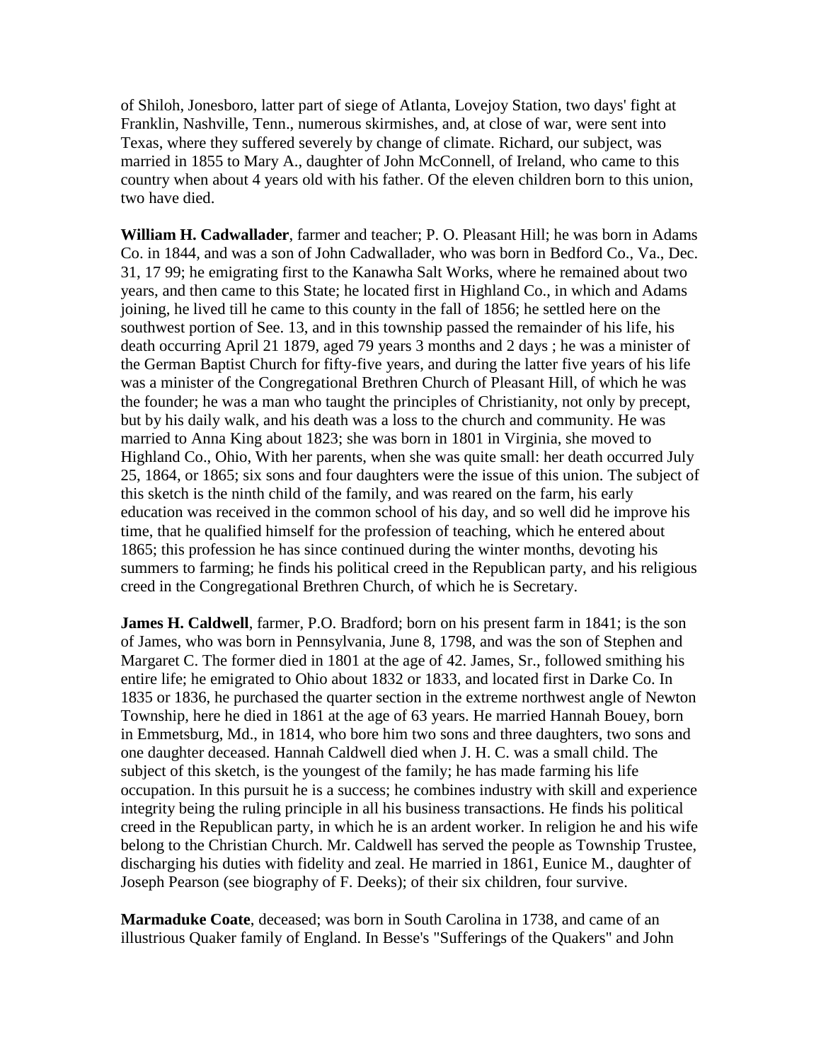of Shiloh, Jonesboro, latter part of siege of Atlanta, Lovejoy Station, two days' fight at Franklin, Nashville, Tenn., numerous skirmishes, and, at close of war, were sent into Texas, where they suffered severely by change of climate. Richard, our subject, was married in 1855 to Mary A., daughter of John McConnell, of Ireland, who came to this country when about 4 years old with his father. Of the eleven children born to this union, two have died.

**William H. Cadwallader**, farmer and teacher; P. O. Pleasant Hill; he was born in Adams Co. in 1844, and was a son of John Cadwallader, who was born in Bedford Co., Va., Dec. 31, 17 99; he emigrating first to the Kanawha Salt Works, where he remained about two years, and then came to this State; he located first in Highland Co., in which and Adams joining, he lived till he came to this county in the fall of 1856; he settled here on the southwest portion of See. 13, and in this township passed the remainder of his life, his death occurring April 21 1879, aged 79 years 3 months and 2 days ; he was a minister of the German Baptist Church for fifty-five years, and during the latter five years of his life was a minister of the Congregational Brethren Church of Pleasant Hill, of which he was the founder; he was a man who taught the principles of Christianity, not only by precept, but by his daily walk, and his death was a loss to the church and community. He was married to Anna King about 1823; she was born in 1801 in Virginia, she moved to Highland Co., Ohio, With her parents, when she was quite small: her death occurred July 25, 1864, or 1865; six sons and four daughters were the issue of this union. The subject of this sketch is the ninth child of the family, and was reared on the farm, his early education was received in the common school of his day, and so well did he improve his time, that he qualified himself for the profession of teaching, which he entered about 1865; this profession he has since continued during the winter months, devoting his summers to farming; he finds his political creed in the Republican party, and his religious creed in the Congregational Brethren Church, of which he is Secretary.

**James H. Caldwell**, farmer, P.O. Bradford; born on his present farm in 1841; is the son of James, who was born in Pennsylvania, June 8, 1798, and was the son of Stephen and Margaret C. The former died in 1801 at the age of 42. James, Sr., followed smithing his entire life; he emigrated to Ohio about 1832 or 1833, and located first in Darke Co. In 1835 or 1836, he purchased the quarter section in the extreme northwest angle of Newton Township, here he died in 1861 at the age of 63 years. He married Hannah Bouey, born in Emmetsburg, Md., in 1814, who bore him two sons and three daughters, two sons and one daughter deceased. Hannah Caldwell died when J. H. C. was a small child. The subject of this sketch, is the youngest of the family; he has made farming his life occupation. In this pursuit he is a success; he combines industry with skill and experience integrity being the ruling principle in all his business transactions. He finds his political creed in the Republican party, in which he is an ardent worker. In religion he and his wife belong to the Christian Church. Mr. Caldwell has served the people as Township Trustee, discharging his duties with fidelity and zeal. He married in 1861, Eunice M., daughter of Joseph Pearson (see biography of F. Deeks); of their six children, four survive.

**Marmaduke Coate**, deceased; was born in South Carolina in 1738, and came of an illustrious Quaker family of England. In Besse's "Sufferings of the Quakers" and John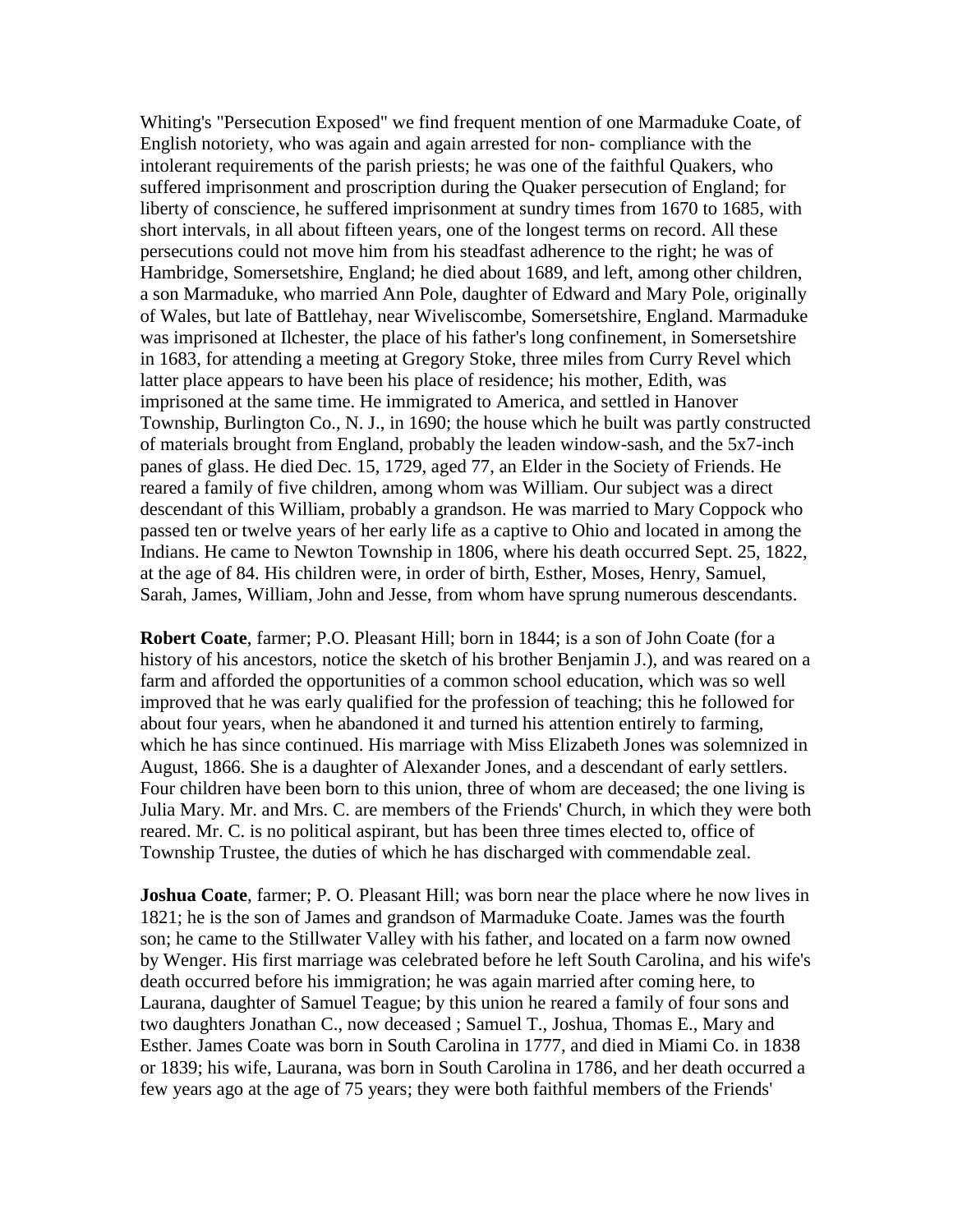Whiting's "Persecution Exposed" we find frequent mention of one Marmaduke Coate, of English notoriety, who was again and again arrested for non- compliance with the intolerant requirements of the parish priests; he was one of the faithful Quakers, who suffered imprisonment and proscription during the Quaker persecution of England; for liberty of conscience, he suffered imprisonment at sundry times from 1670 to 1685, with short intervals, in all about fifteen years, one of the longest terms on record. All these persecutions could not move him from his steadfast adherence to the right; he was of Hambridge, Somersetshire, England; he died about 1689, and left, among other children, a son Marmaduke, who married Ann Pole, daughter of Edward and Mary Pole, originally of Wales, but late of Battlehay, near Wiveliscombe, Somersetshire, England. Marmaduke was imprisoned at Ilchester, the place of his father's long confinement, in Somersetshire in 1683, for attending a meeting at Gregory Stoke, three miles from Curry Revel which latter place appears to have been his place of residence; his mother, Edith, was imprisoned at the same time. He immigrated to America, and settled in Hanover Township, Burlington Co., N. J., in 1690; the house which he built was partly constructed of materials brought from England, probably the leaden window-sash, and the 5x7-inch panes of glass. He died Dec. 15, 1729, aged 77, an Elder in the Society of Friends. He reared a family of five children, among whom was William. Our subject was a direct descendant of this William, probably a grandson. He was married to Mary Coppock who passed ten or twelve years of her early life as a captive to Ohio and located in among the Indians. He came to Newton Township in 1806, where his death occurred Sept. 25, 1822, at the age of 84. His children were, in order of birth, Esther, Moses, Henry, Samuel, Sarah, James, William, John and Jesse, from whom have sprung numerous descendants.

**Robert Coate**, farmer; P.O. Pleasant Hill; born in 1844; is a son of John Coate (for a history of his ancestors, notice the sketch of his brother Benjamin J.), and was reared on a farm and afforded the opportunities of a common school education, which was so well improved that he was early qualified for the profession of teaching; this he followed for about four years, when he abandoned it and turned his attention entirely to farming, which he has since continued. His marriage with Miss Elizabeth Jones was solemnized in August, 1866. She is a daughter of Alexander Jones, and a descendant of early settlers. Four children have been born to this union, three of whom are deceased; the one living is Julia Mary. Mr. and Mrs. C. are members of the Friends' Church, in which they were both reared. Mr. C. is no political aspirant, but has been three times elected to, office of Township Trustee, the duties of which he has discharged with commendable zeal.

**Joshua Coate**, farmer; P. O. Pleasant Hill; was born near the place where he now lives in 1821; he is the son of James and grandson of Marmaduke Coate. James was the fourth son; he came to the Stillwater Valley with his father, and located on a farm now owned by Wenger. His first marriage was celebrated before he left South Carolina, and his wife's death occurred before his immigration; he was again married after coming here, to Laurana, daughter of Samuel Teague; by this union he reared a family of four sons and two daughters Jonathan C., now deceased ; Samuel T., Joshua, Thomas E., Mary and Esther. James Coate was born in South Carolina in 1777, and died in Miami Co. in 1838 or 1839; his wife, Laurana, was born in South Carolina in 1786, and her death occurred a few years ago at the age of 75 years; they were both faithful members of the Friends'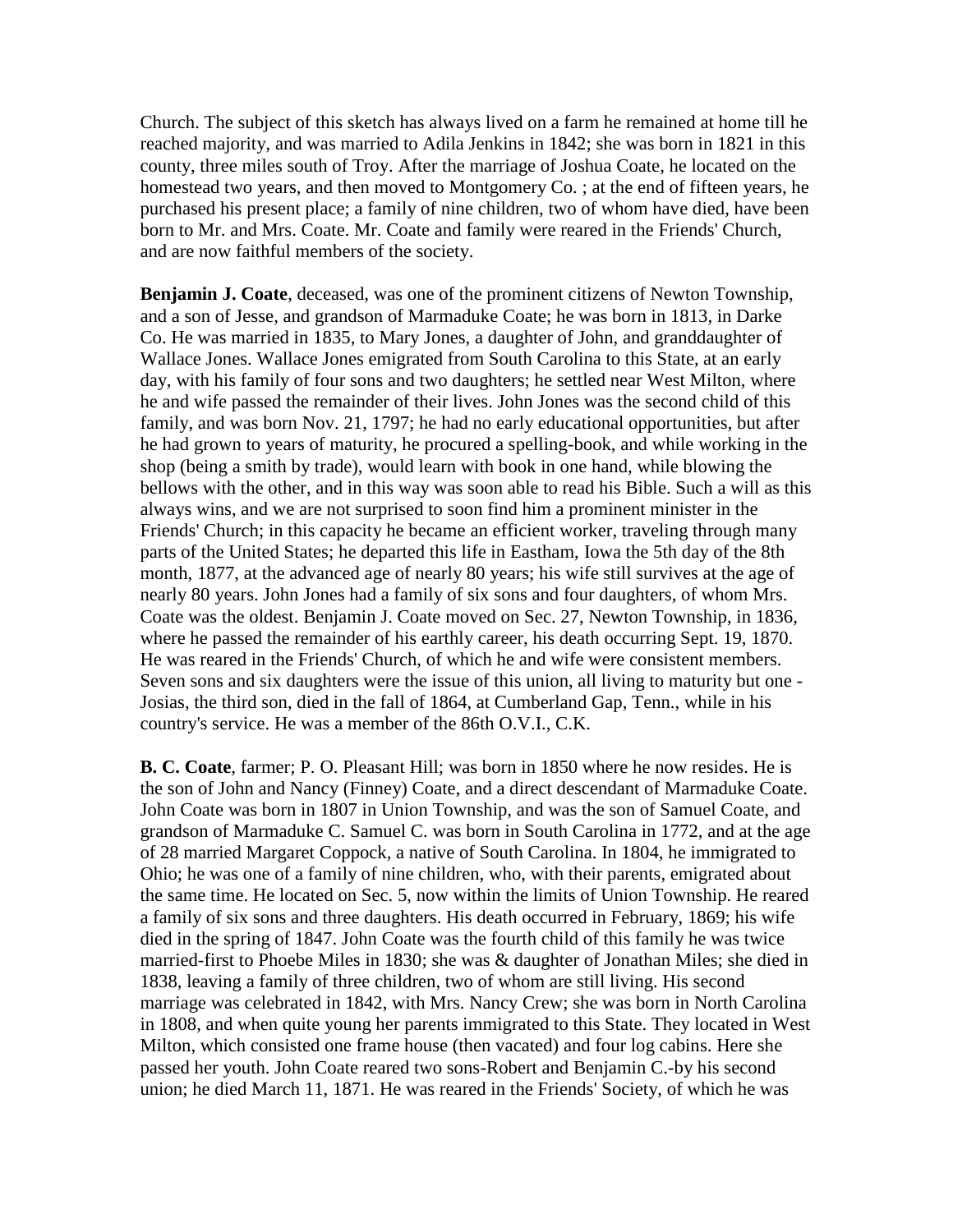Church. The subject of this sketch has always lived on a farm he remained at home till he reached majority, and was married to Adila Jenkins in 1842; she was born in 1821 in this county, three miles south of Troy. After the marriage of Joshua Coate, he located on the homestead two years, and then moved to Montgomery Co. ; at the end of fifteen years, he purchased his present place; a family of nine children, two of whom have died, have been born to Mr. and Mrs. Coate. Mr. Coate and family were reared in the Friends' Church, and are now faithful members of the society.

**Benjamin J. Coate**, deceased, was one of the prominent citizens of Newton Township, and a son of Jesse, and grandson of Marmaduke Coate; he was born in 1813, in Darke Co. He was married in 1835, to Mary Jones, a daughter of John, and granddaughter of Wallace Jones. Wallace Jones emigrated from South Carolina to this State, at an early day, with his family of four sons and two daughters; he settled near West Milton, where he and wife passed the remainder of their lives. John Jones was the second child of this family, and was born Nov. 21, 1797; he had no early educational opportunities, but after he had grown to years of maturity, he procured a spelling-book, and while working in the shop (being a smith by trade), would learn with book in one hand, while blowing the bellows with the other, and in this way was soon able to read his Bible. Such a will as this always wins, and we are not surprised to soon find him a prominent minister in the Friends' Church; in this capacity he became an efficient worker, traveling through many parts of the United States; he departed this life in Eastham, Iowa the 5th day of the 8th month, 1877, at the advanced age of nearly 80 years; his wife still survives at the age of nearly 80 years. John Jones had a family of six sons and four daughters, of whom Mrs. Coate was the oldest. Benjamin J. Coate moved on Sec. 27, Newton Township, in 1836, where he passed the remainder of his earthly career, his death occurring Sept. 19, 1870. He was reared in the Friends' Church, of which he and wife were consistent members. Seven sons and six daughters were the issue of this union, all living to maturity but one - Josias, the third son, died in the fall of 1864, at Cumberland Gap, Tenn., while in his country's service. He was a member of the 86th O.V.I., C.K.

**B. C. Coate**, farmer; P. O. Pleasant Hill; was born in 1850 where he now resides. He is the son of John and Nancy (Finney) Coate, and a direct descendant of Marmaduke Coate. John Coate was born in 1807 in Union Township, and was the son of Samuel Coate, and grandson of Marmaduke C. Samuel C. was born in South Carolina in 1772, and at the age of 28 married Margaret Coppock, a native of South Carolina. In 1804, he immigrated to Ohio; he was one of a family of nine children, who, with their parents, emigrated about the same time. He located on Sec. 5, now within the limits of Union Township. He reared a family of six sons and three daughters. His death occurred in February, 1869; his wife died in the spring of 1847. John Coate was the fourth child of this family he was twice married-first to Phoebe Miles in 1830; she was & daughter of Jonathan Miles; she died in 1838, leaving a family of three children, two of whom are still living. His second marriage was celebrated in 1842, with Mrs. Nancy Crew; she was born in North Carolina in 1808, and when quite young her parents immigrated to this State. They located in West Milton, which consisted one frame house (then vacated) and four log cabins. Here she passed her youth. John Coate reared two sons-Robert and Benjamin C.-by his second union; he died March 11, 1871. He was reared in the Friends' Society, of which he was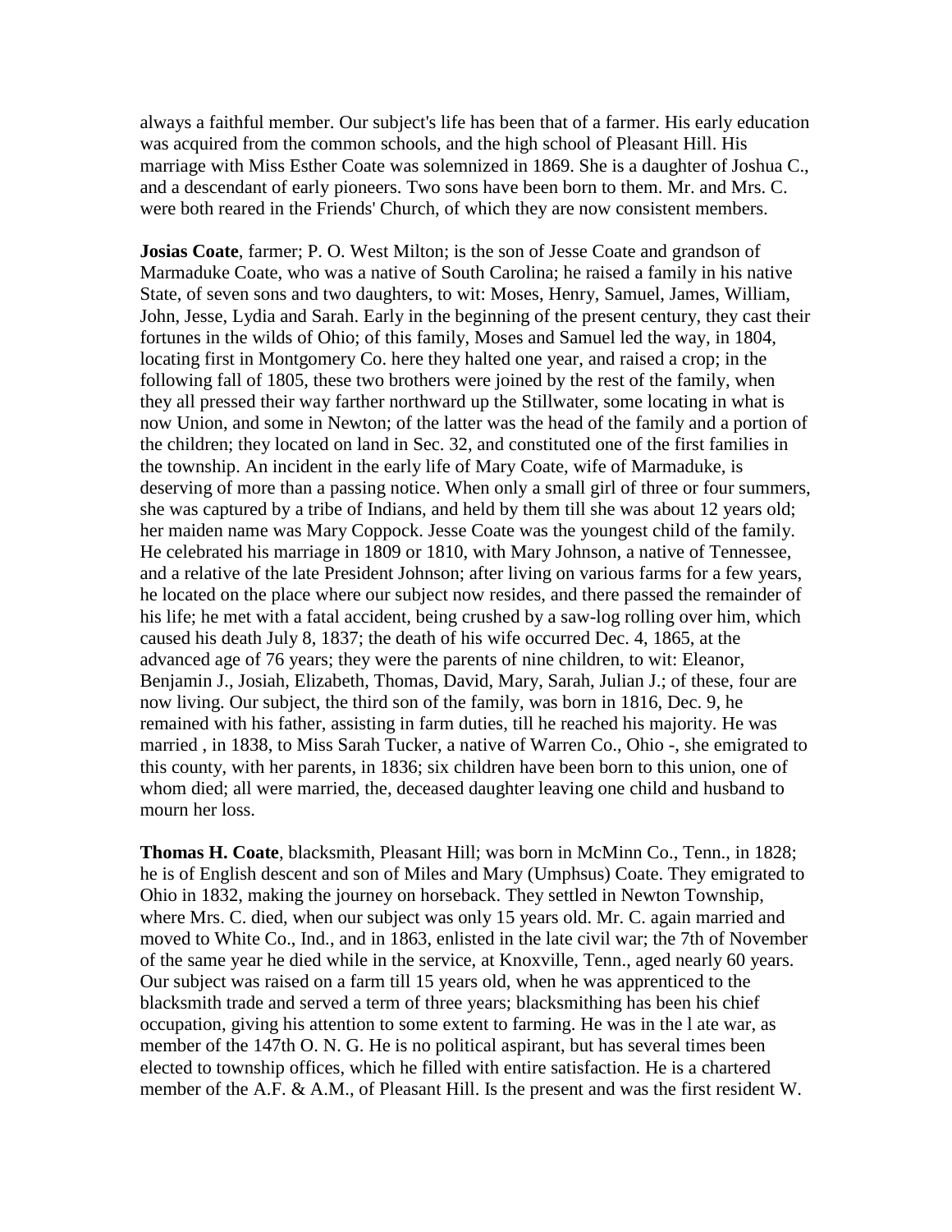always a faithful member. Our subject's life has been that of a farmer. His early education was acquired from the common schools, and the high school of Pleasant Hill. His marriage with Miss Esther Coate was solemnized in 1869. She is a daughter of Joshua C., and a descendant of early pioneers. Two sons have been born to them. Mr. and Mrs. C. were both reared in the Friends' Church, of which they are now consistent members.

**Josias Coate**, farmer; P. O. West Milton; is the son of Jesse Coate and grandson of Marmaduke Coate, who was a native of South Carolina; he raised a family in his native State, of seven sons and two daughters, to wit: Moses, Henry, Samuel, James, William, John, Jesse, Lydia and Sarah. Early in the beginning of the present century, they cast their fortunes in the wilds of Ohio; of this family, Moses and Samuel led the way, in 1804, locating first in Montgomery Co. here they halted one year, and raised a crop; in the following fall of 1805, these two brothers were joined by the rest of the family, when they all pressed their way farther northward up the Stillwater, some locating in what is now Union, and some in Newton; of the latter was the head of the family and a portion of the children; they located on land in Sec. 32, and constituted one of the first families in the township. An incident in the early life of Mary Coate, wife of Marmaduke, is deserving of more than a passing notice. When only a small girl of three or four summers, she was captured by a tribe of Indians, and held by them till she was about 12 years old; her maiden name was Mary Coppock. Jesse Coate was the youngest child of the family. He celebrated his marriage in 1809 or 1810, with Mary Johnson, a native of Tennessee, and a relative of the late President Johnson; after living on various farms for a few years, he located on the place where our subject now resides, and there passed the remainder of his life; he met with a fatal accident, being crushed by a saw-log rolling over him, which caused his death July 8, 1837; the death of his wife occurred Dec. 4, 1865, at the advanced age of 76 years; they were the parents of nine children, to wit: Eleanor, Benjamin J., Josiah, Elizabeth, Thomas, David, Mary, Sarah, Julian J.; of these, four are now living. Our subject, the third son of the family, was born in 1816, Dec. 9, he remained with his father, assisting in farm duties, till he reached his majority. He was married , in 1838, to Miss Sarah Tucker, a native of Warren Co., Ohio -, she emigrated to this county, with her parents, in 1836; six children have been born to this union, one of whom died; all were married, the, deceased daughter leaving one child and husband to mourn her loss.

**Thomas H. Coate**, blacksmith, Pleasant Hill; was born in McMinn Co., Tenn., in 1828; he is of English descent and son of Miles and Mary (Umphsus) Coate. They emigrated to Ohio in 1832, making the journey on horseback. They settled in Newton Township, where Mrs. C. died, when our subject was only 15 years old. Mr. C. again married and moved to White Co., Ind., and in 1863, enlisted in the late civil war; the 7th of November of the same year he died while in the service, at Knoxville, Tenn., aged nearly 60 years. Our subject was raised on a farm till 15 years old, when he was apprenticed to the blacksmith trade and served a term of three years; blacksmithing has been his chief occupation, giving his attention to some extent to farming. He was in the l ate war, as member of the 147th O. N. G. He is no political aspirant, but has several times been elected to township offices, which he filled with entire satisfaction. He is a chartered member of the A.F. & A.M., of Pleasant Hill. Is the present and was the first resident W.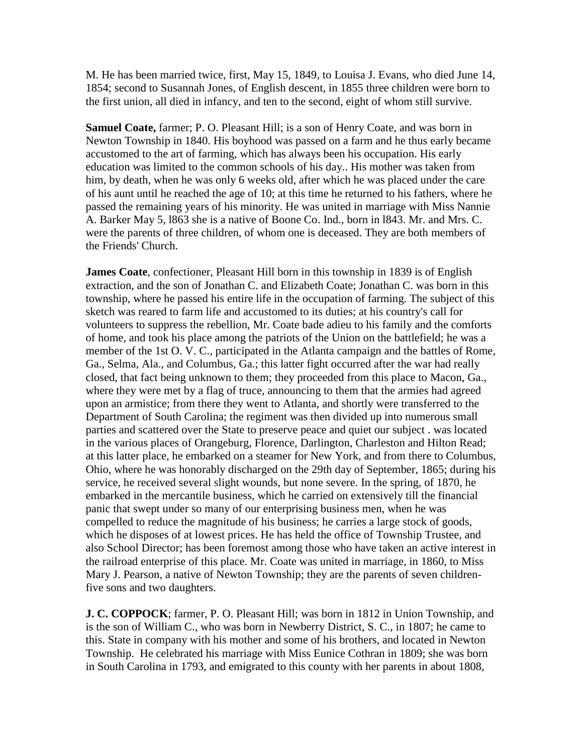M. He has been married twice, first, May 15, 1849, to Louisa J. Evans, who died June 14, 1854; second to Susannah Jones, of English descent, in 1855 three children were born to the first union, all died in infancy, and ten to the second, eight of whom still survive.

**Samuel Coate,** farmer; P. O. Pleasant Hill; is a son of Henry Coate, and was born in Newton Township in 1840. His boyhood was passed on a farm and he thus early became accustomed to the art of farming, which has always been his occupation. His early education was limited to the common schools of his day.. His mother was taken from him, by death, when he was only 6 weeks old, after which he was placed under the care of his aunt until he reached the age of 10; at this time he returned to his fathers, where he passed the remaining years of his minority. He was united in marriage with Miss Nannie A. Barker May 5, l863 she is a native of Boone Co. Ind., born in l843. Mr. and Mrs. C. were the parents of three children, of whom one is deceased. They are both members of the Friends' Church.

**James Coate**, confectioner, Pleasant Hill born in this township in 1839 is of English extraction, and the son of Jonathan C. and Elizabeth Coate; Jonathan C. was born in this township, where he passed his entire life in the occupation of farming. The subject of this sketch was reared to farm life and accustomed to its duties; at his country's call for volunteers to suppress the rebellion, Mr. Coate bade adieu to his family and the comforts of home, and took his place among the patriots of the Union on the battlefield; he was a member of the 1st O. V. C., participated in the Atlanta campaign and the battles of Rome, Ga., Selma, Ala., and Columbus, Ga.; this latter fight occurred after the war had really closed, that fact being unknown to them; they proceeded from this place to Macon, Ga., where they were met by a flag of truce, announcing to them that the armies had agreed upon an armistice; from there they went to Atlanta, and shortly were transferred to the Department of South Carolina; the regiment was then divided up into numerous small parties and scattered over the State to preserve peace and quiet our subject . was located in the various places of Orangeburg, Florence, Darlington, Charleston and Hilton Read; at this latter place, he embarked on a steamer for New York, and from there to Columbus, Ohio, where he was honorably discharged on the 29th day of September, 1865; during his service, he received several slight wounds, but none severe. In the spring, of 1870, he embarked in the mercantile business, which he carried on extensively till the financial panic that swept under so many of our enterprising business men, when he was compelled to reduce the magnitude of his business; he carries a large stock of goods, which he disposes of at lowest prices. He has held the office of Township Trustee, and also School Director; has been foremost among those who have taken an active interest in the railroad enterprise of this place. Mr. Coate was united in marriage, in 1860, to Miss Mary J. Pearson, a native of Newton Township; they are the parents of seven children- five sons and two daughters.

**J. C. COPPOCK**; farmer, P. O. Pleasant Hill; was born in 1812 in Union Township, and is the son of William C., who was born in Newberry District, S. C., in 1807; he came to this. State in company with his mother and some of his brothers, and located in Newton Township. He celebrated his marriage with Miss Eunice Cothran in 1809; she was born in South Carolina in 1793, and emigrated to this county with her parents in about 1808,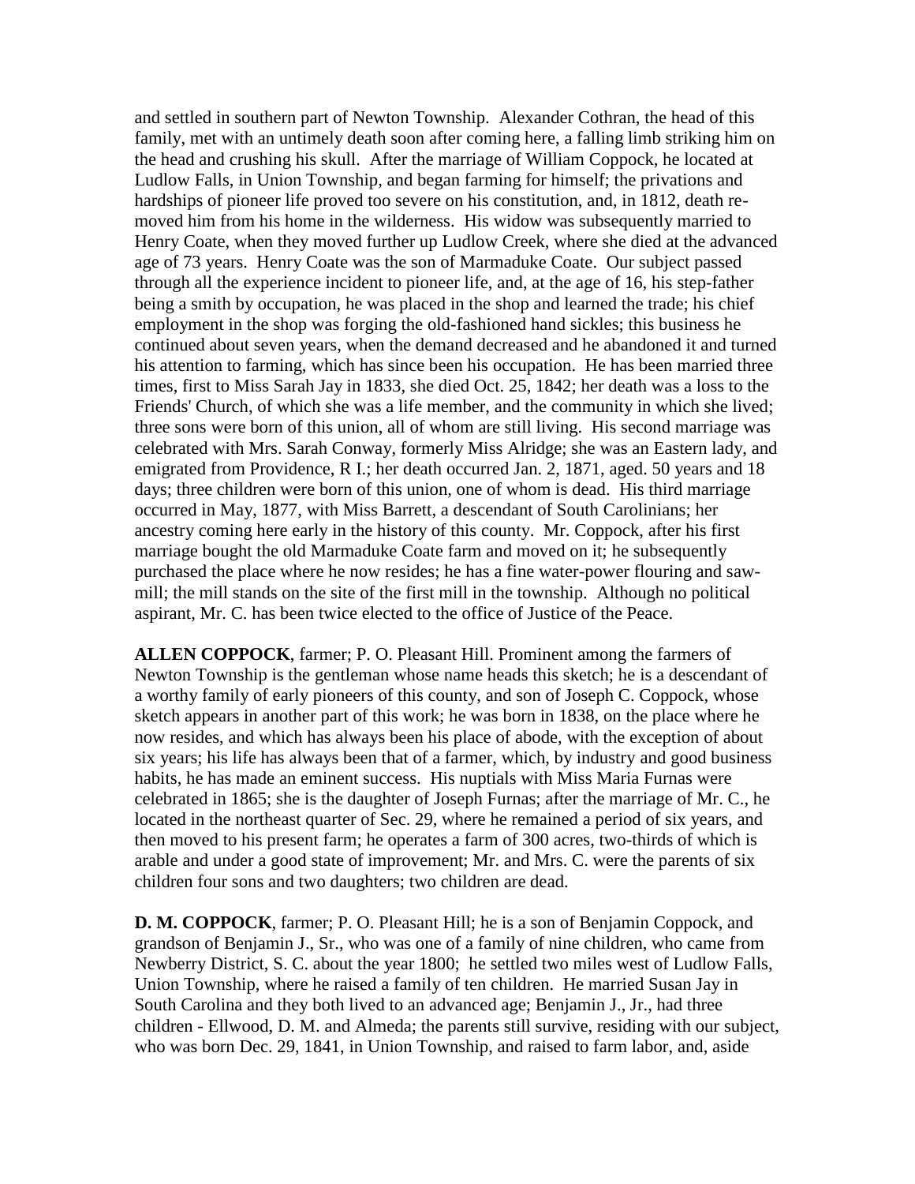and settled in southern part of Newton Township. Alexander Cothran, the head of this family, met with an untimely death soon after coming here, a falling limb striking him on the head and crushing his skull. After the marriage of William Coppock, he located at Ludlow Falls, in Union Township, and began farming for himself; the privations and hardships of pioneer life proved too severe on his constitution, and, in 1812, death removed him from his home in the wilderness. His widow was subsequently married to Henry Coate, when they moved further up Ludlow Creek, where she died at the advanced age of 73 years. Henry Coate was the son of Marmaduke Coate. Our subject passed through all the experience incident to pioneer life, and, at the age of 16, his step-father being a smith by occupation, he was placed in the shop and learned the trade; his chief employment in the shop was forging the old-fashioned hand sickles; this business he continued about seven years, when the demand decreased and he abandoned it and turned his attention to farming, which has since been his occupation. He has been married three times, first to Miss Sarah Jay in 1833, she died Oct. 25, 1842; her death was a loss to the Friends' Church, of which she was a life member, and the community in which she lived; three sons were born of this union, all of whom are still living. His second marriage was celebrated with Mrs. Sarah Conway, formerly Miss Alridge; she was an Eastern lady, and emigrated from Providence, R I.; her death occurred Jan. 2, 1871, aged. 50 years and 18 days; three children were born of this union, one of whom is dead. His third marriage occurred in May, 1877, with Miss Barrett, a descendant of South Carolinians; her ancestry coming here early in the history of this county. Mr. Coppock, after his first marriage bought the old Marmaduke Coate farm and moved on it; he subsequently purchased the place where he now resides; he has a fine water-power flouring and saw-mill; the mill stands on the site of the first mill in the township. Although no political aspirant, Mr. C. has been twice elected to the office of Justice of the Peace.

**ALLEN COPPOCK**, farmer; P. O. Pleasant Hill. Prominent among the farmers of Newton Township is the gentleman whose name heads this sketch; he is a descendant of a worthy family of early pioneers of this county, and son of Joseph C. Coppock, whose sketch appears in another part of this work; he was born in 1838, on the place where he now resides, and which has always been his place of abode, with the exception of about six years; his life has always been that of a farmer, which, by industry and good business habits, he has made an eminent success. His nuptials with Miss Maria Furnas were celebrated in 1865; she is the daughter of Joseph Furnas; after the marriage of Mr. C., he located in the northeast quarter of Sec. 29, where he remained a period of six years, and then moved to his present farm; he operates a farm of 300 acres, two-thirds of which is arable and under a good state of improvement; Mr. and Mrs. C. were the parents of six children four sons and two daughters; two children are dead.

**D. M. COPPOCK**, farmer; P. O. Pleasant Hill; he is a son of Benjamin Coppock, and grandson of Benjamin J., Sr., who was one of a family of nine children, who came from Newberry District, S. C. about the year 1800; he settled two miles west of Ludlow Falls, Union Township, where he raised a family of ten children. He married Susan Jay in South Carolina and they both lived to an advanced age; Benjamin J., Jr., had three children - Ellwood, D. M. and Almeda; the parents still survive, residing with our subject, who was born Dec. 29, 1841, in Union Township, and raised to farm labor, and, aside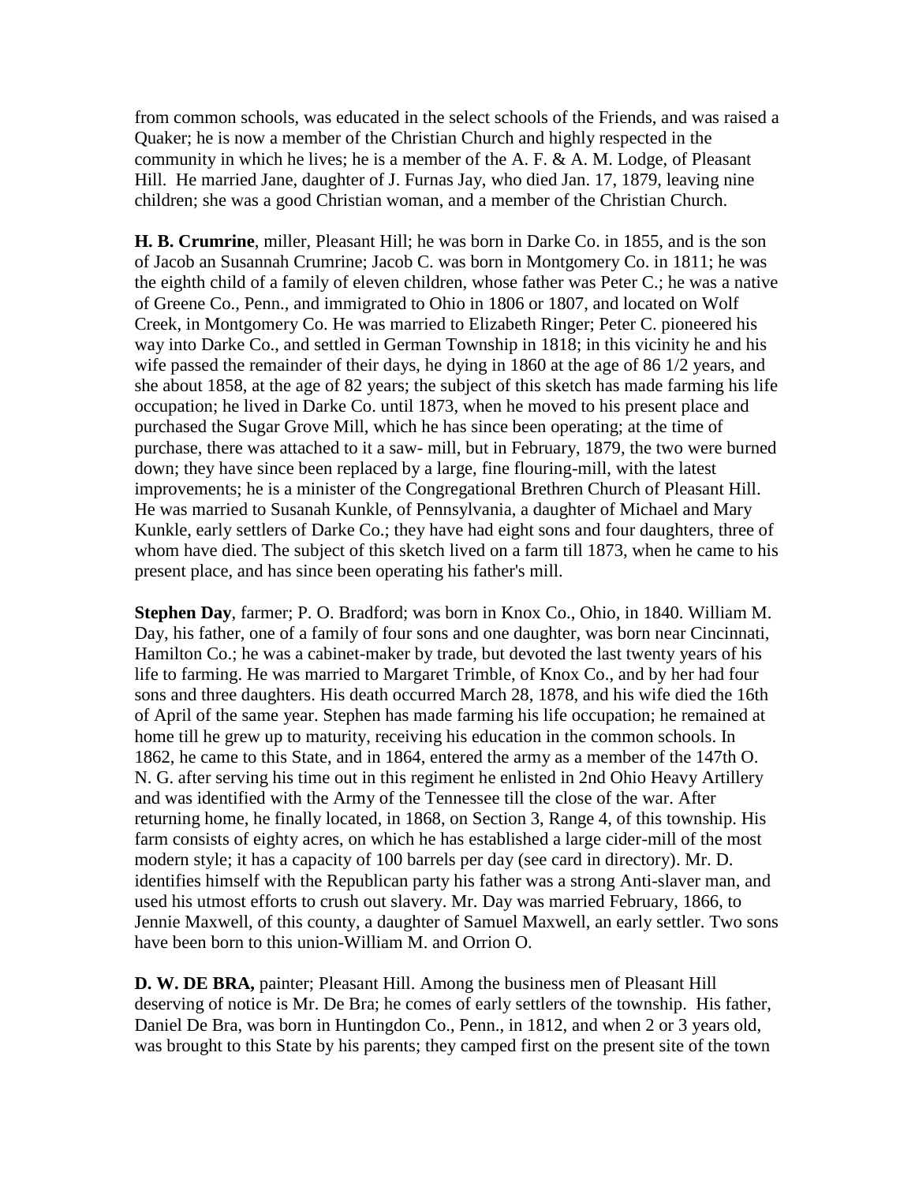from common schools, was educated in the select schools of the Friends, and was raised a Quaker; he is now a member of the Christian Church and highly respected in the community in which he lives; he is a member of the A. F. & A. M. Lodge, of Pleasant Hill. He married Jane, daughter of J. Furnas Jay, who died Jan. 17, 1879, leaving nine children; she was a good Christian woman, and a member of the Christian Church.

**H. B. Crumrine**, miller, Pleasant Hill; he was born in Darke Co. in 1855, and is the son of Jacob an Susannah Crumrine; Jacob C. was born in Montgomery Co. in 1811; he was the eighth child of a family of eleven children, whose father was Peter C.; he was a native of Greene Co., Penn., and immigrated to Ohio in 1806 or 1807, and located on Wolf Creek, in Montgomery Co. He was married to Elizabeth Ringer; Peter C. pioneered his way into Darke Co., and settled in German Township in 1818; in this vicinity he and his wife passed the remainder of their days, he dying in 1860 at the age of 86 1/2 years, and she about 1858, at the age of 82 years; the subject of this sketch has made farming his life occupation; he lived in Darke Co. until 1873, when he moved to his present place and purchased the Sugar Grove Mill, which he has since been operating; at the time of purchase, there was attached to it a saw- mill, but in February, 1879, the two were burned down; they have since been replaced by a large, fine flouring-mill, with the latest improvements; he is a minister of the Congregational Brethren Church of Pleasant Hill. He was married to Susanah Kunkle, of Pennsylvania, a daughter of Michael and Mary Kunkle, early settlers of Darke Co.; they have had eight sons and four daughters, three of whom have died. The subject of this sketch lived on a farm till 1873, when he came to his present place, and has since been operating his father's mill.

**Stephen Day**, farmer; P. O. Bradford; was born in Knox Co., Ohio, in 1840. William M. Day, his father, one of a family of four sons and one daughter, was born near Cincinnati, Hamilton Co.; he was a cabinet-maker by trade, but devoted the last twenty years of his life to farming. He was married to Margaret Trimble, of Knox Co., and by her had four sons and three daughters. His death occurred March 28, 1878, and his wife died the 16th of April of the same year. Stephen has made farming his life occupation; he remained at home till he grew up to maturity, receiving his education in the common schools. In 1862, he came to this State, and in 1864, entered the army as a member of the 147th O. N. G. after serving his time out in this regiment he enlisted in 2nd Ohio Heavy Artillery and was identified with the Army of the Tennessee till the close of the war. After returning home, he finally located, in 1868, on Section 3, Range 4, of this township. His farm consists of eighty acres, on which he has established a large cider-mill of the most modern style; it has a capacity of 100 barrels per day (see card in directory). Mr. D. identifies himself with the Republican party his father was a strong Anti-slaver man, and used his utmost efforts to crush out slavery. Mr. Day was married February, 1866, to Jennie Maxwell, of this county, a daughter of Samuel Maxwell, an early settler. Two sons have been born to this union-William M. and Orrion O.

**D. W. DE BRA,** painter; Pleasant Hill. Among the business men of Pleasant Hill deserving of notice is Mr. De Bra; he comes of early settlers of the township. His father, Daniel De Bra, was born in Huntingdon Co., Penn., in 1812, and when 2 or 3 years old, was brought to this State by his parents; they camped first on the present site of the town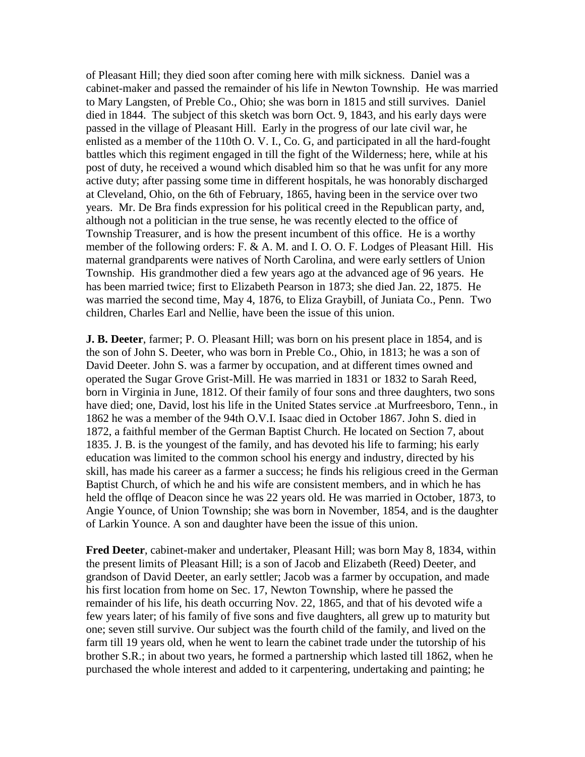of Pleasant Hill; they died soon after coming here with milk sickness. Daniel was a cabinet-maker and passed the remainder of his life in Newton Township. He was married to Mary Langsten, of Preble Co., Ohio; she was born in 1815 and still survives. Daniel died in 1844. The subject of this sketch was born Oct. 9, 1843, and his early days were passed in the village of Pleasant Hill. Early in the progress of our late civil war, he enlisted as a member of the 110th O. V. I., Co. G, and participated in all the hard-fought battles which this regiment engaged in till the fight of the Wilderness; here, while at his post of duty, he received a wound which disabled him so that he was unfit for any more active duty; after passing some time in different hospitals, he was honorably discharged at Cleveland, Ohio, on the 6th of February, 1865, having been in the service over two years. Mr. De Bra finds expression for his political creed in the Republican party, and, although not a politician in the true sense, he was recently elected to the office of Township Treasurer, and is how the present incumbent of this office. He is a worthy member of the following orders: F. & A. M. and I. O. O. F. Lodges of Pleasant Hill. His maternal grandparents were natives of North Carolina, and were early settlers of Union Township. His grandmother died a few years ago at the advanced age of 96 years. He has been married twice; first to Elizabeth Pearson in 1873; she died Jan. 22, 1875. He was married the second time, May 4, 1876, to Eliza Graybill, of Juniata Co., Penn. Two children, Charles Earl and Nellie, have been the issue of this union.

**J. B. Deeter**, farmer; P. O. Pleasant Hill; was born on his present place in 1854, and is the son of John S. Deeter, who was born in Preble Co., Ohio, in 1813; he was a son of David Deeter. John S. was a farmer by occupation, and at different times owned and operated the Sugar Grove Grist-Mill. He was married in 1831 or 1832 to Sarah Reed, born in Virginia in June, 1812. Of their family of four sons and three daughters, two sons have died; one, David, lost his life in the United States service .at Murfreesboro, Tenn., in 1862 he was a member of the 94th O.V.I. Isaac died in October 1867. John S. died in 1872, a faithful member of the German Baptist Church. He located on Section 7, about 1835. J. B. is the youngest of the family, and has devoted his life to farming; his early education was limited to the common school his energy and industry, directed by his skill, has made his career as a farmer a success; he finds his religious creed in the German Baptist Church, of which he and his wife are consistent members, and in which he has held the offlqe of Deacon since he was 22 years old. He was married in October, 1873, to Angie Younce, of Union Township; she was born in November, 1854, and is the daughter of Larkin Younce. A son and daughter have been the issue of this union.

**Fred Deeter**, cabinet-maker and undertaker, Pleasant Hill; was born May 8, 1834, within the present limits of Pleasant Hill; is a son of Jacob and Elizabeth (Reed) Deeter, and grandson of David Deeter, an early settler; Jacob was a farmer by occupation, and made his first location from home on Sec. 17, Newton Township, where he passed the remainder of his life, his death occurring Nov. 22, 1865, and that of his devoted wife a few years later; of his family of five sons and five daughters, all grew up to maturity but one; seven still survive. Our subject was the fourth child of the family, and lived on the farm till 19 years old, when he went to learn the cabinet trade under the tutorship of his brother S.R.; in about two years, he formed a partnership which lasted till 1862, when he purchased the whole interest and added to it carpentering, undertaking and painting; he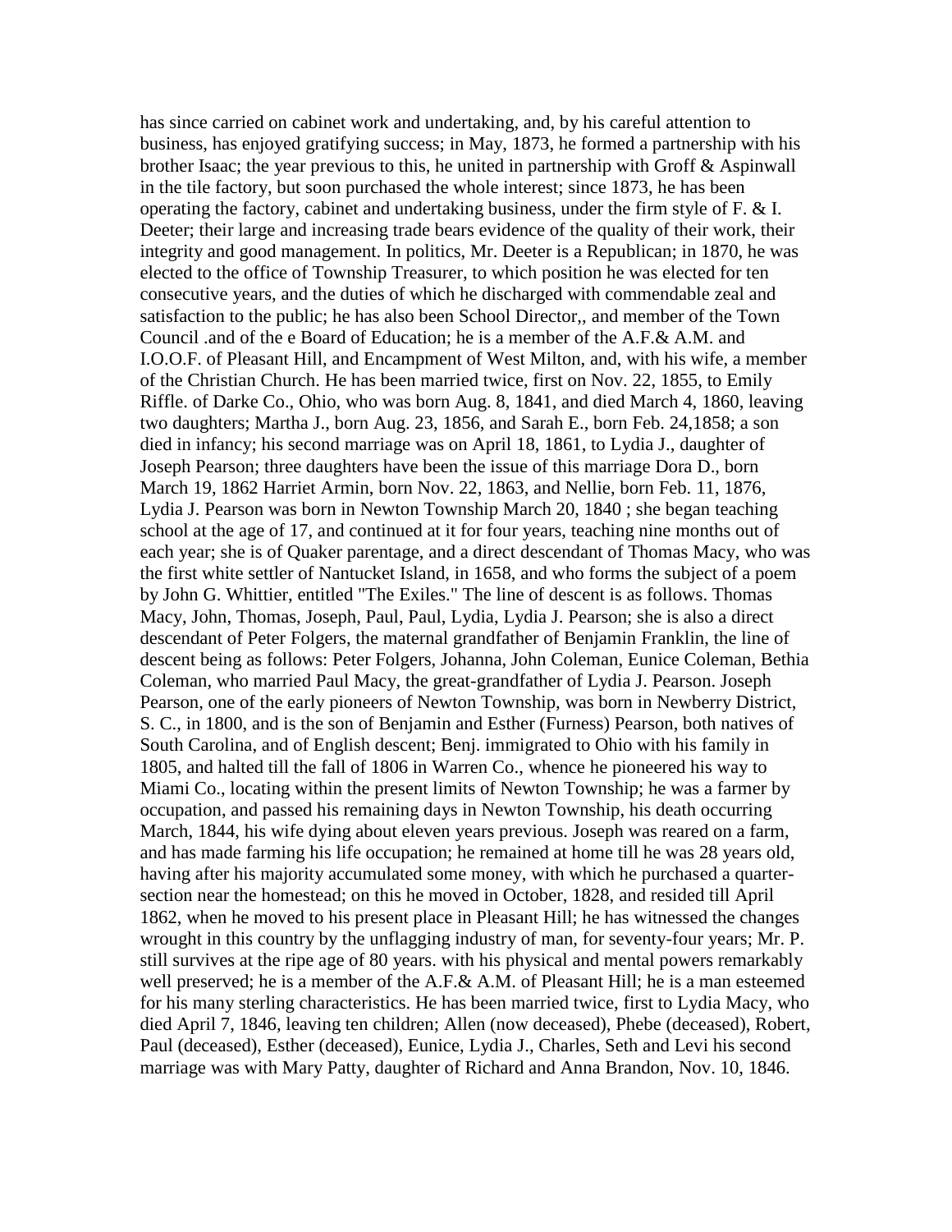has since carried on cabinet work and undertaking, and, by his careful attention to business, has enjoyed gratifying success; in May, 1873, he formed a partnership with his brother Isaac; the year previous to this, he united in partnership with Groff & Aspinwall in the tile factory, but soon purchased the whole interest; since 1873, he has been operating the factory, cabinet and undertaking business, under the firm style of F. & I. Deeter; their large and increasing trade bears evidence of the quality of their work, their integrity and good management. In politics, Mr. Deeter is a Republican; in 1870, he was elected to the office of Township Treasurer, to which position he was elected for ten consecutive years, and the duties of which he discharged with commendable zeal and satisfaction to the public; he has also been School Director,, and member of the Town Council .and of the e Board of Education; he is a member of the A.F.& A.M. and I.O.O.F. of Pleasant Hill, and Encampment of West Milton, and, with his wife, a member of the Christian Church. He has been married twice, first on Nov. 22, 1855, to Emily Riffle. of Darke Co., Ohio, who was born Aug. 8, 1841, and died March 4, 1860, leaving two daughters; Martha J., born Aug. 23, 1856, and Sarah E., born Feb. 24,1858; a son died in infancy; his second marriage was on April 18, 1861, to Lydia J., daughter of Joseph Pearson; three daughters have been the issue of this marriage Dora D., born March 19, 1862 Harriet Armin, born Nov. 22, 1863, and Nellie, born Feb. 11, 1876, Lydia J. Pearson was born in Newton Township March 20, 1840 ; she began teaching school at the age of 17, and continued at it for four years, teaching nine months out of each year; she is of Quaker parentage, and a direct descendant of Thomas Macy, who was the first white settler of Nantucket Island, in 1658, and who forms the subject of a poem by John G. Whittier, entitled "The Exiles." The line of descent is as follows. Thomas Macy, John, Thomas, Joseph, Paul, Paul, Lydia, Lydia J. Pearson; she is also a direct descendant of Peter Folgers, the maternal grandfather of Benjamin Franklin, the line of descent being as follows: Peter Folgers, Johanna, John Coleman, Eunice Coleman, Bethia Coleman, who married Paul Macy, the great-grandfather of Lydia J. Pearson. Joseph Pearson, one of the early pioneers of Newton Township, was born in Newberry District, S. C., in 1800, and is the son of Benjamin and Esther (Furness) Pearson, both natives of South Carolina, and of English descent; Benj. immigrated to Ohio with his family in 1805, and halted till the fall of 1806 in Warren Co., whence he pioneered his way to Miami Co., locating within the present limits of Newton Township; he was a farmer by occupation, and passed his remaining days in Newton Township, his death occurring March, 1844, his wife dying about eleven years previous. Joseph was reared on a farm, and has made farming his life occupation; he remained at home till he was 28 years old, having after his majority accumulated some money, with which he purchased a quarter-section near the homestead; on this he moved in October, 1828, and resided till April 1862, when he moved to his present place in Pleasant Hill; he has witnessed the changes wrought in this country by the unflagging industry of man, for seventy-four years; Mr. P. still survives at the ripe age of 80 years. with his physical and mental powers remarkably well preserved; he is a member of the A.F.& A.M. of Pleasant Hill; he is a man esteemed for his many sterling characteristics. He has been married twice, first to Lydia Macy, who died April 7, 1846, leaving ten children; Allen (now deceased), Phebe (deceased), Robert, Paul (deceased), Esther (deceased), Eunice, Lydia J., Charles, Seth and Levi his second marriage was with Mary Patty, daughter of Richard and Anna Brandon, Nov. 10, 1846.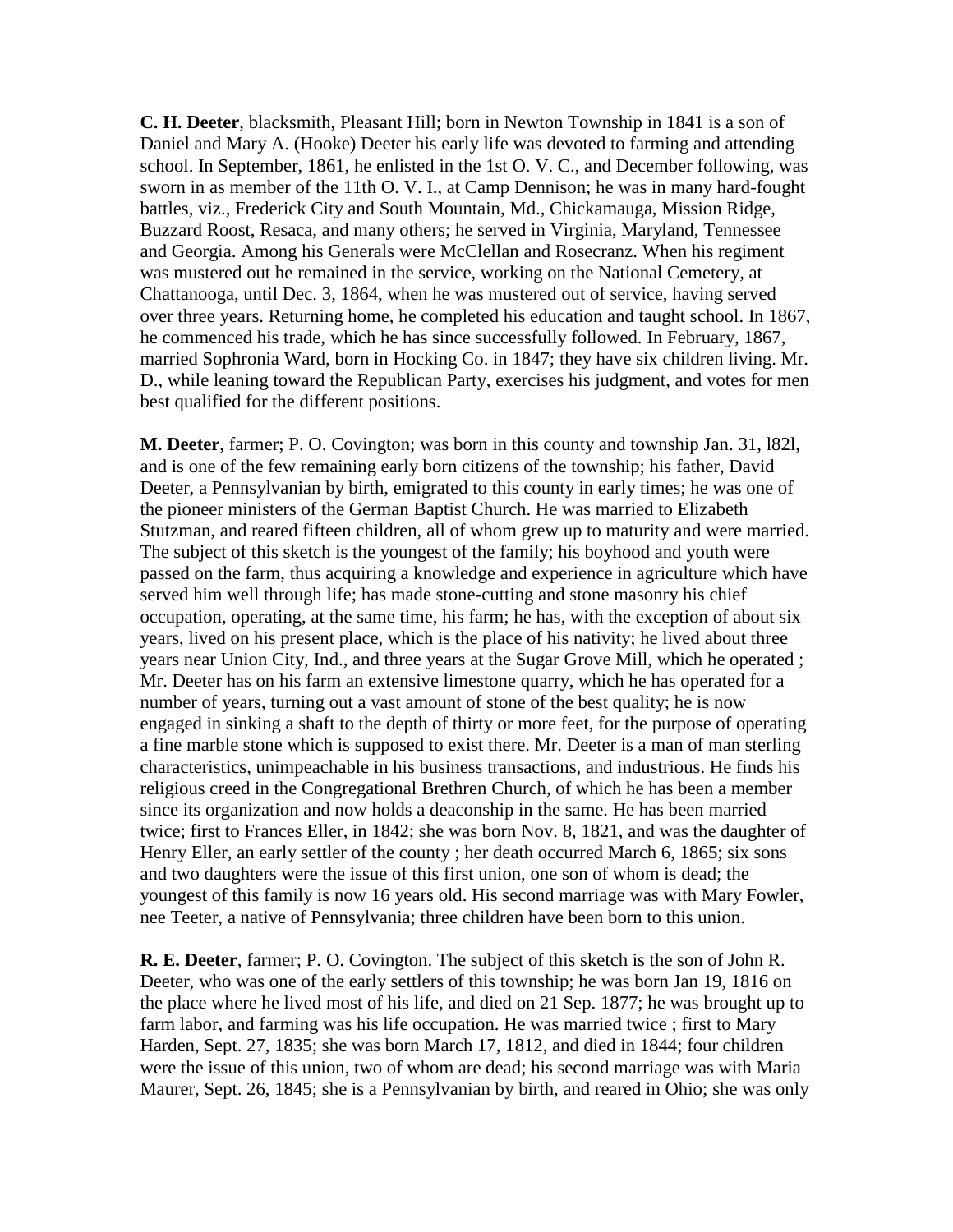**C. H. Deeter**, blacksmith, Pleasant Hill; born in Newton Township in 1841 is a son of Daniel and Mary A. (Hooke) Deeter his early life was devoted to farming and attending school. In September, 1861, he enlisted in the 1st O. V. C., and December following, was sworn in as member of the 11th O. V. I., at Camp Dennison; he was in many hard-fought battles, viz., Frederick City and South Mountain, Md., Chickamauga, Mission Ridge, Buzzard Roost, Resaca, and many others; he served in Virginia, Maryland, Tennessee and Georgia. Among his Generals were McClellan and Rosecranz. When his regiment was mustered out he remained in the service, working on the National Cemetery, at Chattanooga, until Dec. 3, 1864, when he was mustered out of service, having served over three years. Returning home, he completed his education and taught school. In 1867, he commenced his trade, which he has since successfully followed. In February, 1867, married Sophronia Ward, born in Hocking Co. in 1847; they have six children living. Mr. D., while leaning toward the Republican Party, exercises his judgment, and votes for men best qualified for the different positions.

**M. Deeter**, farmer; P. O. Covington; was born in this county and township Jan. 31, l82l, and is one of the few remaining early born citizens of the township; his father, David Deeter, a Pennsylvanian by birth, emigrated to this county in early times; he was one of the pioneer ministers of the German Baptist Church. He was married to Elizabeth Stutzman, and reared fifteen children, all of whom grew up to maturity and were married. The subject of this sketch is the youngest of the family; his boyhood and youth were passed on the farm, thus acquiring a knowledge and experience in agriculture which have served him well through life; has made stone-cutting and stone masonry his chief occupation, operating, at the same time, his farm; he has, with the exception of about six years, lived on his present place, which is the place of his nativity; he lived about three years near Union City, Ind., and three years at the Sugar Grove Mill, which he operated ; Mr. Deeter has on his farm an extensive limestone quarry, which he has operated for a number of years, turning out a vast amount of stone of the best quality; he is now engaged in sinking a shaft to the depth of thirty or more feet, for the purpose of operating a fine marble stone which is supposed to exist there. Mr. Deeter is a man of man sterling characteristics, unimpeachable in his business transactions, and industrious. He finds his religious creed in the Congregational Brethren Church, of which he has been a member since its organization and now holds a deaconship in the same. He has been married twice; first to Frances Eller, in 1842; she was born Nov. 8, 1821, and was the daughter of Henry Eller, an early settler of the county ; her death occurred March 6, 1865; six sons and two daughters were the issue of this first union, one son of whom is dead; the youngest of this family is now 16 years old. His second marriage was with Mary Fowler, nee Teeter, a native of Pennsylvania; three children have been born to this union.

**R. E. Deeter**, farmer; P. O. Covington. The subject of this sketch is the son of John R. Deeter, who was one of the early settlers of this township; he was born Jan 19, 1816 on the place where he lived most of his life, and died on 21 Sep. 1877; he was brought up to farm labor, and farming was his life occupation. He was married twice ; first to Mary Harden, Sept. 27, 1835; she was born March 17, 1812, and died in 1844; four children were the issue of this union, two of whom are dead; his second marriage was with Maria Maurer, Sept. 26, 1845; she is a Pennsylvanian by birth, and reared in Ohio; she was only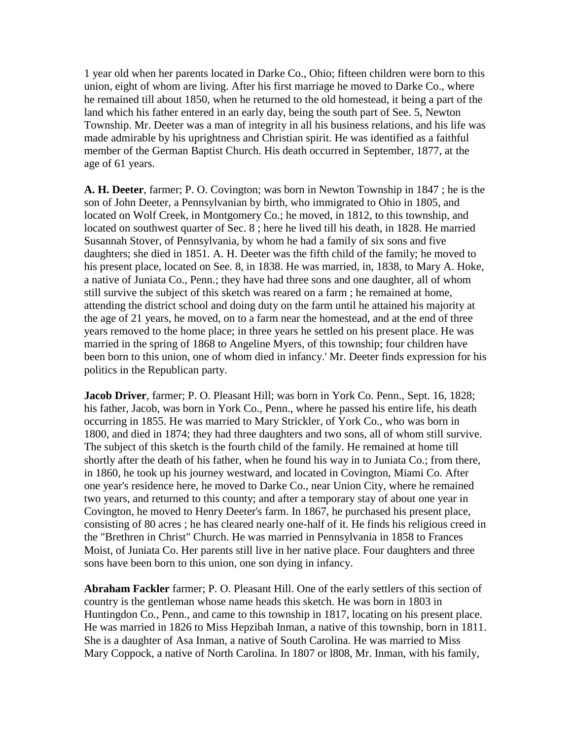1 year old when her parents located in Darke Co., Ohio; fifteen children were born to this union, eight of whom are living. After his first marriage he moved to Darke Co., where he remained till about 1850, when he returned to the old homestead, it being a part of the land which his father entered in an early day, being the south part of See. 5, Newton Township. Mr. Deeter was a man of integrity in all his business relations, and his life was made admirable by his uprightness and Christian spirit. He was identified as a faithful member of the German Baptist Church. His death occurred in September, 1877, at the age of 61 years.

**A. H. Deeter**, farmer; P. O. Covington; was born in Newton Township in 1847 ; he is the son of John Deeter, a Pennsylvanian by birth, who immigrated to Ohio in 1805, and located on Wolf Creek, in Montgomery Co.; he moved, in 1812, to this township, and located on southwest quarter of Sec. 8 ; here he lived till his death, in 1828. He married Susannah Stover, of Pennsylvania, by whom he had a family of six sons and five daughters; she died in 1851. A. H. Deeter was the fifth child of the family; he moved to his present place, located on See. 8, in 1838. He was married, in, 1838, to Mary A. Hoke, a native of Juniata Co., Penn.; they have had three sons and one daughter, all of whom still survive the subject of this sketch was reared on a farm ; he remained at home, attending the district school and doing duty on the farm until he attained his majority at the age of 21 years, he moved, on to a farm near the homestead, and at the end of three years removed to the home place; in three years he settled on his present place. He was married in the spring of 1868 to Angeline Myers, of this township; four children have been born to this union, one of whom died in infancy.' Mr. Deeter finds expression for his politics in the Republican party.

**Jacob Driver**, farmer; P. O. Pleasant Hill; was born in York Co. Penn., Sept. 16, 1828; his father, Jacob, was born in York Co., Penn., where he passed his entire life, his death occurring in 1855. He was married to Mary Strickler, of York Co., who was born in 1800, and died in 1874; they had three daughters and two sons, all of whom still survive. The subject of this sketch is the fourth child of the family. He remained at home till shortly after the death of his father, when he found his way in to Juniata Co.; from there, in 1860, he took up his journey westward, and located in Covington, Miami Co. After one year's residence here, he moved to Darke Co., near Union City, where he remained two years, and returned to this county; and after a temporary stay of about one year in Covington, he moved to Henry Deeter's farm. In 1867, he purchased his present place, consisting of 80 acres ; he has cleared nearly one-half of it. He finds his religious creed in the "Brethren in Christ" Church. He was married in Pennsylvania in 1858 to Frances Moist, of Juniata Co. Her parents still live in her native place. Four daughters and three sons have been born to this union, one son dying in infancy.

**Abraham Fackler** farmer; P. O. Pleasant Hill. One of the early settlers of this section of country is the gentleman whose name heads this sketch. He was born in 1803 in Huntingdon Co., Penn., and came to this township in 1817, locating on his present place. He was married in 1826 to Miss Hepzibah Inman, a native of this township, born in 1811. She is a daughter of Asa Inman, a native of South Carolina. He was married to Miss Mary Coppock, a native of North Carolina. In 1807 or l808, Mr. Inman, with his family,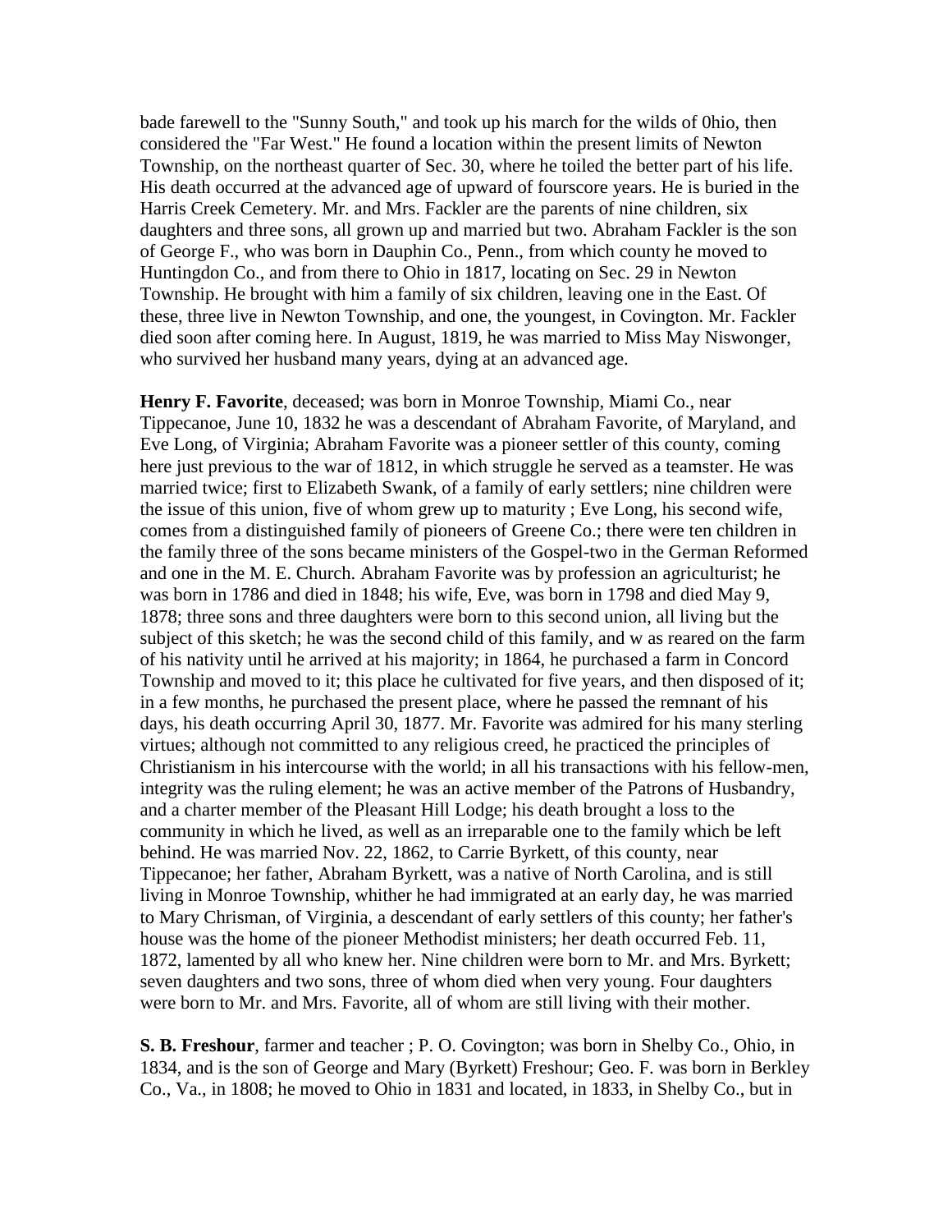bade farewell to the "Sunny South," and took up his march for the wilds of 0hio, then considered the "Far West." He found a location within the present limits of Newton Township, on the northeast quarter of Sec. 30, where he toiled the better part of his life. His death occurred at the advanced age of upward of fourscore years. He is buried in the Harris Creek Cemetery. Mr. and Mrs. Fackler are the parents of nine children, six daughters and three sons, all grown up and married but two. Abraham Fackler is the son of George F., who was born in Dauphin Co., Penn., from which county he moved to Huntingdon Co., and from there to Ohio in 1817, locating on Sec. 29 in Newton Township. He brought with him a family of six children, leaving one in the East. Of these, three live in Newton Township, and one, the youngest, in Covington. Mr. Fackler died soon after coming here. In August, 1819, he was married to Miss May Niswonger, who survived her husband many years, dying at an advanced age.

**Henry F. Favorite**, deceased; was born in Monroe Township, Miami Co., near Tippecanoe, June 10, 1832 he was a descendant of Abraham Favorite, of Maryland, and Eve Long, of Virginia; Abraham Favorite was a pioneer settler of this county, coming here just previous to the war of 1812, in which struggle he served as a teamster. He was married twice; first to Elizabeth Swank, of a family of early settlers; nine children were the issue of this union, five of whom grew up to maturity ; Eve Long, his second wife, comes from a distinguished family of pioneers of Greene Co.; there were ten children in the family three of the sons became ministers of the Gospel-two in the German Reformed and one in the M. E. Church. Abraham Favorite was by profession an agriculturist; he was born in 1786 and died in 1848; his wife, Eve, was born in 1798 and died May 9, 1878; three sons and three daughters were born to this second union, all living but the subject of this sketch; he was the second child of this family, and w as reared on the farm of his nativity until he arrived at his majority; in 1864, he purchased a farm in Concord Township and moved to it; this place he cultivated for five years, and then disposed of it; in a few months, he purchased the present place, where he passed the remnant of his days, his death occurring April 30, 1877. Mr. Favorite was admired for his many sterling virtues; although not committed to any religious creed, he practiced the principles of Christianism in his intercourse with the world; in all his transactions with his fellow-men, integrity was the ruling element; he was an active member of the Patrons of Husbandry, and a charter member of the Pleasant Hill Lodge; his death brought a loss to the community in which he lived, as well as an irreparable one to the family which be left behind. He was married Nov. 22, 1862, to Carrie Byrkett, of this county, near Tippecanoe; her father, Abraham Byrkett, was a native of North Carolina, and is still living in Monroe Township, whither he had immigrated at an early day, he was married to Mary Chrisman, of Virginia, a descendant of early settlers of this county; her father's house was the home of the pioneer Methodist ministers; her death occurred Feb. 11, 1872, lamented by all who knew her. Nine children were born to Mr. and Mrs. Byrkett; seven daughters and two sons, three of whom died when very young. Four daughters were born to Mr. and Mrs. Favorite, all of whom are still living with their mother.

**S. B. Freshour**, farmer and teacher ; P. O. Covington; was born in Shelby Co., Ohio, in 1834, and is the son of George and Mary (Byrkett) Freshour; Geo. F. was born in Berkley Co., Va., in 1808; he moved to Ohio in 1831 and located, in 1833, in Shelby Co., but in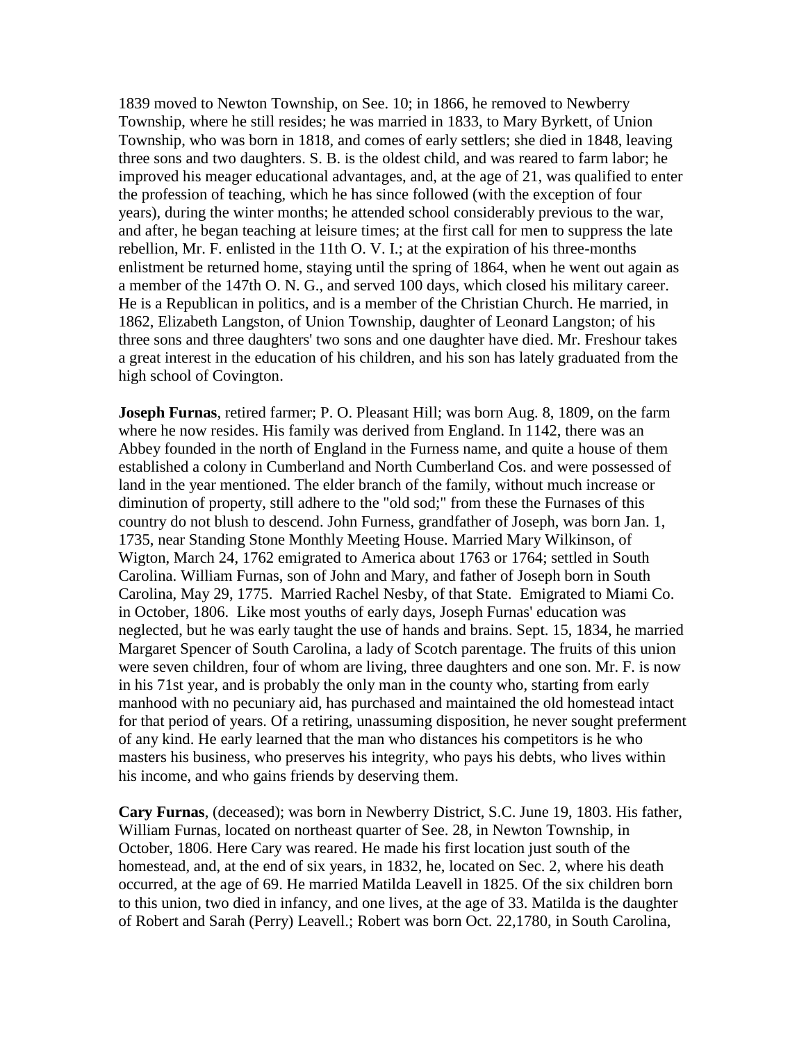1839 moved to Newton Township, on See. 10; in 1866, he removed to Newberry Township, where he still resides; he was married in 1833, to Mary Byrkett, of Union Township, who was born in 1818, and comes of early settlers; she died in 1848, leaving three sons and two daughters. S. B. is the oldest child, and was reared to farm labor; he improved his meager educational advantages, and, at the age of 21, was qualified to enter the profession of teaching, which he has since followed (with the exception of four years), during the winter months; he attended school considerably previous to the war, and after, he began teaching at leisure times; at the first call for men to suppress the late rebellion, Mr. F. enlisted in the 11th O. V. I.; at the expiration of his three-months enlistment be returned home, staying until the spring of 1864, when he went out again as a member of the 147th O. N. G., and served 100 days, which closed his military career. He is a Republican in politics, and is a member of the Christian Church. He married, in 1862, Elizabeth Langston, of Union Township, daughter of Leonard Langston; of his three sons and three daughters' two sons and one daughter have died. Mr. Freshour takes a great interest in the education of his children, and his son has lately graduated from the high school of Covington.

**Joseph Furnas**, retired farmer; P. O. Pleasant Hill; was born Aug. 8, 1809, on the farm where he now resides. His family was derived from England. In 1142, there was an Abbey founded in the north of England in the Furness name, and quite a house of them established a colony in Cumberland and North Cumberland Cos. and were possessed of land in the year mentioned. The elder branch of the family, without much increase or diminution of property, still adhere to the "old sod;" from these the Furnases of this country do not blush to descend. John Furness, grandfather of Joseph, was born Jan. 1, 1735, near Standing Stone Monthly Meeting House. Married Mary Wilkinson, of Wigton, March 24, 1762 emigrated to America about 1763 or 1764; settled in South Carolina. William Furnas, son of John and Mary, and father of Joseph born in South Carolina, May 29, 1775. Married Rachel Nesby, of that State. Emigrated to Miami Co. in October, 1806. Like most youths of early days, Joseph Furnas' education was neglected, but he was early taught the use of hands and brains. Sept. 15, 1834, he married Margaret Spencer of South Carolina, a lady of Scotch parentage. The fruits of this union were seven children, four of whom are living, three daughters and one son. Mr. F. is now in his 71st year, and is probably the only man in the county who, starting from early manhood with no pecuniary aid, has purchased and maintained the old homestead intact for that period of years. Of a retiring, unassuming disposition, he never sought preferment of any kind. He early learned that the man who distances his competitors is he who masters his business, who preserves his integrity, who pays his debts, who lives within his income, and who gains friends by deserving them.

**Cary Furnas**, (deceased); was born in Newberry District, S.C. June 19, 1803. His father, William Furnas, located on northeast quarter of See. 28, in Newton Township, in October, 1806. Here Cary was reared. He made his first location just south of the homestead, and, at the end of six years, in 1832, he, located on Sec. 2, where his death occurred, at the age of 69. He married Matilda Leavell in 1825. Of the six children born to this union, two died in infancy, and one lives, at the age of 33. Matilda is the daughter of Robert and Sarah (Perry) Leavell.; Robert was born Oct. 22,1780, in South Carolina,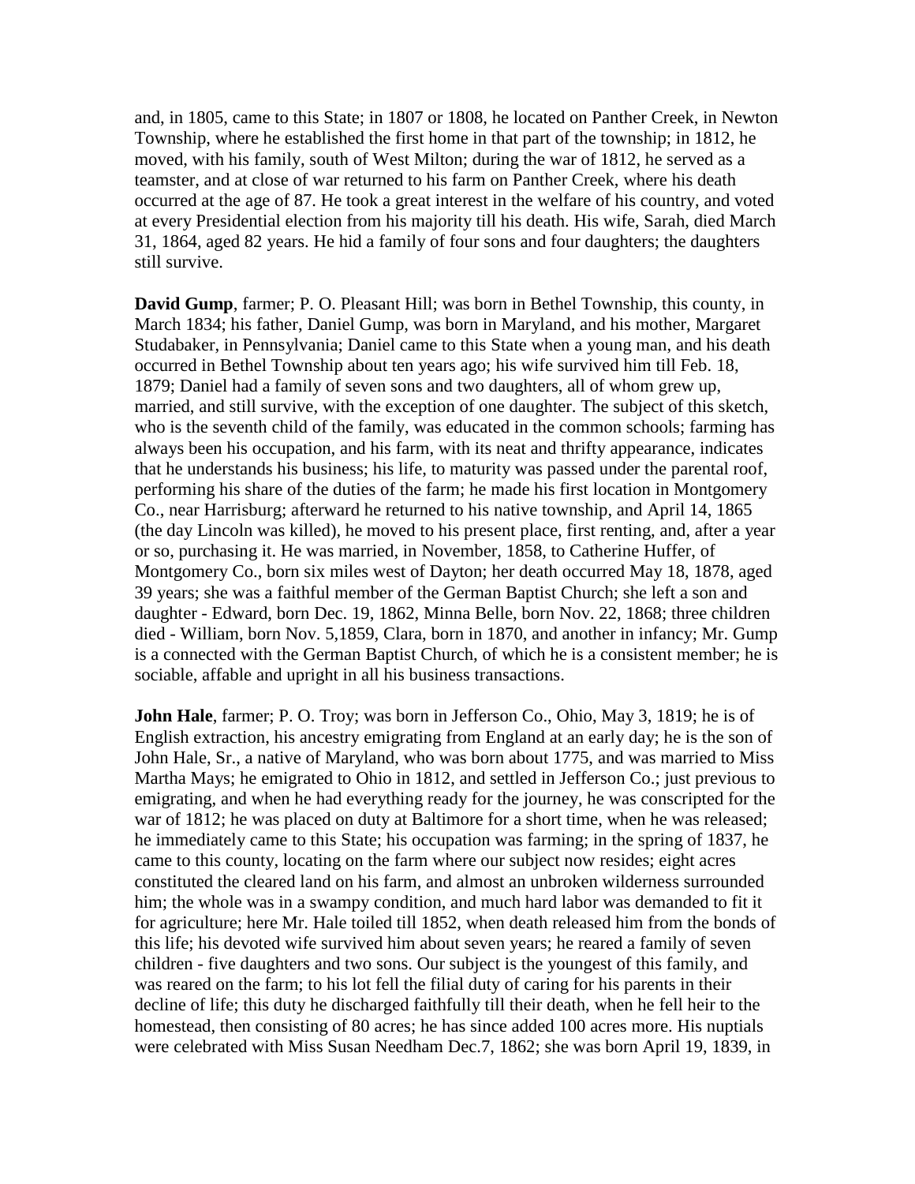and, in 1805, came to this State; in 1807 or 1808, he located on Panther Creek, in Newton Township, where he established the first home in that part of the township; in 1812, he moved, with his family, south of West Milton; during the war of 1812, he served as a teamster, and at close of war returned to his farm on Panther Creek, where his death occurred at the age of 87. He took a great interest in the welfare of his country, and voted at every Presidential election from his majority till his death. His wife, Sarah, died March 31, 1864, aged 82 years. He hid a family of four sons and four daughters; the daughters still survive.

**David Gump**, farmer; P. O. Pleasant Hill; was born in Bethel Township, this county, in March 1834; his father, Daniel Gump, was born in Maryland, and his mother, Margaret Studabaker, in Pennsylvania; Daniel came to this State when a young man, and his death occurred in Bethel Township about ten years ago; his wife survived him till Feb. 18, 1879; Daniel had a family of seven sons and two daughters, all of whom grew up, married, and still survive, with the exception of one daughter. The subject of this sketch, who is the seventh child of the family, was educated in the common schools; farming has always been his occupation, and his farm, with its neat and thrifty appearance, indicates that he understands his business; his life, to maturity was passed under the parental roof, performing his share of the duties of the farm; he made his first location in Montgomery Co., near Harrisburg; afterward he returned to his native township, and April 14, 1865 (the day Lincoln was killed), he moved to his present place, first renting, and, after a year or so, purchasing it. He was married, in November, 1858, to Catherine Huffer, of Montgomery Co., born six miles west of Dayton; her death occurred May 18, 1878, aged 39 years; she was a faithful member of the German Baptist Church; she left a son and daughter - Edward, born Dec. 19, 1862, Minna Belle, born Nov. 22, 1868; three children died - William, born Nov. 5,1859, Clara, born in 1870, and another in infancy; Mr. Gump is a connected with the German Baptist Church, of which he is a consistent member; he is sociable, affable and upright in all his business transactions.

**John Hale**, farmer; P. O. Troy; was born in Jefferson Co., Ohio, May 3, 1819; he is of English extraction, his ancestry emigrating from England at an early day; he is the son of John Hale, Sr., a native of Maryland, who was born about 1775, and was married to Miss Martha Mays; he emigrated to Ohio in 1812, and settled in Jefferson Co.; just previous to emigrating, and when he had everything ready for the journey, he was conscripted for the war of 1812; he was placed on duty at Baltimore for a short time, when he was released; he immediately came to this State; his occupation was farming; in the spring of 1837, he came to this county, locating on the farm where our subject now resides; eight acres constituted the cleared land on his farm, and almost an unbroken wilderness surrounded him; the whole was in a swampy condition, and much hard labor was demanded to fit it for agriculture; here Mr. Hale toiled till 1852, when death released him from the bonds of this life; his devoted wife survived him about seven years; he reared a family of seven children - five daughters and two sons. Our subject is the youngest of this family, and was reared on the farm; to his lot fell the filial duty of caring for his parents in their decline of life; this duty he discharged faithfully till their death, when he fell heir to the homestead, then consisting of 80 acres; he has since added 100 acres more. His nuptials were celebrated with Miss Susan Needham Dec.7, 1862; she was born April 19, 1839, in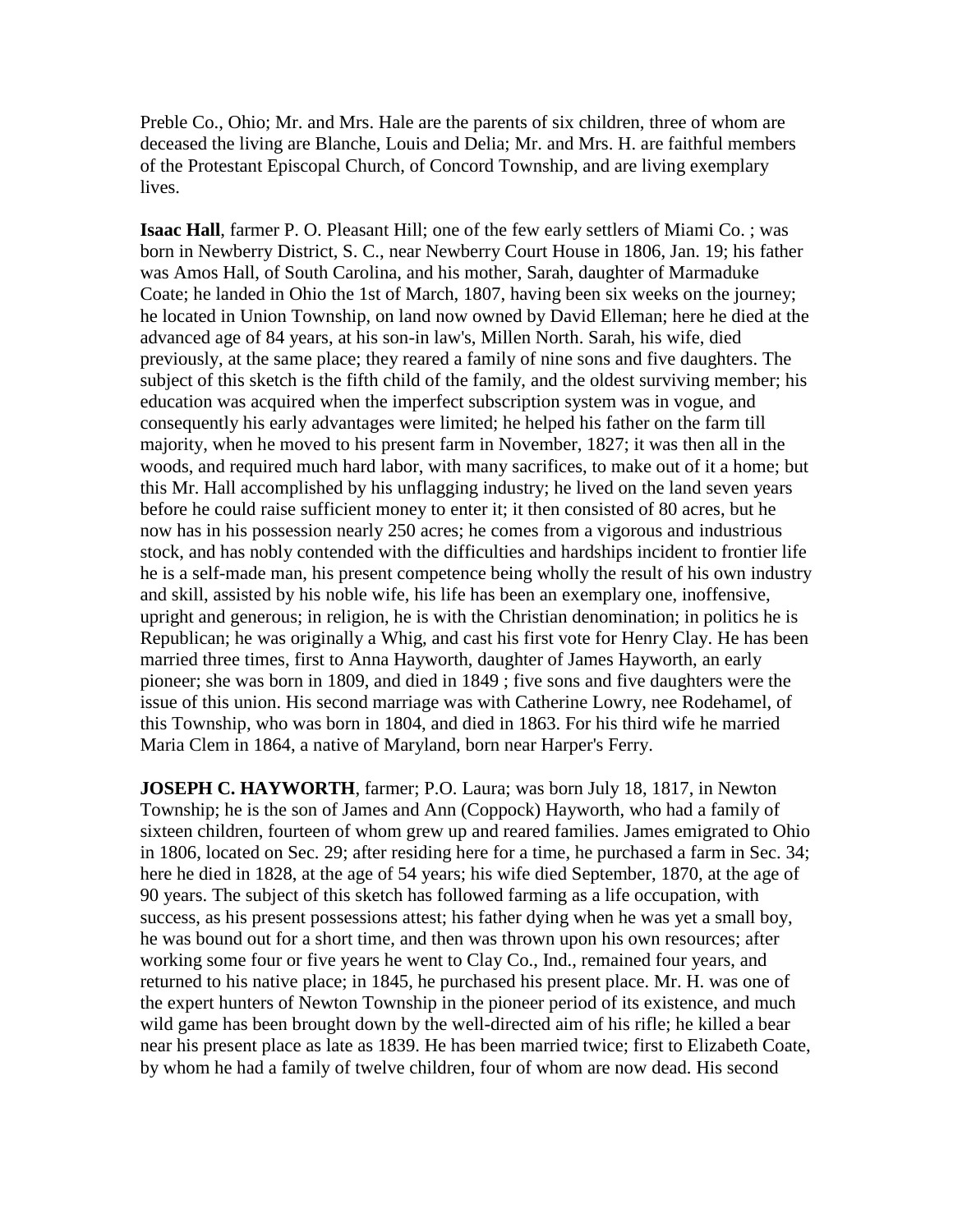Preble Co., Ohio; Mr. and Mrs. Hale are the parents of six children, three of whom are deceased the living are Blanche, Louis and Delia; Mr. and Mrs. H. are faithful members of the Protestant Episcopal Church, of Concord Township, and are living exemplary lives.

**Isaac Hall**, farmer P. O. Pleasant Hill; one of the few early settlers of Miami Co. ; was born in Newberry District, S. C., near Newberry Court House in 1806, Jan. 19; his father was Amos Hall, of South Carolina, and his mother, Sarah, daughter of Marmaduke Coate; he landed in Ohio the 1st of March, 1807, having been six weeks on the journey; he located in Union Township, on land now owned by David Elleman; here he died at the advanced age of 84 years, at his son-in law's, Millen North. Sarah, his wife, died previously, at the same place; they reared a family of nine sons and five daughters. The subject of this sketch is the fifth child of the family, and the oldest surviving member; his education was acquired when the imperfect subscription system was in vogue, and consequently his early advantages were limited; he helped his father on the farm till majority, when he moved to his present farm in November, 1827; it was then all in the woods, and required much hard labor, with many sacrifices, to make out of it a home; but this Mr. Hall accomplished by his unflagging industry; he lived on the land seven years before he could raise sufficient money to enter it; it then consisted of 80 acres, but he now has in his possession nearly 250 acres; he comes from a vigorous and industrious stock, and has nobly contended with the difficulties and hardships incident to frontier life he is a self-made man, his present competence being wholly the result of his own industry and skill, assisted by his noble wife, his life has been an exemplary one, inoffensive, upright and generous; in religion, he is with the Christian denomination; in politics he is Republican; he was originally a Whig, and cast his first vote for Henry Clay. He has been married three times, first to Anna Hayworth, daughter of James Hayworth, an early pioneer; she was born in 1809, and died in 1849 ; five sons and five daughters were the issue of this union. His second marriage was with Catherine Lowry, nee Rodehamel, of this Township, who was born in 1804, and died in 1863. For his third wife he married Maria Clem in 1864, a native of Maryland, born near Harper's Ferry.

**JOSEPH C. HAYWORTH**, farmer; P.O. Laura; was born July 18, 1817, in Newton Township; he is the son of James and Ann (Coppock) Hayworth, who had a family of sixteen children, fourteen of whom grew up and reared families. James emigrated to Ohio in 1806, located on Sec. 29; after residing here for a time, he purchased a farm in Sec. 34; here he died in 1828, at the age of 54 years; his wife died September, 1870, at the age of 90 years. The subject of this sketch has followed farming as a life occupation, with success, as his present possessions attest; his father dying when he was yet a small boy, he was bound out for a short time, and then was thrown upon his own resources; after working some four or five years he went to Clay Co., Ind., remained four years, and returned to his native place; in 1845, he purchased his present place. Mr. H. was one of the expert hunters of Newton Township in the pioneer period of its existence, and much wild game has been brought down by the well-directed aim of his rifle; he killed a bear near his present place as late as 1839. He has been married twice; first to Elizabeth Coate, by whom he had a family of twelve children, four of whom are now dead. His second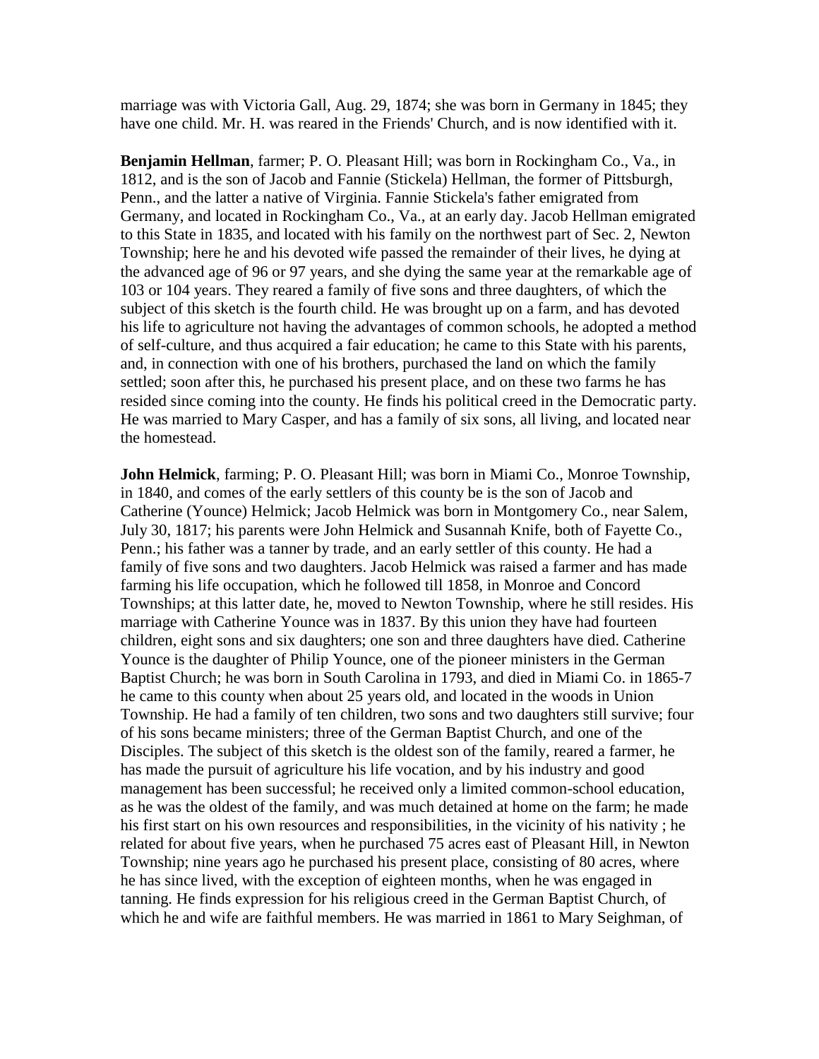marriage was with Victoria Gall, Aug. 29, 1874; she was born in Germany in 1845; they have one child. Mr. H. was reared in the Friends' Church, and is now identified with it.

**Benjamin Hellman**, farmer; P. O. Pleasant Hill; was born in Rockingham Co., Va., in 1812, and is the son of Jacob and Fannie (Stickela) Hellman, the former of Pittsburgh, Penn., and the latter a native of Virginia. Fannie Stickela's father emigrated from Germany, and located in Rockingham Co., Va., at an early day. Jacob Hellman emigrated to this State in 1835, and located with his family on the northwest part of Sec. 2, Newton Township; here he and his devoted wife passed the remainder of their lives, he dying at the advanced age of 96 or 97 years, and she dying the same year at the remarkable age of 103 or 104 years. They reared a family of five sons and three daughters, of which the subject of this sketch is the fourth child. He was brought up on a farm, and has devoted his life to agriculture not having the advantages of common schools, he adopted a method of self-culture, and thus acquired a fair education; he came to this State with his parents, and, in connection with one of his brothers, purchased the land on which the family settled; soon after this, he purchased his present place, and on these two farms he has resided since coming into the county. He finds his political creed in the Democratic party. He was married to Mary Casper, and has a family of six sons, all living, and located near the homestead.

**John Helmick**, farming; P. O. Pleasant Hill; was born in Miami Co., Monroe Township, in 1840, and comes of the early settlers of this county be is the son of Jacob and Catherine (Younce) Helmick; Jacob Helmick was born in Montgomery Co., near Salem, July 30, 1817; his parents were John Helmick and Susannah Knife, both of Fayette Co., Penn.; his father was a tanner by trade, and an early settler of this county. He had a family of five sons and two daughters. Jacob Helmick was raised a farmer and has made farming his life occupation, which he followed till 1858, in Monroe and Concord Townships; at this latter date, he, moved to Newton Township, where he still resides. His marriage with Catherine Younce was in 1837. By this union they have had fourteen children, eight sons and six daughters; one son and three daughters have died. Catherine Younce is the daughter of Philip Younce, one of the pioneer ministers in the German Baptist Church; he was born in South Carolina in 1793, and died in Miami Co. in 1865-7 he came to this county when about 25 years old, and located in the woods in Union Township. He had a family of ten children, two sons and two daughters still survive; four of his sons became ministers; three of the German Baptist Church, and one of the Disciples. The subject of this sketch is the oldest son of the family, reared a farmer, he has made the pursuit of agriculture his life vocation, and by his industry and good management has been successful; he received only a limited common-school education, as he was the oldest of the family, and was much detained at home on the farm; he made his first start on his own resources and responsibilities, in the vicinity of his nativity ; he related for about five years, when he purchased 75 acres east of Pleasant Hill, in Newton Township; nine years ago he purchased his present place, consisting of 80 acres, where he has since lived, with the exception of eighteen months, when he was engaged in tanning. He finds expression for his religious creed in the German Baptist Church, of which he and wife are faithful members. He was married in 1861 to Mary Seighman, of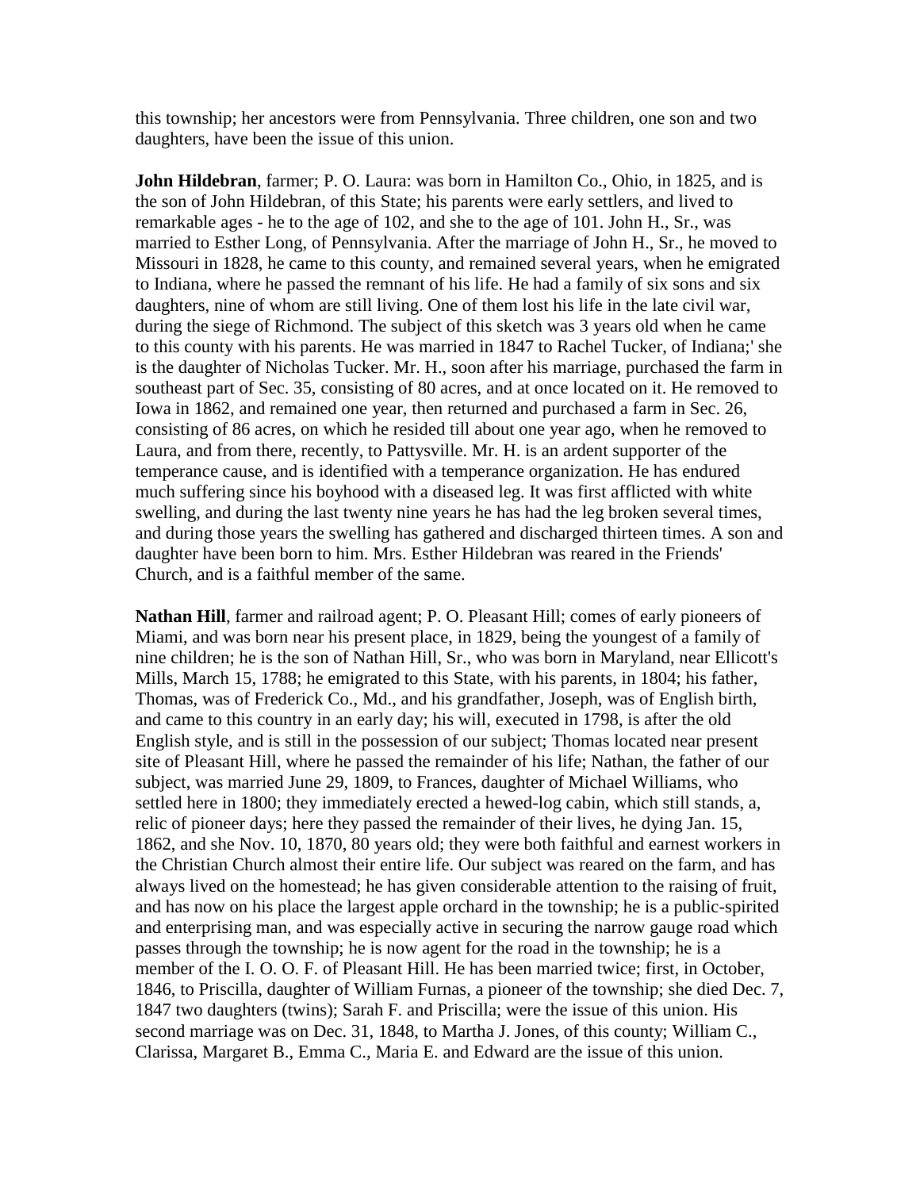this township; her ancestors were from Pennsylvania. Three children, one son and two daughters, have been the issue of this union.

**John Hildebran**, farmer; P. O. Laura: was born in Hamilton Co., Ohio, in 1825, and is the son of John Hildebran, of this State; his parents were early settlers, and lived to remarkable ages - he to the age of 102, and she to the age of 101. John H., Sr., was married to Esther Long, of Pennsylvania. After the marriage of John H., Sr., he moved to Missouri in 1828, he came to this county, and remained several years, when he emigrated to Indiana, where he passed the remnant of his life. He had a family of six sons and six daughters, nine of whom are still living. One of them lost his life in the late civil war, during the siege of Richmond. The subject of this sketch was 3 years old when he came to this county with his parents. He was married in 1847 to Rachel Tucker, of Indiana;' she is the daughter of Nicholas Tucker. Mr. H., soon after his marriage, purchased the farm in southeast part of Sec. 35, consisting of 80 acres, and at once located on it. He removed to Iowa in 1862, and remained one year, then returned and purchased a farm in Sec. 26, consisting of 86 acres, on which he resided till about one year ago, when he removed to Laura, and from there, recently, to Pattysville. Mr. H. is an ardent supporter of the temperance cause, and is identified with a temperance organization. He has endured much suffering since his boyhood with a diseased leg. It was first afflicted with white swelling, and during the last twenty nine years he has had the leg broken several times, and during those years the swelling has gathered and discharged thirteen times. A son and daughter have been born to him. Mrs. Esther Hildebran was reared in the Friends' Church, and is a faithful member of the same.

**Nathan Hill**, farmer and railroad agent; P. O. Pleasant Hill; comes of early pioneers of Miami, and was born near his present place, in 1829, being the youngest of a family of nine children; he is the son of Nathan Hill, Sr., who was born in Maryland, near Ellicott's Mills, March 15, 1788; he emigrated to this State, with his parents, in 1804; his father, Thomas, was of Frederick Co., Md., and his grandfather, Joseph, was of English birth, and came to this country in an early day; his will, executed in 1798, is after the old English style, and is still in the possession of our subject; Thomas located near present site of Pleasant Hill, where he passed the remainder of his life; Nathan, the father of our subject, was married June 29, 1809, to Frances, daughter of Michael Williams, who settled here in 1800; they immediately erected a hewed-log cabin, which still stands, a, relic of pioneer days; here they passed the remainder of their lives, he dying Jan. 15, 1862, and she Nov. 10, 1870, 80 years old; they were both faithful and earnest workers in the Christian Church almost their entire life. Our subject was reared on the farm, and has always lived on the homestead; he has given considerable attention to the raising of fruit, and has now on his place the largest apple orchard in the township; he is a public-spirited and enterprising man, and was especially active in securing the narrow gauge road which passes through the township; he is now agent for the road in the township; he is a member of the I. O. O. F. of Pleasant Hill. He has been married twice; first, in October, 1846, to Priscilla, daughter of William Furnas, a pioneer of the township; she died Dec. 7, 1847 two daughters (twins); Sarah F. and Priscilla; were the issue of this union. His second marriage was on Dec. 31, 1848, to Martha J. Jones, of this county; William C., Clarissa, Margaret B., Emma C., Maria E. and Edward are the issue of this union.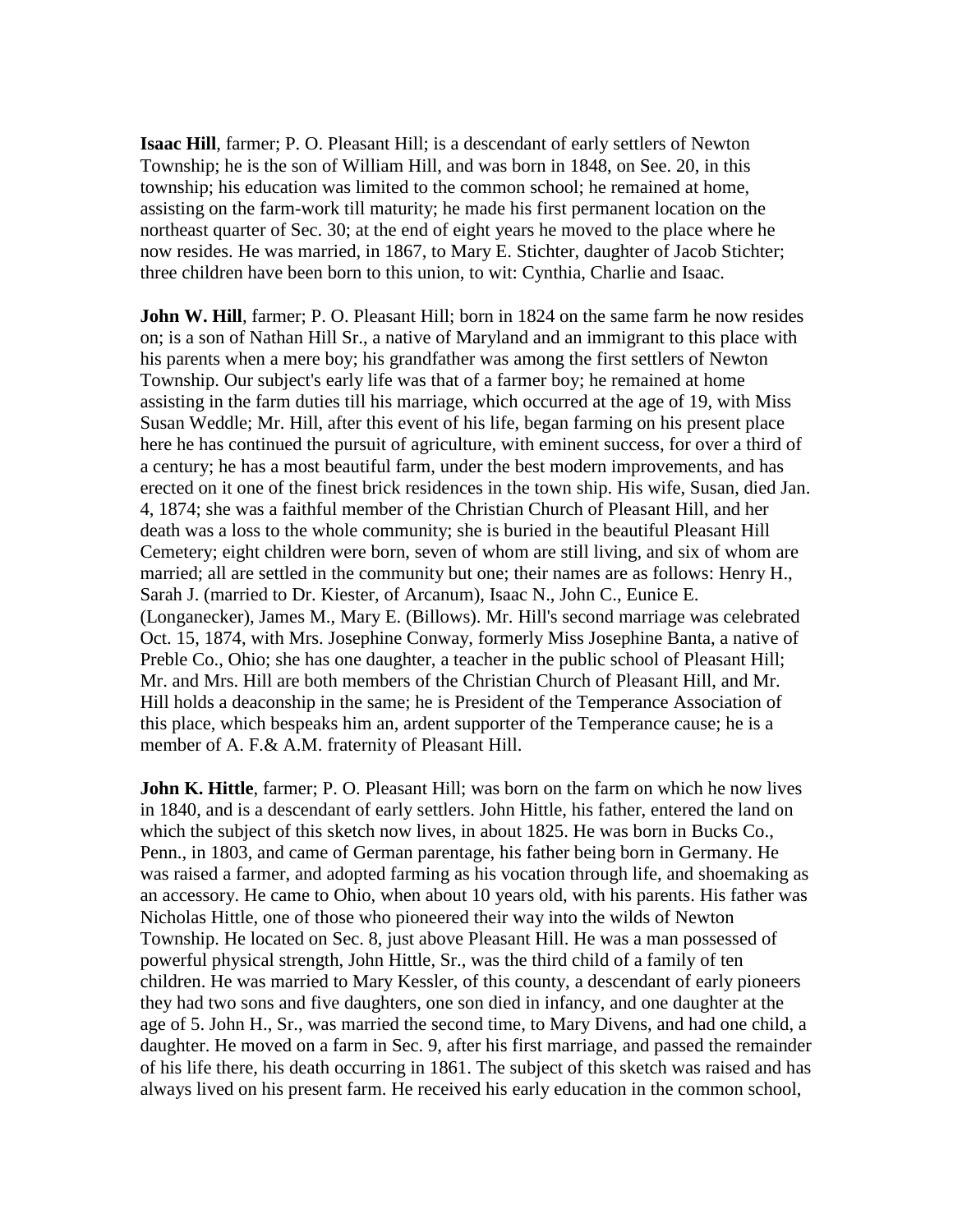**Isaac Hill**, farmer; P. O. Pleasant Hill; is a descendant of early settlers of Newton Township; he is the son of William Hill, and was born in 1848, on See. 20, in this township; his education was limited to the common school; he remained at home, assisting on the farm-work till maturity; he made his first permanent location on the northeast quarter of Sec. 30; at the end of eight years he moved to the place where he now resides. He was married, in 1867, to Mary E. Stichter, daughter of Jacob Stichter; three children have been born to this union, to wit: Cynthia, Charlie and Isaac.

**John W. Hill**, farmer; P. O. Pleasant Hill; born in 1824 on the same farm he now resides on; is a son of Nathan Hill Sr., a native of Maryland and an immigrant to this place with his parents when a mere boy; his grandfather was among the first settlers of Newton Township. Our subject's early life was that of a farmer boy; he remained at home assisting in the farm duties till his marriage, which occurred at the age of 19, with Miss Susan Weddle; Mr. Hill, after this event of his life, began farming on his present place here he has continued the pursuit of agriculture, with eminent success, for over a third of a century; he has a most beautiful farm, under the best modern improvements, and has erected on it one of the finest brick residences in the town ship. His wife, Susan, died Jan. 4, 1874; she was a faithful member of the Christian Church of Pleasant Hill, and her death was a loss to the whole community; she is buried in the beautiful Pleasant Hill Cemetery; eight children were born, seven of whom are still living, and six of whom are married; all are settled in the community but one; their names are as follows: Henry H., Sarah J. (married to Dr. Kiester, of Arcanum), Isaac N., John C., Eunice E. (Longanecker), James M., Mary E. (Billows). Mr. Hill's second marriage was celebrated Oct. 15, 1874, with Mrs. Josephine Conway, formerly Miss Josephine Banta, a native of Preble Co., Ohio; she has one daughter, a teacher in the public school of Pleasant Hill; Mr. and Mrs. Hill are both members of the Christian Church of Pleasant Hill, and Mr. Hill holds a deaconship in the same; he is President of the Temperance Association of this place, which bespeaks him an, ardent supporter of the Temperance cause; he is a member of A. F.& A.M. fraternity of Pleasant Hill.

**John K. Hittle**, farmer; P. O. Pleasant Hill; was born on the farm on which he now lives in 1840, and is a descendant of early settlers. John Hittle, his father, entered the land on which the subject of this sketch now lives, in about 1825. He was born in Bucks Co., Penn., in 1803, and came of German parentage, his father being born in Germany. He was raised a farmer, and adopted farming as his vocation through life, and shoemaking as an accessory. He came to Ohio, when about 10 years old, with his parents. His father was Nicholas Hittle, one of those who pioneered their way into the wilds of Newton Township. He located on Sec. 8, just above Pleasant Hill. He was a man possessed of powerful physical strength, John Hittle, Sr., was the third child of a family of ten children. He was married to Mary Kessler, of this county, a descendant of early pioneers they had two sons and five daughters, one son died in infancy, and one daughter at the age of 5. John H., Sr., was married the second time, to Mary Divens, and had one child, a daughter. He moved on a farm in Sec. 9, after his first marriage, and passed the remainder of his life there, his death occurring in 1861. The subject of this sketch was raised and has always lived on his present farm. He received his early education in the common school,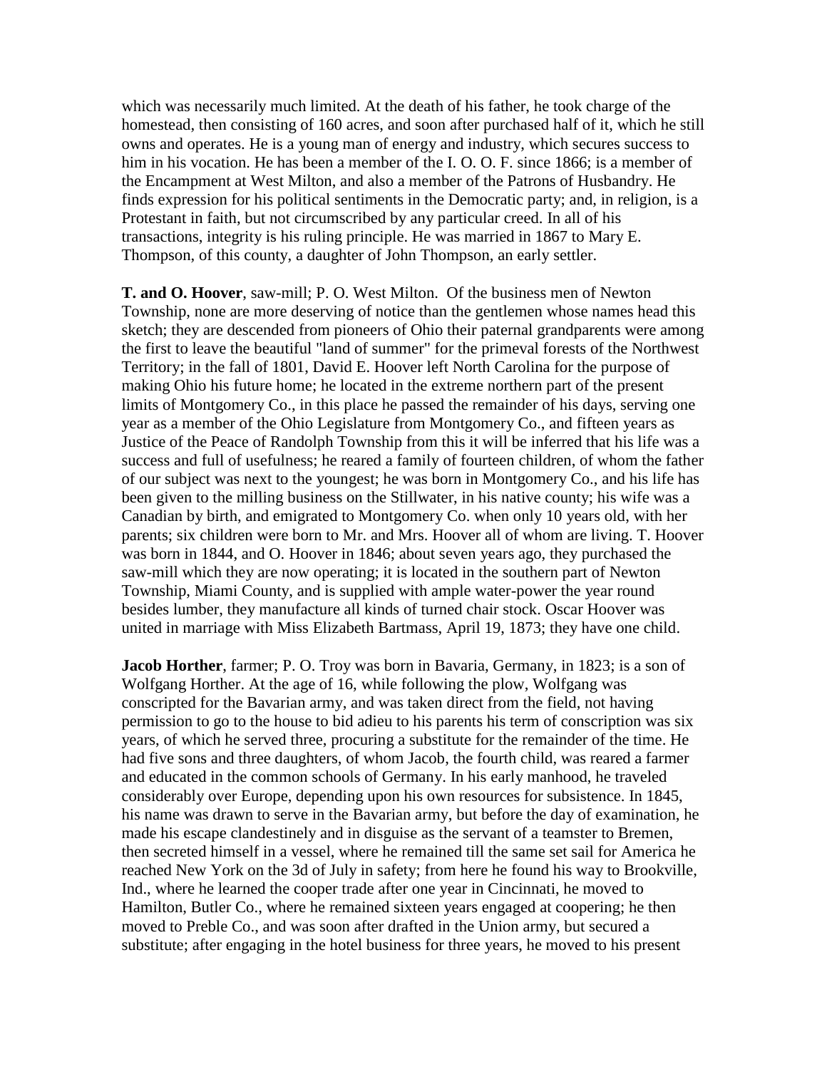which was necessarily much limited. At the death of his father, he took charge of the homestead, then consisting of 160 acres, and soon after purchased half of it, which he still owns and operates. He is a young man of energy and industry, which secures success to him in his vocation. He has been a member of the I. O. O. F. since 1866; is a member of the Encampment at West Milton, and also a member of the Patrons of Husbandry. He finds expression for his political sentiments in the Democratic party; and, in religion, is a Protestant in faith, but not circumscribed by any particular creed. In all of his transactions, integrity is his ruling principle. He was married in 1867 to Mary E. Thompson, of this county, a daughter of John Thompson, an early settler.

**T. and O. Hoover**, saw-mill; P. O. West Milton. Of the business men of Newton Township, none are more deserving of notice than the gentlemen whose names head this sketch; they are descended from pioneers of Ohio their paternal grandparents were among the first to leave the beautiful "land of summer" for the primeval forests of the Northwest Territory; in the fall of 1801, David E. Hoover left North Carolina for the purpose of making Ohio his future home; he located in the extreme northern part of the present limits of Montgomery Co., in this place he passed the remainder of his days, serving one year as a member of the Ohio Legislature from Montgomery Co., and fifteen years as Justice of the Peace of Randolph Township from this it will be inferred that his life was a success and full of usefulness; he reared a family of fourteen children, of whom the father of our subject was next to the youngest; he was born in Montgomery Co., and his life has been given to the milling business on the Stillwater, in his native county; his wife was a Canadian by birth, and emigrated to Montgomery Co. when only 10 years old, with her parents; six children were born to Mr. and Mrs. Hoover all of whom are living. T. Hoover was born in 1844, and O. Hoover in 1846; about seven years ago, they purchased the saw-mill which they are now operating; it is located in the southern part of Newton Township, Miami County, and is supplied with ample water-power the year round besides lumber, they manufacture all kinds of turned chair stock. Oscar Hoover was united in marriage with Miss Elizabeth Bartmass, April 19, 1873; they have one child.

**Jacob Horther**, farmer; P. O. Troy was born in Bavaria, Germany, in 1823; is a son of Wolfgang Horther. At the age of 16, while following the plow, Wolfgang was conscripted for the Bavarian army, and was taken direct from the field, not having permission to go to the house to bid adieu to his parents his term of conscription was six years, of which he served three, procuring a substitute for the remainder of the time. He had five sons and three daughters, of whom Jacob, the fourth child, was reared a farmer and educated in the common schools of Germany. In his early manhood, he traveled considerably over Europe, depending upon his own resources for subsistence. In 1845, his name was drawn to serve in the Bavarian army, but before the day of examination, he made his escape clandestinely and in disguise as the servant of a teamster to Bremen, then secreted himself in a vessel, where he remained till the same set sail for America he reached New York on the 3d of July in safety; from here he found his way to Brookville, Ind., where he learned the cooper trade after one year in Cincinnati, he moved to Hamilton, Butler Co., where he remained sixteen years engaged at coopering; he then moved to Preble Co., and was soon after drafted in the Union army, but secured a substitute; after engaging in the hotel business for three years, he moved to his present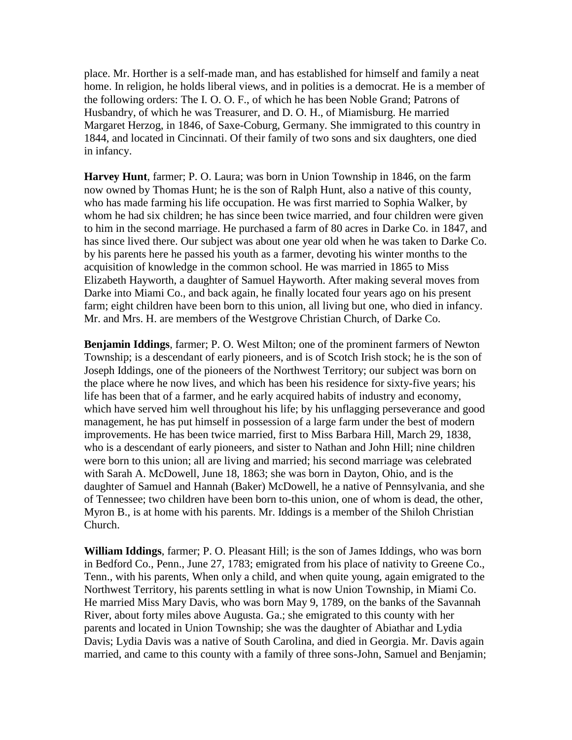place. Mr. Horther is a self-made man, and has established for himself and family a neat home. In religion, he holds liberal views, and in polities is a democrat. He is a member of the following orders: The I. O. O. F., of which he has been Noble Grand; Patrons of Husbandry, of which he was Treasurer, and D. O. H., of Miamisburg. He married Margaret Herzog, in 1846, of Saxe-Coburg, Germany. She immigrated to this country in 1844, and located in Cincinnati. Of their family of two sons and six daughters, one died in infancy.

**Harvey Hunt**, farmer; P. O. Laura; was born in Union Township in 1846, on the farm now owned by Thomas Hunt; he is the son of Ralph Hunt, also a native of this county, who has made farming his life occupation. He was first married to Sophia Walker, by whom he had six children; he has since been twice married, and four children were given to him in the second marriage. He purchased a farm of 80 acres in Darke Co. in 1847, and has since lived there. Our subject was about one year old when he was taken to Darke Co. by his parents here he passed his youth as a farmer, devoting his winter months to the acquisition of knowledge in the common school. He was married in 1865 to Miss Elizabeth Hayworth, a daughter of Samuel Hayworth. After making several moves from Darke into Miami Co., and back again, he finally located four years ago on his present farm; eight children have been born to this union, all living but one, who died in infancy. Mr. and Mrs. H. are members of the Westgrove Christian Church, of Darke Co.

**Benjamin Iddings**, farmer; P. O. West Milton; one of the prominent farmers of Newton Township; is a descendant of early pioneers, and is of Scotch Irish stock; he is the son of Joseph Iddings, one of the pioneers of the Northwest Territory; our subject was born on the place where he now lives, and which has been his residence for sixty-five years; his life has been that of a farmer, and he early acquired habits of industry and economy, which have served him well throughout his life; by his unflagging perseverance and good management, he has put himself in possession of a large farm under the best of modern improvements. He has been twice married, first to Miss Barbara Hill, March 29, 1838, who is a descendant of early pioneers, and sister to Nathan and John Hill; nine children were born to this union; all are living and married; his second marriage was celebrated with Sarah A. McDowell, June 18, 1863; she was born in Dayton, Ohio, and is the daughter of Samuel and Hannah (Baker) McDowell, he a native of Pennsylvania, and she of Tennessee; two children have been born to-this union, one of whom is dead, the other, Myron B., is at home with his parents. Mr. Iddings is a member of the Shiloh Christian Church.

**William Iddings**, farmer; P. O. Pleasant Hill; is the son of James Iddings, who was born in Bedford Co., Penn., June 27, 1783; emigrated from his place of nativity to Greene Co., Tenn., with his parents, When only a child, and when quite young, again emigrated to the Northwest Territory, his parents settling in what is now Union Township, in Miami Co. He married Miss Mary Davis, who was born May 9, 1789, on the banks of the Savannah River, about forty miles above Augusta. Ga.; she emigrated to this county with her parents and located in Union Township; she was the daughter of Abiathar and Lydia Davis; Lydia Davis was a native of South Carolina, and died in Georgia. Mr. Davis again married, and came to this county with a family of three sons-John, Samuel and Benjamin;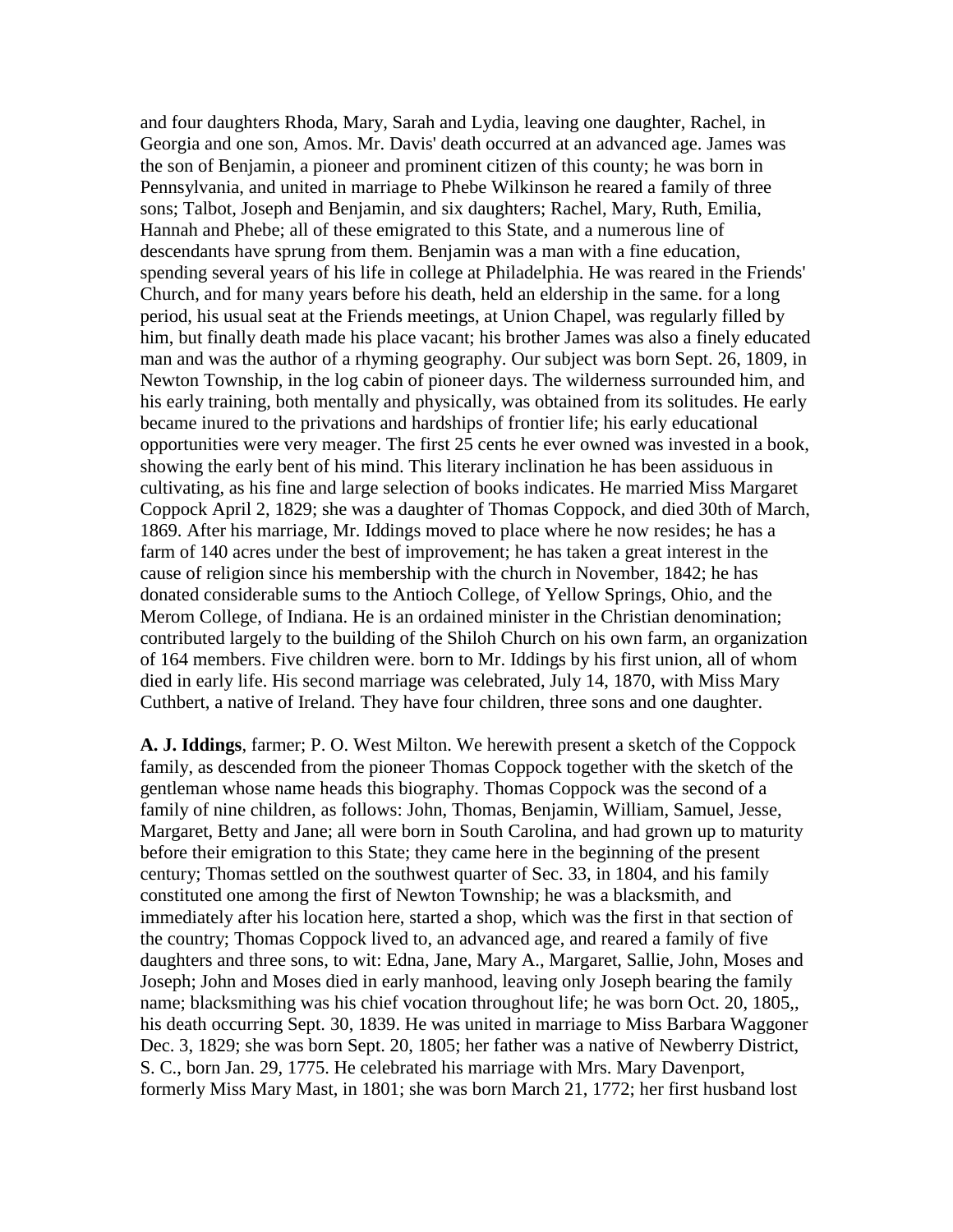and four daughters Rhoda, Mary, Sarah and Lydia, leaving one daughter, Rachel, in Georgia and one son, Amos. Mr. Davis' death occurred at an advanced age. James was the son of Benjamin, a pioneer and prominent citizen of this county; he was born in Pennsylvania, and united in marriage to Phebe Wilkinson he reared a family of three sons; Talbot, Joseph and Benjamin, and six daughters; Rachel, Mary, Ruth, Emilia, Hannah and Phebe; all of these emigrated to this State, and a numerous line of descendants have sprung from them. Benjamin was a man with a fine education, spending several years of his life in college at Philadelphia. He was reared in the Friends' Church, and for many years before his death, held an eldership in the same. for a long period, his usual seat at the Friends meetings, at Union Chapel, was regularly filled by him, but finally death made his place vacant; his brother James was also a finely educated man and was the author of a rhyming geography. Our subject was born Sept. 26, 1809, in Newton Township, in the log cabin of pioneer days. The wilderness surrounded him, and his early training, both mentally and physically, was obtained from its solitudes. He early became inured to the privations and hardships of frontier life; his early educational opportunities were very meager. The first 25 cents he ever owned was invested in a book, showing the early bent of his mind. This literary inclination he has been assiduous in cultivating, as his fine and large selection of books indicates. He married Miss Margaret Coppock April 2, 1829; she was a daughter of Thomas Coppock, and died 30th of March, 1869. After his marriage, Mr. Iddings moved to place where he now resides; he has a farm of 140 acres under the best of improvement; he has taken a great interest in the cause of religion since his membership with the church in November, 1842; he has donated considerable sums to the Antioch College, of Yellow Springs, Ohio, and the Merom College, of Indiana. He is an ordained minister in the Christian denomination; contributed largely to the building of the Shiloh Church on his own farm, an organization of 164 members. Five children were. born to Mr. Iddings by his first union, all of whom died in early life. His second marriage was celebrated, July 14, 1870, with Miss Mary Cuthbert, a native of Ireland. They have four children, three sons and one daughter.

**A. J. Iddings**, farmer; P. O. West Milton. We herewith present a sketch of the Coppock family, as descended from the pioneer Thomas Coppock together with the sketch of the gentleman whose name heads this biography. Thomas Coppock was the second of a family of nine children, as follows: John, Thomas, Benjamin, William, Samuel, Jesse, Margaret, Betty and Jane; all were born in South Carolina, and had grown up to maturity before their emigration to this State; they came here in the beginning of the present century; Thomas settled on the southwest quarter of Sec. 33, in 1804, and his family constituted one among the first of Newton Township; he was a blacksmith, and immediately after his location here, started a shop, which was the first in that section of the country; Thomas Coppock lived to, an advanced age, and reared a family of five daughters and three sons, to wit: Edna, Jane, Mary A., Margaret, Sallie, John, Moses and Joseph; John and Moses died in early manhood, leaving only Joseph bearing the family name; blacksmithing was his chief vocation throughout life; he was born Oct. 20, 1805,, his death occurring Sept. 30, 1839. He was united in marriage to Miss Barbara Waggoner Dec. 3, 1829; she was born Sept. 20, 1805; her father was a native of Newberry District, S. C., born Jan. 29, 1775. He celebrated his marriage with Mrs. Mary Davenport, formerly Miss Mary Mast, in 1801; she was born March 21, 1772; her first husband lost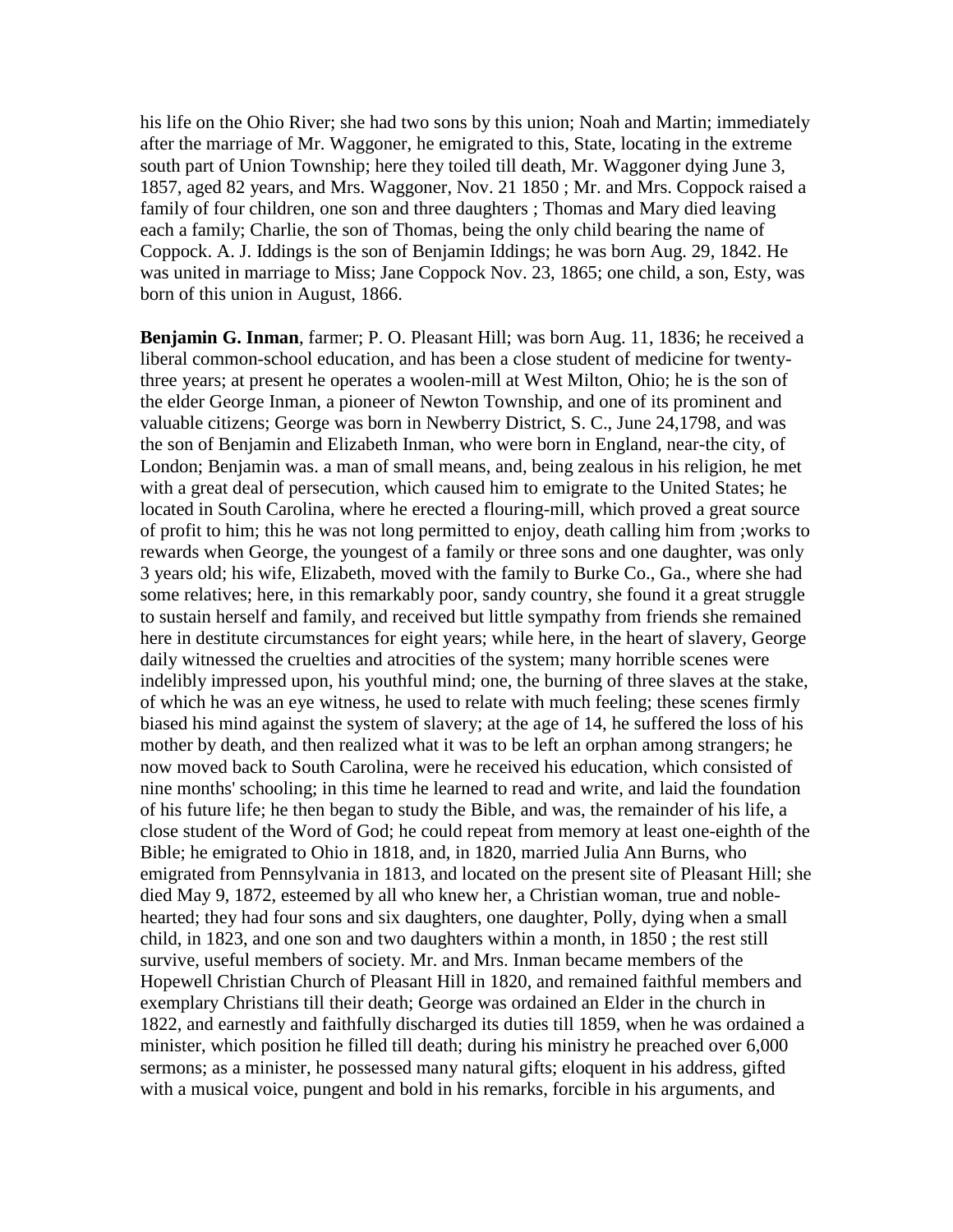his life on the Ohio River; she had two sons by this union; Noah and Martin; immediately after the marriage of Mr. Waggoner, he emigrated to this, State, locating in the extreme south part of Union Township; here they toiled till death, Mr. Waggoner dying June 3, 1857, aged 82 years, and Mrs. Waggoner, Nov. 21 1850 ; Mr. and Mrs. Coppock raised a family of four children, one son and three daughters ; Thomas and Mary died leaving each a family; Charlie, the son of Thomas, being the only child bearing the name of Coppock. A. J. Iddings is the son of Benjamin Iddings; he was born Aug. 29, 1842. He was united in marriage to Miss; Jane Coppock Nov. 23, 1865; one child, a son, Esty, was born of this union in August, 1866.

**Benjamin G. Inman**, farmer; P. O. Pleasant Hill; was born Aug. 11, 1836; he received a liberal common-school education, and has been a close student of medicine for twenty-three years; at present he operates a woolen-mill at West Milton, Ohio; he is the son of the elder George Inman, a pioneer of Newton Township, and one of its prominent and valuable citizens; George was born in Newberry District, S. C., June 24,1798, and was the son of Benjamin and Elizabeth Inman, who were born in England, near-the city, of London; Benjamin was. a man of small means, and, being zealous in his religion, he met with a great deal of persecution, which caused him to emigrate to the United States; he located in South Carolina, where he erected a flouring-mill, which proved a great source of profit to him; this he was not long permitted to enjoy, death calling him from ;works to rewards when George, the youngest of a family or three sons and one daughter, was only 3 years old; his wife, Elizabeth, moved with the family to Burke Co., Ga., where she had some relatives; here, in this remarkably poor, sandy country, she found it a great struggle to sustain herself and family, and received but little sympathy from friends she remained here in destitute circumstances for eight years; while here, in the heart of slavery, George daily witnessed the cruelties and atrocities of the system; many horrible scenes were indelibly impressed upon, his youthful mind; one, the burning of three slaves at the stake, of which he was an eye witness, he used to relate with much feeling; these scenes firmly biased his mind against the system of slavery; at the age of 14, he suffered the loss of his mother by death, and then realized what it was to be left an orphan among strangers; he now moved back to South Carolina, were he received his education, which consisted of nine months' schooling; in this time he learned to read and write, and laid the foundation of his future life; he then began to study the Bible, and was, the remainder of his life, a close student of the Word of God; he could repeat from memory at least one-eighth of the Bible; he emigrated to Ohio in 1818, and, in 1820, married Julia Ann Burns, who emigrated from Pennsylvania in 1813, and located on the present site of Pleasant Hill; she died May 9, 1872, esteemed by all who knew her, a Christian woman, true and noble-hearted; they had four sons and six daughters, one daughter, Polly, dying when a small child, in 1823, and one son and two daughters within a month, in 1850 ; the rest still survive, useful members of society. Mr. and Mrs. Inman became members of the Hopewell Christian Church of Pleasant Hill in 1820, and remained faithful members and exemplary Christians till their death; George was ordained an Elder in the church in 1822, and earnestly and faithfully discharged its duties till 1859, when he was ordained a minister, which position he filled till death; during his ministry he preached over 6,000 sermons; as a minister, he possessed many natural gifts; eloquent in his address, gifted with a musical voice, pungent and bold in his remarks, forcible in his arguments, and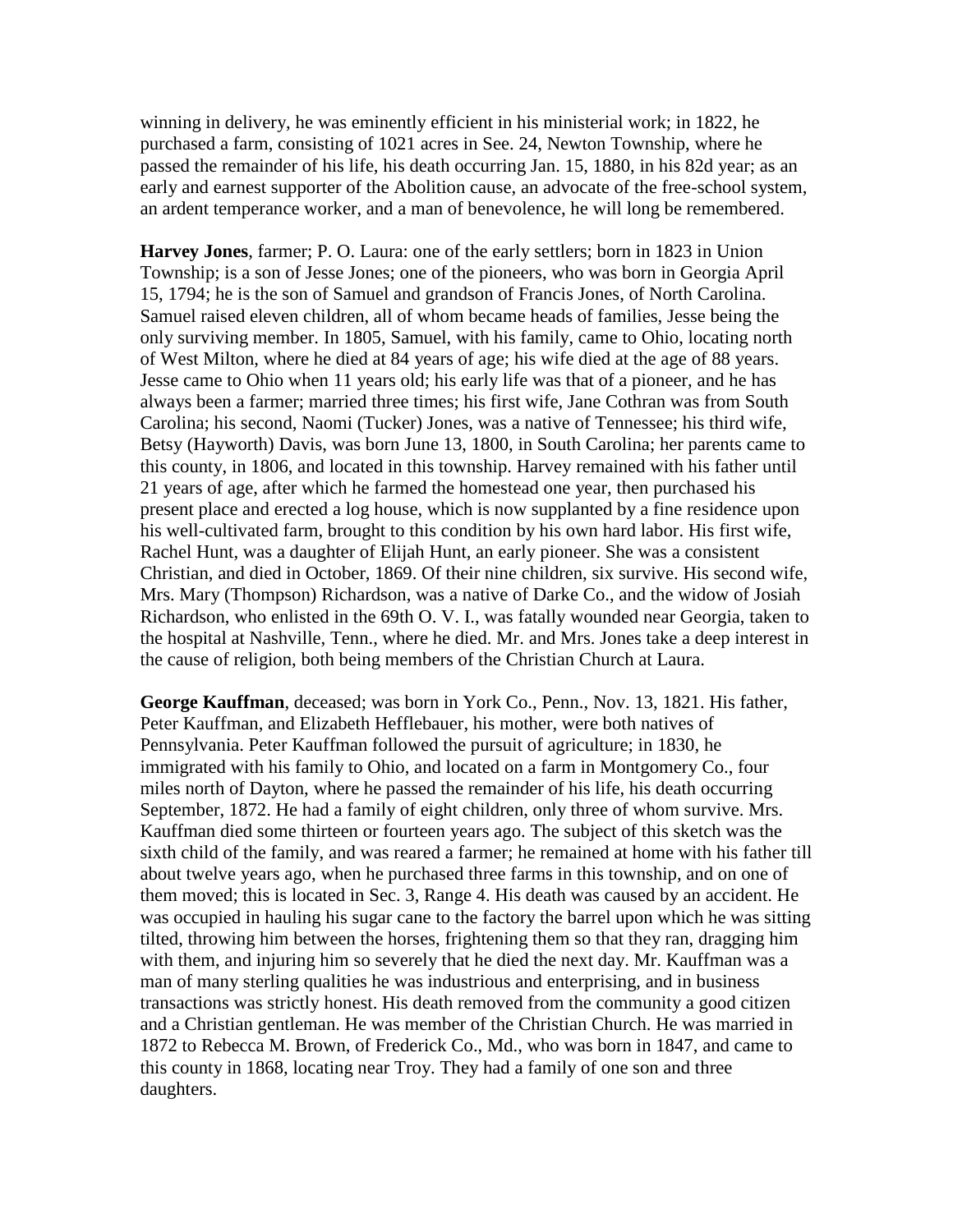winning in delivery, he was eminently efficient in his ministerial work; in 1822, he purchased a farm, consisting of 1021 acres in See. 24, Newton Township, where he passed the remainder of his life, his death occurring Jan. 15, 1880, in his 82d year; as an early and earnest supporter of the Abolition cause, an advocate of the free-school system, an ardent temperance worker, and a man of benevolence, he will long be remembered.

**Harvey Jones**, farmer; P. O. Laura: one of the early settlers; born in 1823 in Union Township; is a son of Jesse Jones; one of the pioneers, who was born in Georgia April 15, 1794; he is the son of Samuel and grandson of Francis Jones, of North Carolina. Samuel raised eleven children, all of whom became heads of families, Jesse being the only surviving member. In 1805, Samuel, with his family, came to Ohio, locating north of West Milton, where he died at 84 years of age; his wife died at the age of 88 years. Jesse came to Ohio when 11 years old; his early life was that of a pioneer, and he has always been a farmer; married three times; his first wife, Jane Cothran was from South Carolina; his second, Naomi (Tucker) Jones, was a native of Tennessee; his third wife, Betsy (Hayworth) Davis, was born June 13, 1800, in South Carolina; her parents came to this county, in 1806, and located in this township. Harvey remained with his father until 21 years of age, after which he farmed the homestead one year, then purchased his present place and erected a log house, which is now supplanted by a fine residence upon his well-cultivated farm, brought to this condition by his own hard labor. His first wife, Rachel Hunt, was a daughter of Elijah Hunt, an early pioneer. She was a consistent Christian, and died in October, 1869. Of their nine children, six survive. His second wife, Mrs. Mary (Thompson) Richardson, was a native of Darke Co., and the widow of Josiah Richardson, who enlisted in the 69th O. V. I., was fatally wounded near Georgia, taken to the hospital at Nashville, Tenn., where he died. Mr. and Mrs. Jones take a deep interest in the cause of religion, both being members of the Christian Church at Laura.

**George Kauffman**, deceased; was born in York Co., Penn., Nov. 13, 1821. His father, Peter Kauffman, and Elizabeth Hefflebauer, his mother, were both natives of Pennsylvania. Peter Kauffman followed the pursuit of agriculture; in 1830, he immigrated with his family to Ohio, and located on a farm in Montgomery Co., four miles north of Dayton, where he passed the remainder of his life, his death occurring September, 1872. He had a family of eight children, only three of whom survive. Mrs. Kauffman died some thirteen or fourteen years ago. The subject of this sketch was the sixth child of the family, and was reared a farmer; he remained at home with his father till about twelve years ago, when he purchased three farms in this township, and on one of them moved; this is located in Sec. 3, Range 4. His death was caused by an accident. He was occupied in hauling his sugar cane to the factory the barrel upon which he was sitting tilted, throwing him between the horses, frightening them so that they ran, dragging him with them, and injuring him so severely that he died the next day. Mr. Kauffman was a man of many sterling qualities he was industrious and enterprising, and in business transactions was strictly honest. His death removed from the community a good citizen and a Christian gentleman. He was member of the Christian Church. He was married in 1872 to Rebecca M. Brown, of Frederick Co., Md., who was born in 1847, and came to this county in 1868, locating near Troy. They had a family of one son and three daughters.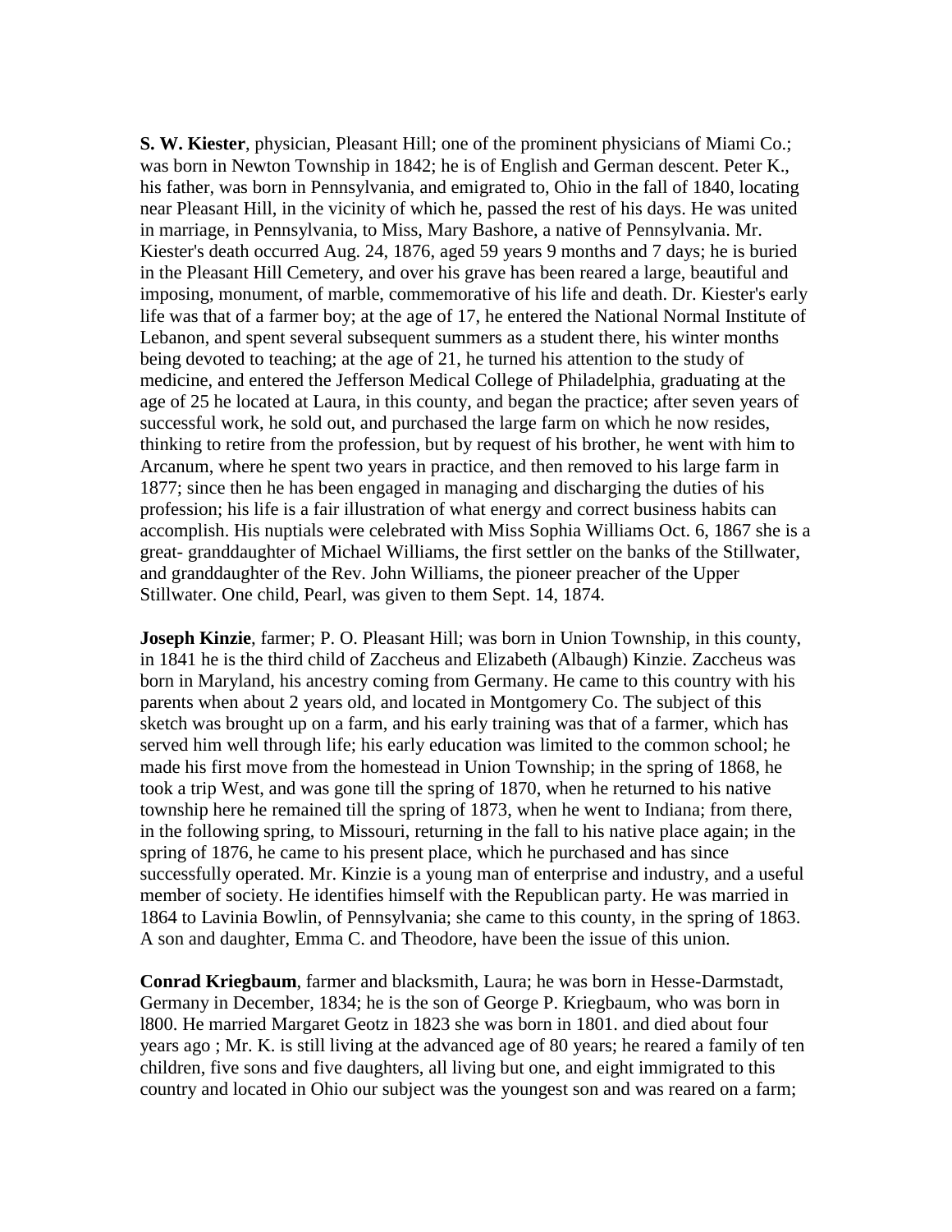**S. W. Kiester**, physician, Pleasant Hill; one of the prominent physicians of Miami Co.; was born in Newton Township in 1842; he is of English and German descent. Peter K., his father, was born in Pennsylvania, and emigrated to, Ohio in the fall of 1840, locating near Pleasant Hill, in the vicinity of which he, passed the rest of his days. He was united in marriage, in Pennsylvania, to Miss, Mary Bashore, a native of Pennsylvania. Mr. Kiester's death occurred Aug. 24, 1876, aged 59 years 9 months and 7 days; he is buried in the Pleasant Hill Cemetery, and over his grave has been reared a large, beautiful and imposing, monument, of marble, commemorative of his life and death. Dr. Kiester's early life was that of a farmer boy; at the age of 17, he entered the National Normal Institute of Lebanon, and spent several subsequent summers as a student there, his winter months being devoted to teaching; at the age of 21, he turned his attention to the study of medicine, and entered the Jefferson Medical College of Philadelphia, graduating at the age of 25 he located at Laura, in this county, and began the practice; after seven years of successful work, he sold out, and purchased the large farm on which he now resides, thinking to retire from the profession, but by request of his brother, he went with him to Arcanum, where he spent two years in practice, and then removed to his large farm in 1877; since then he has been engaged in managing and discharging the duties of his profession; his life is a fair illustration of what energy and correct business habits can accomplish. His nuptials were celebrated with Miss Sophia Williams Oct. 6, 1867 she is a great- granddaughter of Michael Williams, the first settler on the banks of the Stillwater, and granddaughter of the Rev. John Williams, the pioneer preacher of the Upper Stillwater. One child, Pearl, was given to them Sept. 14, 1874.

**Joseph Kinzie**, farmer; P. O. Pleasant Hill; was born in Union Township, in this county, in 1841 he is the third child of Zaccheus and Elizabeth (Albaugh) Kinzie. Zaccheus was born in Maryland, his ancestry coming from Germany. He came to this country with his parents when about 2 years old, and located in Montgomery Co. The subject of this sketch was brought up on a farm, and his early training was that of a farmer, which has served him well through life; his early education was limited to the common school; he made his first move from the homestead in Union Township; in the spring of 1868, he took a trip West, and was gone till the spring of 1870, when he returned to his native township here he remained till the spring of 1873, when he went to Indiana; from there, in the following spring, to Missouri, returning in the fall to his native place again; in the spring of 1876, he came to his present place, which he purchased and has since successfully operated. Mr. Kinzie is a young man of enterprise and industry, and a useful member of society. He identifies himself with the Republican party. He was married in 1864 to Lavinia Bowlin, of Pennsylvania; she came to this county, in the spring of 1863. A son and daughter, Emma C. and Theodore, have been the issue of this union.

**Conrad Kriegbaum**, farmer and blacksmith, Laura; he was born in Hesse-Darmstadt, Germany in December, 1834; he is the son of George P. Kriegbaum, who was born in l800. He married Margaret Geotz in 1823 she was born in 1801. and died about four years ago ; Mr. K. is still living at the advanced age of 80 years; he reared a family of ten children, five sons and five daughters, all living but one, and eight immigrated to this country and located in Ohio our subject was the youngest son and was reared on a farm;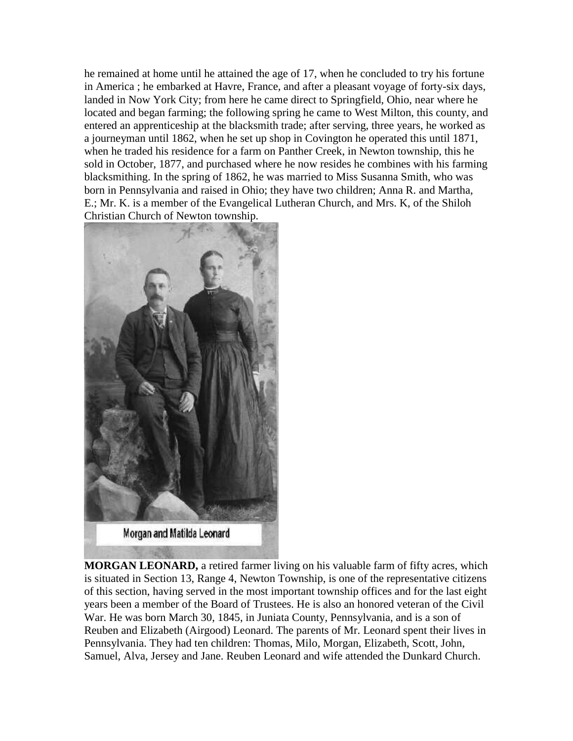he remained at home until he attained the age of 17, when he concluded to try his fortune in America ; he embarked at Havre, France, and after a pleasant voyage of forty-six days, landed in Now York City; from here he came direct to Springfield, Ohio, near where he located and began farming; the following spring he came to West Milton, this county, and entered an apprenticeship at the blacksmith trade; after serving, three years, he worked as a journeyman until 1862, when he set up shop in Covington he operated this until 1871, when he traded his residence for a farm on Panther Creek, in Newton township, this he sold in October, 1877, and purchased where he now resides he combines with his farming blacksmithing. In the spring of 1862, he was married to Miss Susanna Smith, who was born in Pennsylvania and raised in Ohio; they have two children; Anna R. and Martha, E.; Mr. K. is a member of the Evangelical Lutheran Church, and Mrs. K, of the Shiloh Christian Church of Newton township.

Morgan and Matilda Leonard

**MORGAN LEONARD,** a retired farmer living on his valuable farm of fifty acres, which is situated in Section 13, Range 4, Newton Township, is one of the representative citizens of this section, having served in the most important township offices and for the last eight years been a member of the Board of Trustees. He is also an honored veteran of the Civil War. He was born March 30, 1845, in Juniata County, Pennsylvania, and is a son of Reuben and Elizabeth (Airgood) Leonard. The parents of Mr. Leonard spent their lives in Pennsylvania. They had ten children: Thomas, Milo, Morgan, Elizabeth, Scott, John, Samuel, Alva, Jersey and Jane. Reuben Leonard and wife attended the Dunkard Church.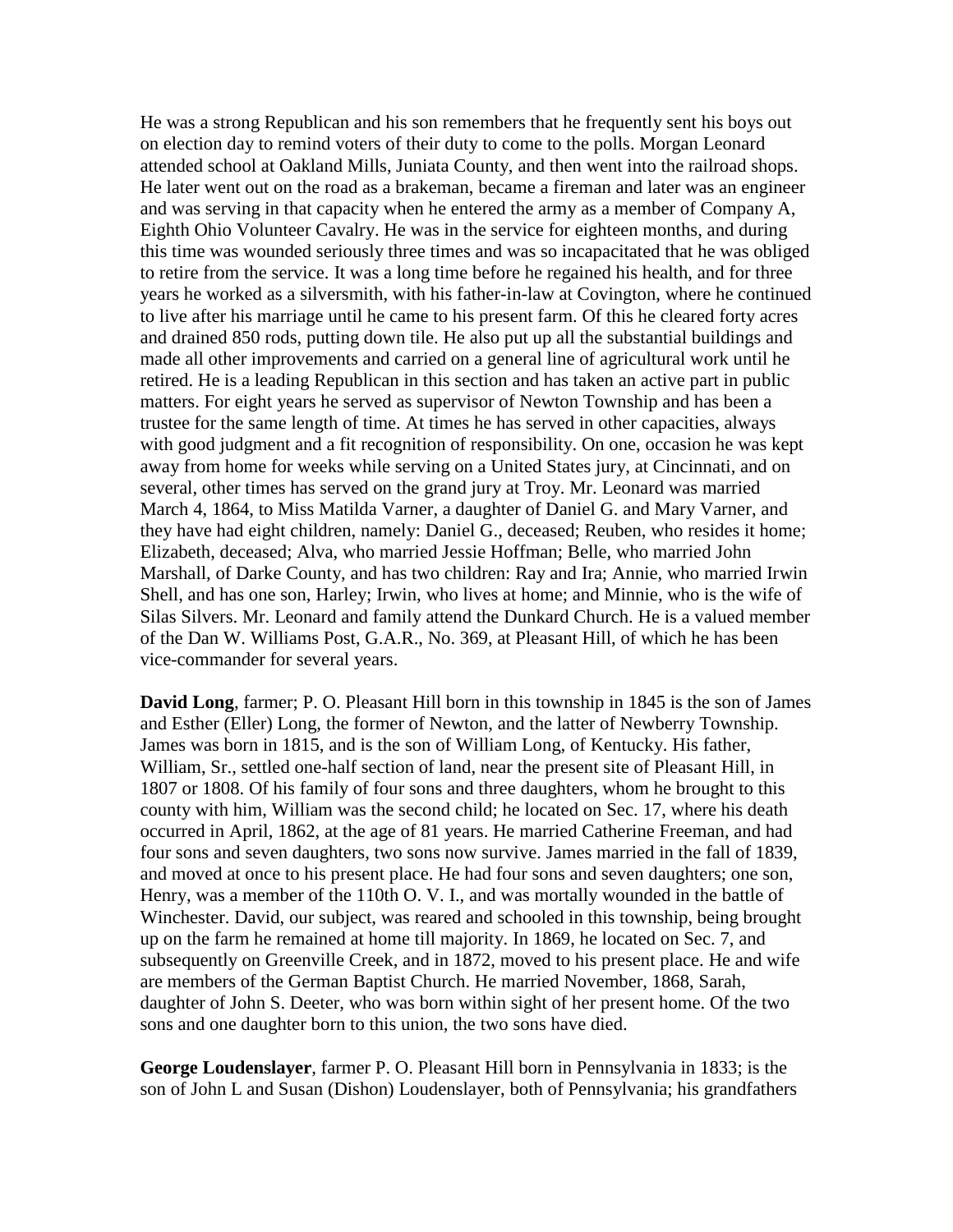He was a strong Republican and his son remembers that he frequently sent his boys out on election day to remind voters of their duty to come to the polls. Morgan Leonard attended school at Oakland Mills, Juniata County, and then went into the railroad shops. He later went out on the road as a brakeman, became a fireman and later was an engineer and was serving in that capacity when he entered the army as a member of Company A, Eighth Ohio Volunteer Cavalry. He was in the service for eighteen months, and during this time was wounded seriously three times and was so incapacitated that he was obliged to retire from the service. It was a long time before he regained his health, and for three years he worked as a silversmith, with his father-in-law at Covington, where he continued to live after his marriage until he came to his present farm. Of this he cleared forty acres and drained 850 rods, putting down tile. He also put up all the substantial buildings and made all other improvements and carried on a general line of agricultural work until he retired. He is a leading Republican in this section and has taken an active part in public matters. For eight years he served as supervisor of Newton Township and has been a trustee for the same length of time. At times he has served in other capacities, always with good judgment and a fit recognition of responsibility. On one, occasion he was kept away from home for weeks while serving on a United States jury, at Cincinnati, and on several, other times has served on the grand jury at Troy. Mr. Leonard was married March 4, 1864, to Miss Matilda Varner, a daughter of Daniel G. and Mary Varner, and they have had eight children, namely: Daniel G., deceased; Reuben, who resides it home; Elizabeth, deceased; Alva, who married Jessie Hoffman; Belle, who married John Marshall, of Darke County, and has two children: Ray and Ira; Annie, who married Irwin Shell, and has one son, Harley; Irwin, who lives at home; and Minnie, who is the wife of Silas Silvers. Mr. Leonard and family attend the Dunkard Church. He is a valued member of the Dan W. Williams Post, G.A.R., No. 369, at Pleasant Hill, of which he has been vice-commander for several years.

**David Long**, farmer; P. O. Pleasant Hill born in this township in 1845 is the son of James and Esther (Eller) Long, the former of Newton, and the latter of Newberry Township. James was born in 1815, and is the son of William Long, of Kentucky. His father, William, Sr., settled one-half section of land, near the present site of Pleasant Hill, in 1807 or 1808. Of his family of four sons and three daughters, whom he brought to this county with him, William was the second child; he located on Sec. 17, where his death occurred in April, 1862, at the age of 81 years. He married Catherine Freeman, and had four sons and seven daughters, two sons now survive. James married in the fall of 1839, and moved at once to his present place. He had four sons and seven daughters; one son, Henry, was a member of the 110th O. V. I., and was mortally wounded in the battle of Winchester. David, our subject, was reared and schooled in this township, being brought up on the farm he remained at home till majority. In 1869, he located on Sec. 7, and subsequently on Greenville Creek, and in 1872, moved to his present place. He and wife are members of the German Baptist Church. He married November, 1868, Sarah, daughter of John S. Deeter, who was born within sight of her present home. Of the two sons and one daughter born to this union, the two sons have died.

**George Loudenslayer**, farmer P. O. Pleasant Hill born in Pennsylvania in 1833; is the son of John L and Susan (Dishon) Loudenslayer, both of Pennsylvania; his grandfathers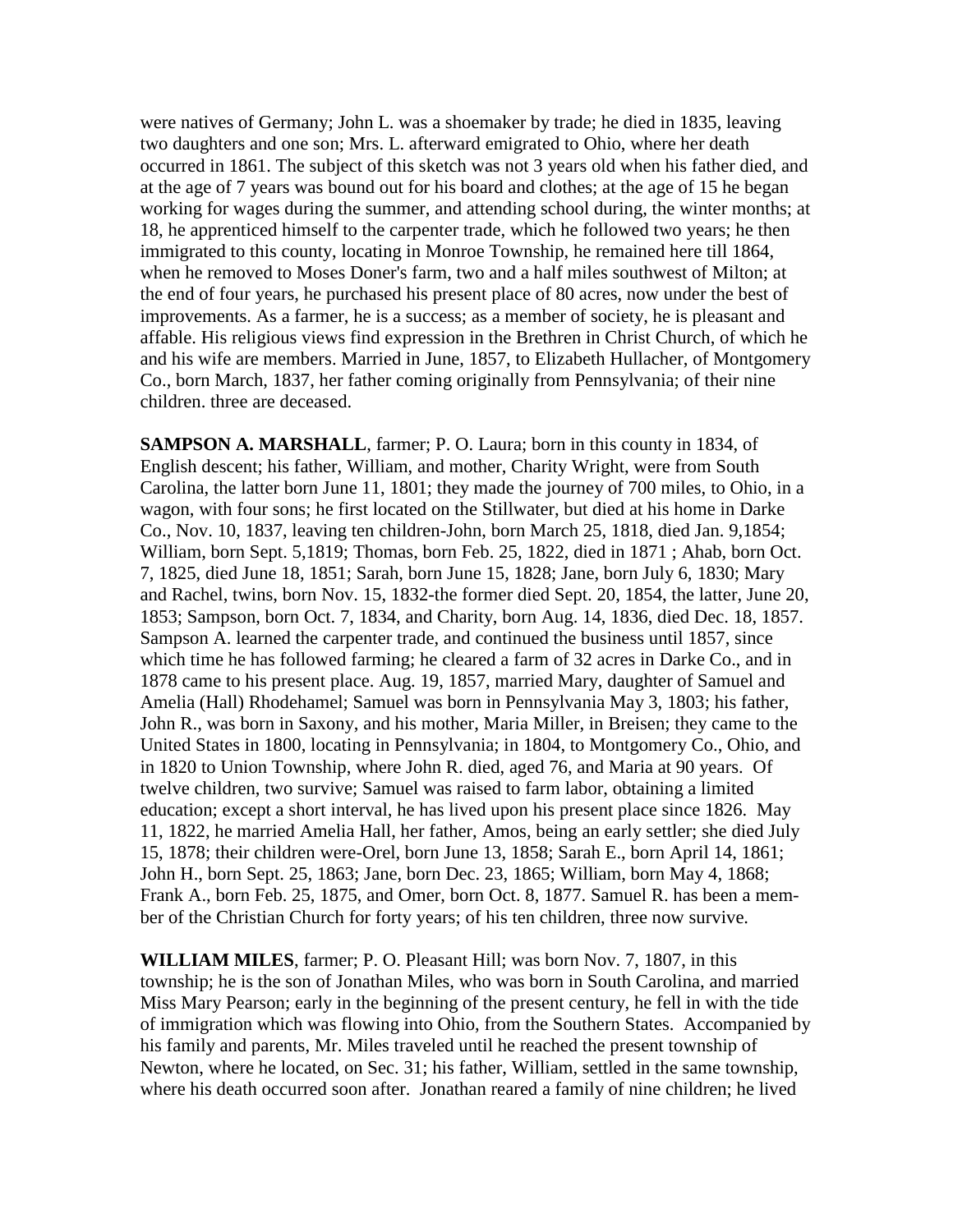were natives of Germany; John L. was a shoemaker by trade; he died in 1835, leaving two daughters and one son; Mrs. L. afterward emigrated to Ohio, where her death occurred in 1861. The subject of this sketch was not 3 years old when his father died, and at the age of 7 years was bound out for his board and clothes; at the age of 15 he began working for wages during the summer, and attending school during, the winter months; at 18, he apprenticed himself to the carpenter trade, which he followed two years; he then immigrated to this county, locating in Monroe Township, he remained here till 1864, when he removed to Moses Doner's farm, two and a half miles southwest of Milton; at the end of four years, he purchased his present place of 80 acres, now under the best of improvements. As a farmer, he is a success; as a member of society, he is pleasant and affable. His religious views find expression in the Brethren in Christ Church, of which he and his wife are members. Married in June, 1857, to Elizabeth Hullacher, of Montgomery Co., born March, 1837, her father coming originally from Pennsylvania; of their nine children. three are deceased.

**SAMPSON A. MARSHALL**, farmer; P. O. Laura; born in this county in 1834, of English descent; his father, William, and mother, Charity Wright, were from South Carolina, the latter born June 11, 1801; they made the journey of 700 miles, to Ohio, in a wagon, with four sons; he first located on the Stillwater, but died at his home in Darke Co., Nov. 10, 1837, leaving ten children-John, born March 25, 1818, died Jan. 9,1854; William, born Sept. 5,1819; Thomas, born Feb. 25, 1822, died in 1871 ; Ahab, born Oct. 7, 1825, died June 18, 1851; Sarah, born June 15, 1828; Jane, born July 6, 1830; Mary and Rachel, twins, born Nov. 15, 1832-the former died Sept. 20, 1854, the latter, June 20, 1853; Sampson, born Oct. 7, 1834, and Charity, born Aug. 14, 1836, died Dec. 18, 1857. Sampson A. learned the carpenter trade, and continued the business until 1857, since which time he has followed farming; he cleared a farm of 32 acres in Darke Co., and in 1878 came to his present place. Aug. 19, 1857, married Mary, daughter of Samuel and Amelia (Hall) Rhodehamel; Samuel was born in Pennsylvania May 3, 1803; his father, John R., was born in Saxony, and his mother, Maria Miller, in Breisen; they came to the United States in 1800, locating in Pennsylvania; in 1804, to Montgomery Co., Ohio, and in 1820 to Union Township, where John R. died, aged 76, and Maria at 90 years. Of twelve children, two survive; Samuel was raised to farm labor, obtaining a limited education; except a short interval, he has lived upon his present place since 1826. May 11, 1822, he married Amelia Hall, her father, Amos, being an early settler; she died July 15, 1878; their children were-Orel, born June 13, 1858; Sarah E., born April 14, 1861; John H., born Sept. 25, 1863; Jane, born Dec. 23, 1865; William, born May 4, 1868; Frank A., born Feb. 25, 1875, and Omer, born Oct. 8, 1877. Samuel R. has been a member of the Christian Church for forty years; of his ten children, three now survive.

**WILLIAM MILES**, farmer; P. O. Pleasant Hill; was born Nov. 7, 1807, in this township; he is the son of Jonathan Miles, who was born in South Carolina, and married Miss Mary Pearson; early in the beginning of the present century, he fell in with the tide of immigration which was flowing into Ohio, from the Southern States. Accompanied by his family and parents, Mr. Miles traveled until he reached the present township of Newton, where he located, on Sec. 31; his father, William, settled in the same township, where his death occurred soon after. Jonathan reared a family of nine children; he lived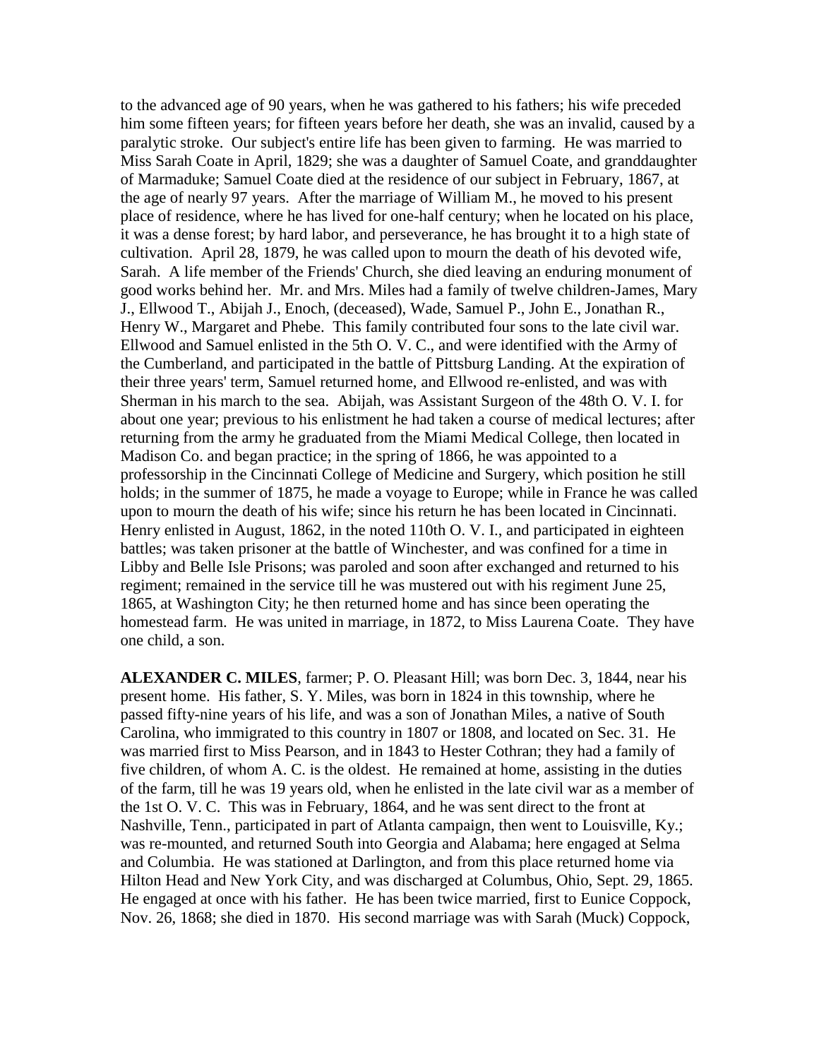to the advanced age of 90 years, when he was gathered to his fathers; his wife preceded him some fifteen years; for fifteen years before her death, she was an invalid, caused by a paralytic stroke. Our subject's entire life has been given to farming. He was married to Miss Sarah Coate in April, 1829; she was a daughter of Samuel Coate, and granddaughter of Marmaduke; Samuel Coate died at the residence of our subject in February, 1867, at the age of nearly 97 years. After the marriage of William M., he moved to his present place of residence, where he has lived for one-half century; when he located on his place, it was a dense forest; by hard labor, and perseverance, he has brought it to a high state of cultivation. April 28, 1879, he was called upon to mourn the death of his devoted wife, Sarah. A life member of the Friends' Church, she died leaving an enduring monument of good works behind her. Mr. and Mrs. Miles had a family of twelve children-James, Mary J., Ellwood T., Abijah J., Enoch, (deceased), Wade, Samuel P., John E., Jonathan R., Henry W., Margaret and Phebe. This family contributed four sons to the late civil war. Ellwood and Samuel enlisted in the 5th O. V. C., and were identified with the Army of the Cumberland, and participated in the battle of Pittsburg Landing. At the expiration of their three years' term, Samuel returned home, and Ellwood re-enlisted, and was with Sherman in his march to the sea. Abijah, was Assistant Surgeon of the 48th O. V. I. for about one year; previous to his enlistment he had taken a course of medical lectures; after returning from the army he graduated from the Miami Medical College, then located in Madison Co. and began practice; in the spring of 1866, he was appointed to a professorship in the Cincinnati College of Medicine and Surgery, which position he still holds; in the summer of 1875, he made a voyage to Europe; while in France he was called upon to mourn the death of his wife; since his return he has been located in Cincinnati. Henry enlisted in August, 1862, in the noted 110th O. V. I., and participated in eighteen battles; was taken prisoner at the battle of Winchester, and was confined for a time in Libby and Belle Isle Prisons; was paroled and soon after exchanged and returned to his regiment; remained in the service till he was mustered out with his regiment June 25, 1865, at Washington City; he then returned home and has since been operating the homestead farm. He was united in marriage, in 1872, to Miss Laurena Coate. They have one child, a son.

**ALEXANDER C. MILES**, farmer; P. O. Pleasant Hill; was born Dec. 3, 1844, near his present home. His father, S. Y. Miles, was born in 1824 in this township, where he passed fifty-nine years of his life, and was a son of Jonathan Miles, a native of South Carolina, who immigrated to this country in 1807 or 1808, and located on Sec. 31. He was married first to Miss Pearson, and in 1843 to Hester Cothran; they had a family of five children, of whom A. C. is the oldest. He remained at home, assisting in the duties of the farm, till he was 19 years old, when he enlisted in the late civil war as a member of the 1st O. V. C. This was in February, 1864, and he was sent direct to the front at Nashville, Tenn., participated in part of Atlanta campaign, then went to Louisville, Ky.; was re-mounted, and returned South into Georgia and Alabama; here engaged at Selma and Columbia. He was stationed at Darlington, and from this place returned home via Hilton Head and New York City, and was discharged at Columbus, Ohio, Sept. 29, 1865. He engaged at once with his father. He has been twice married, first to Eunice Coppock, Nov. 26, 1868; she died in 1870. His second marriage was with Sarah (Muck) Coppock,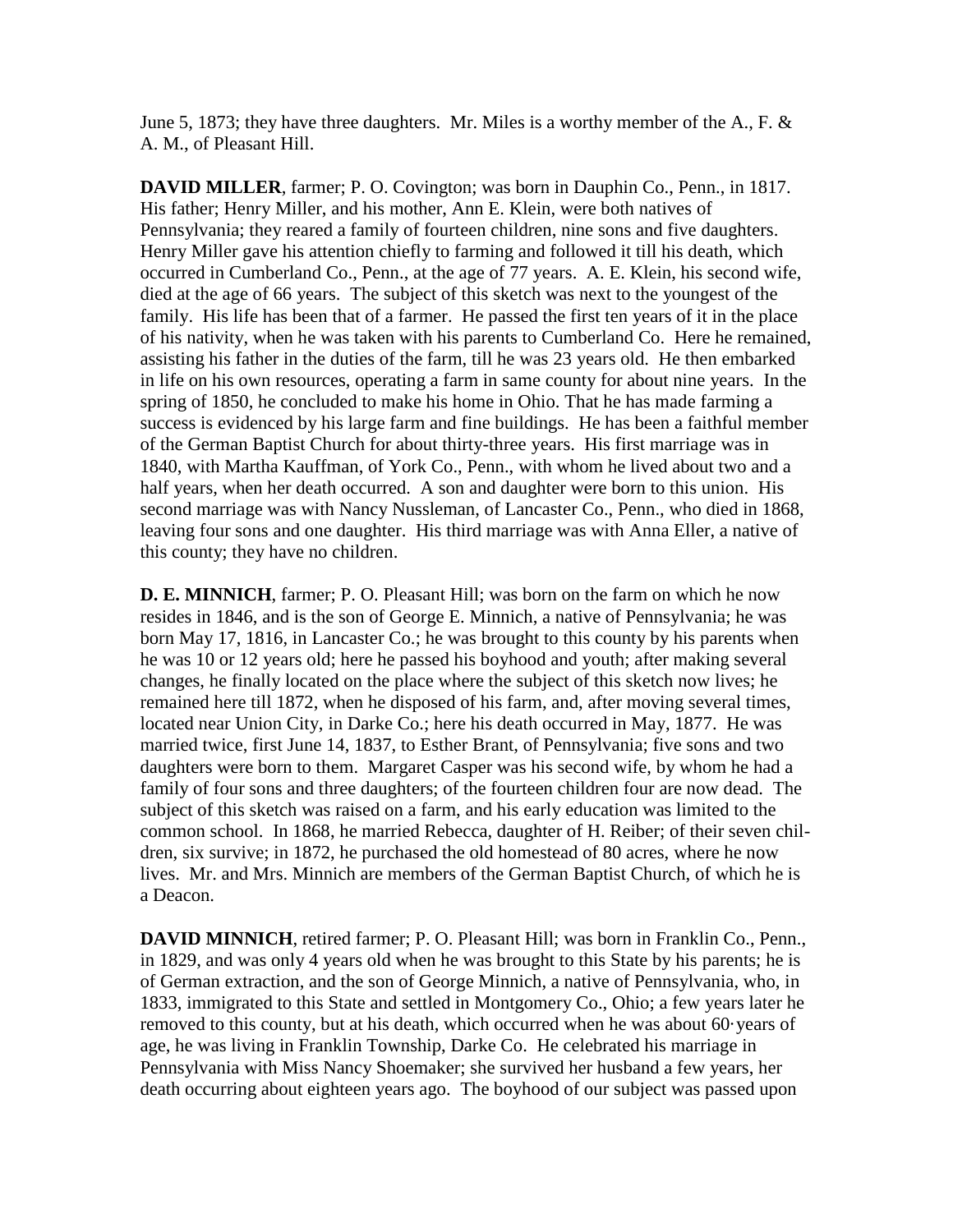June 5, 1873; they have three daughters. Mr. Miles is a worthy member of the A., F. & A. M., of Pleasant Hill.

**DAVID MILLER**, farmer; P. O. Covington; was born in Dauphin Co., Penn., in 1817. His father; Henry Miller, and his mother, Ann E. Klein, were both natives of Pennsylvania; they reared a family of fourteen children, nine sons and five daughters. Henry Miller gave his attention chiefly to farming and followed it till his death, which occurred in Cumberland Co., Penn., at the age of 77 years. A. E. Klein, his second wife, died at the age of 66 years. The subject of this sketch was next to the youngest of the family. His life has been that of a farmer. He passed the first ten years of it in the place of his nativity, when he was taken with his parents to Cumberland Co. Here he remained, assisting his father in the duties of the farm, till he was 23 years old. He then embarked in life on his own resources, operating a farm in same county for about nine years. In the spring of 1850, he concluded to make his home in Ohio. That he has made farming a success is evidenced by his large farm and fine buildings. He has been a faithful member of the German Baptist Church for about thirty-three years. His first marriage was in 1840, with Martha Kauffman, of York Co., Penn., with whom he lived about two and a half years, when her death occurred. A son and daughter were born to this union. His second marriage was with Nancy Nussleman, of Lancaster Co., Penn., who died in 1868, leaving four sons and one daughter. His third marriage was with Anna Eller, a native of this county; they have no children.

**D. E. MINNICH**, farmer; P. O. Pleasant Hill; was born on the farm on which he now resides in 1846, and is the son of George E. Minnich, a native of Pennsylvania; he was born May 17, 1816, in Lancaster Co.; he was brought to this county by his parents when he was 10 or 12 years old; here he passed his boyhood and youth; after making several changes, he finally located on the place where the subject of this sketch now lives; he remained here till 1872, when he disposed of his farm, and, after moving several times, located near Union City, in Darke Co.; here his death occurred in May, 1877. He was married twice, first June 14, 1837, to Esther Brant, of Pennsylvania; five sons and two daughters were born to them. Margaret Casper was his second wife, by whom he had a family of four sons and three daughters; of the fourteen children four are now dead. The subject of this sketch was raised on a farm, and his early education was limited to the common school. In 1868, he married Rebecca, daughter of H. Reiber; of their seven children, six survive; in 1872, he purchased the old homestead of 80 acres, where he now lives. Mr. and Mrs. Minnich are members of the German Baptist Church, of which he is a Deacon.

**DAVID MINNICH**, retired farmer; P. O. Pleasant Hill; was born in Franklin Co., Penn., in 1829, and was only 4 years old when he was brought to this State by his parents; he is of German extraction, and the son of George Minnich, a native of Pennsylvania, who, in 1833, immigrated to this State and settled in Montgomery Co., Ohio; a few years later he removed to this county, but at his death, which occurred when he was about 60 years of age, he was living in Franklin Township, Darke Co. He celebrated his marriage in Pennsylvania with Miss Nancy Shoemaker; she survived her husband a few years, her death occurring about eighteen years ago. The boyhood of our subject was passed upon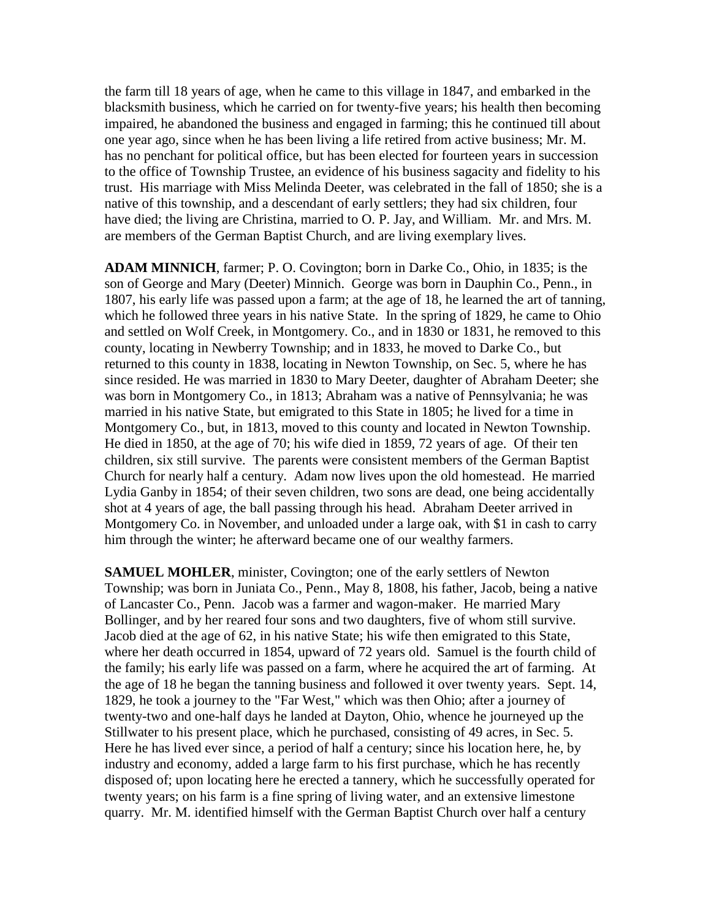the farm till 18 years of age, when he came to this village in 1847, and embarked in the blacksmith business, which he carried on for twenty-five years; his health then becoming impaired, he abandoned the business and engaged in farming; this he continued till about one year ago, since when he has been living a life retired from active business; Mr. M. has no penchant for political office, but has been elected for fourteen years in succession to the office of Township Trustee, an evidence of his business sagacity and fidelity to his trust. His marriage with Miss Melinda Deeter, was celebrated in the fall of 1850; she is a native of this township, and a descendant of early settlers; they had six children, four have died; the living are Christina, married to O. P. Jay, and William. Mr. and Mrs. M. are members of the German Baptist Church, and are living exemplary lives.

**ADAM MINNICH**, farmer; P. O. Covington; born in Darke Co., Ohio, in 1835; is the son of George and Mary (Deeter) Minnich. George was born in Dauphin Co., Penn., in 1807, his early life was passed upon a farm; at the age of 18, he learned the art of tanning, which he followed three years in his native State. In the spring of 1829, he came to Ohio and settled on Wolf Creek, in Montgomery. Co., and in 1830 or 1831, he removed to this county, locating in Newberry Township; and in 1833, he moved to Darke Co., but returned to this county in 1838, locating in Newton Township, on Sec. 5, where he has since resided. He was married in 1830 to Mary Deeter, daughter of Abraham Deeter; she was born in Montgomery Co., in 1813; Abraham was a native of Pennsylvania; he was married in his native State, but emigrated to this State in 1805; he lived for a time in Montgomery Co., but, in 1813, moved to this county and located in Newton Township. He died in 1850, at the age of 70; his wife died in 1859, 72 years of age. Of their ten children, six still survive. The parents were consistent members of the German Baptist Church for nearly half a century. Adam now lives upon the old homestead. He married Lydia Ganby in 1854; of their seven children, two sons are dead, one being accidentally shot at 4 years of age, the ball passing through his head. Abraham Deeter arrived in Montgomery Co. in November, and unloaded under a large oak, with $1 in cash to carry him through the winter; he afterward became one of our wealthy farmers.

**SAMUEL MOHLER**, minister, Covington; one of the early settlers of Newton Township; was born in Juniata Co., Penn., May 8, 1808, his father, Jacob, being a native of Lancaster Co., Penn. Jacob was a farmer and wagon-maker. He married Mary Bollinger, and by her reared four sons and two daughters, five of whom still survive. Jacob died at the age of 62, in his native State; his wife then emigrated to this State, where her death occurred in 1854, upward of 72 years old. Samuel is the fourth child of the family; his early life was passed on a farm, where he acquired the art of farming. At the age of 18 he began the tanning business and followed it over twenty years. Sept. 14, 1829, he took a journey to the "Far West," which was then Ohio; after a journey of twenty-two and one-half days he landed at Dayton, Ohio, whence he journeyed up the Stillwater to his present place, which he purchased, consisting of 49 acres, in Sec. 5. Here he has lived ever since, a period of half a century; since his location here, he, by industry and economy, added a large farm to his first purchase, which he has recently disposed of; upon locating here he erected a tannery, which he successfully operated for twenty years; on his farm is a fine spring of living water, and an extensive limestone quarry. Mr. M. identified himself with the German Baptist Church over half a century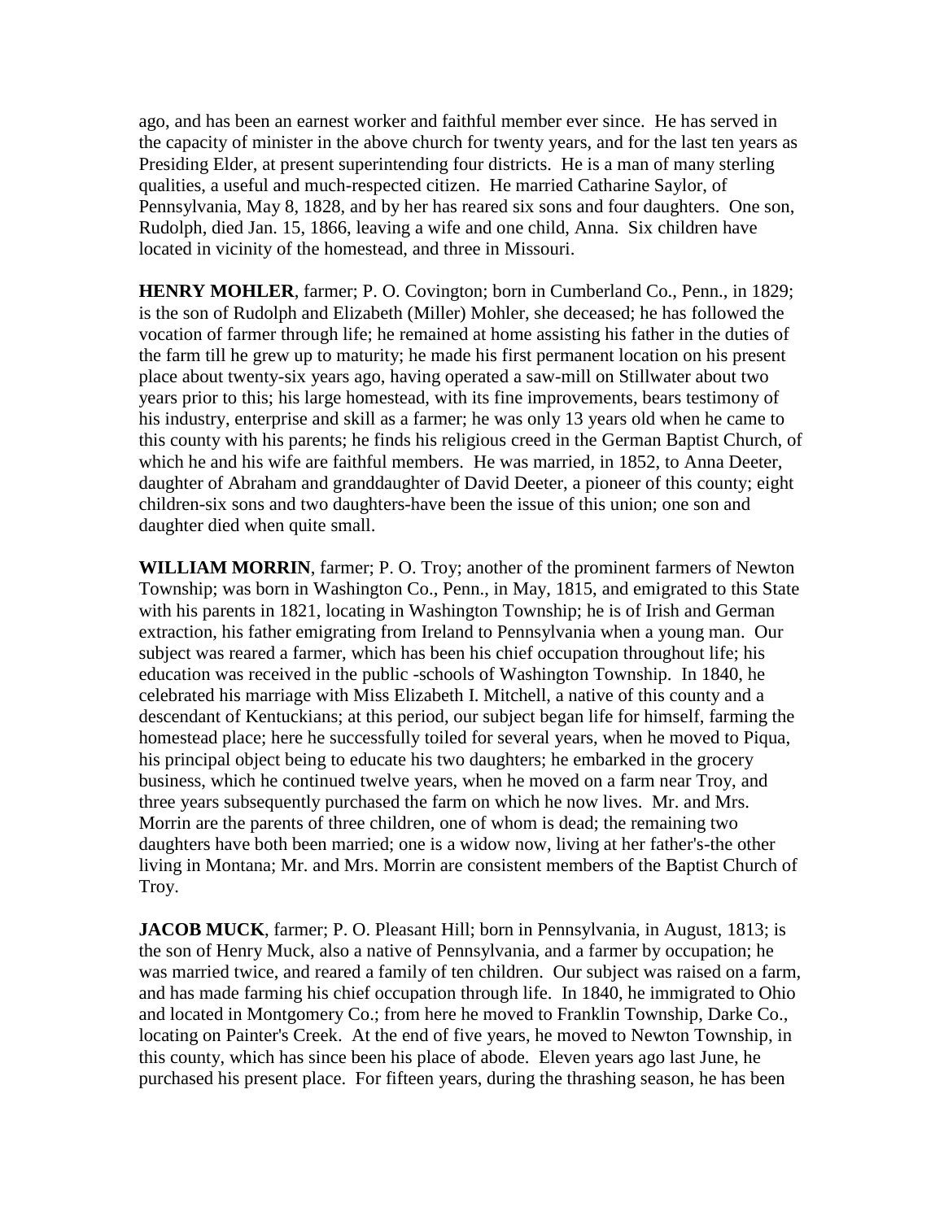ago, and has been an earnest worker and faithful member ever since. He has served in the capacity of minister in the above church for twenty years, and for the last ten years as Presiding Elder, at present superintending four districts. He is a man of many sterling qualities, a useful and much-respected citizen. He married Catharine Saylor, of Pennsylvania, May 8, 1828, and by her has reared six sons and four daughters. One son, Rudolph, died Jan. 15, 1866, leaving a wife and one child, Anna. Six children have located in vicinity of the homestead, and three in Missouri.

**HENRY MOHLER**, farmer; P. O. Covington; born in Cumberland Co., Penn., in 1829; is the son of Rudolph and Elizabeth (Miller) Mohler, she deceased; he has followed the vocation of farmer through life; he remained at home assisting his father in the duties of the farm till he grew up to maturity; he made his first permanent location on his present place about twenty-six years ago, having operated a saw-mill on Stillwater about two years prior to this; his large homestead, with its fine improvements, bears testimony of his industry, enterprise and skill as a farmer; he was only 13 years old when he came to this county with his parents; he finds his religious creed in the German Baptist Church, of which he and his wife are faithful members. He was married, in 1852, to Anna Deeter, daughter of Abraham and granddaughter of David Deeter, a pioneer of this county; eight children-six sons and two daughters-have been the issue of this union; one son and daughter died when quite small.

**WILLIAM MORRIN**, farmer; P. O. Troy; another of the prominent farmers of Newton Township; was born in Washington Co., Penn., in May, 1815, and emigrated to this State with his parents in 1821, locating in Washington Township; he is of Irish and German extraction, his father emigrating from Ireland to Pennsylvania when a young man. Our subject was reared a farmer, which has been his chief occupation throughout life; his education was received in the public -schools of Washington Township. In 1840, he celebrated his marriage with Miss Elizabeth I. Mitchell, a native of this county and a descendant of Kentuckians; at this period, our subject began life for himself, farming the homestead place; here he successfully toiled for several years, when he moved to Piqua, his principal object being to educate his two daughters; he embarked in the grocery business, which he continued twelve years, when he moved on a farm near Troy, and three years subsequently purchased the farm on which he now lives. Mr. and Mrs. Morrin are the parents of three children, one of whom is dead; the remaining two daughters have both been married; one is a widow now, living at her father's-the other living in Montana; Mr. and Mrs. Morrin are consistent members of the Baptist Church of Troy.

**JACOB MUCK**, farmer; P. O. Pleasant Hill; born in Pennsylvania, in August, 1813; is the son of Henry Muck, also a native of Pennsylvania, and a farmer by occupation; he was married twice, and reared a family of ten children. Our subject was raised on a farm, and has made farming his chief occupation through life. In 1840, he immigrated to Ohio and located in Montgomery Co.; from here he moved to Franklin Township, Darke Co., locating on Painter's Creek. At the end of five years, he moved to Newton Township, in this county, which has since been his place of abode. Eleven years ago last June, he purchased his present place. For fifteen years, during the thrashing season, he has been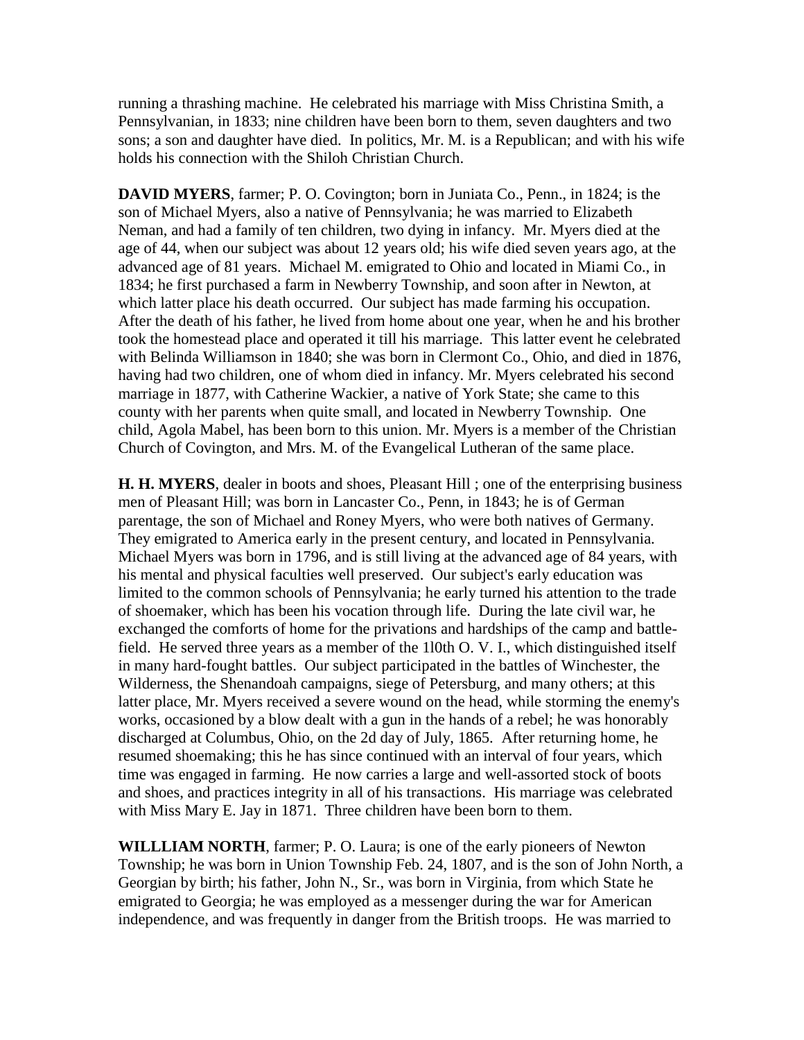running a thrashing machine. He celebrated his marriage with Miss Christina Smith, a Pennsylvanian, in 1833; nine children have been born to them, seven daughters and two sons; a son and daughter have died. In politics, Mr. M. is a Republican; and with his wife holds his connection with the Shiloh Christian Church.

**DAVID MYERS**, farmer; P. O. Covington; born in Juniata Co., Penn., in 1824; is the son of Michael Myers, also a native of Pennsylvania; he was married to Elizabeth Neman, and had a family of ten children, two dying in infancy. Mr. Myers died at the age of 44, when our subject was about 12 years old; his wife died seven years ago, at the advanced age of 81 years. Michael M. emigrated to Ohio and located in Miami Co., in 1834; he first purchased a farm in Newberry Township, and soon after in Newton, at which latter place his death occurred. Our subject has made farming his occupation. After the death of his father, he lived from home about one year, when he and his brother took the homestead place and operated it till his marriage. This latter event he celebrated with Belinda Williamson in 1840; she was born in Clermont Co., Ohio, and died in 1876, having had two children, one of whom died in infancy. Mr. Myers celebrated his second marriage in 1877, with Catherine Wackier, a native of York State; she came to this county with her parents when quite small, and located in Newberry Township. One child, Agola Mabel, has been born to this union. Mr. Myers is a member of the Christian Church of Covington, and Mrs. M. of the Evangelical Lutheran of the same place.

**H. H. MYERS**, dealer in boots and shoes, Pleasant Hill ; one of the enterprising business men of Pleasant Hill; was born in Lancaster Co., Penn, in 1843; he is of German parentage, the son of Michael and Roney Myers, who were both natives of Germany. They emigrated to America early in the present century, and located in Pennsylvania. Michael Myers was born in 1796, and is still living at the advanced age of 84 years, with his mental and physical faculties well preserved. Our subject's early education was limited to the common schools of Pennsylvania; he early turned his attention to the trade of shoemaker, which has been his vocation through life. During the late civil war, he exchanged the comforts of home for the privations and hardships of the camp and battle-field. He served three years as a member of the 1l0th O. V. I., which distinguished itself in many hard-fought battles. Our subject participated in the battles of Winchester, the Wilderness, the Shenandoah campaigns, siege of Petersburg, and many others; at this latter place, Mr. Myers received a severe wound on the head, while storming the enemy's works, occasioned by a blow dealt with a gun in the hands of a rebel; he was honorably discharged at Columbus, Ohio, on the 2d day of July, 1865. After returning home, he resumed shoemaking; this he has since continued with an interval of four years, which time was engaged in farming. He now carries a large and well-assorted stock of boots and shoes, and practices integrity in all of his transactions. His marriage was celebrated with Miss Mary E. Jay in 1871. Three children have been born to them.

**WILLLIAM NORTH**, farmer; P. O. Laura; is one of the early pioneers of Newton Township; he was born in Union Township Feb. 24, 1807, and is the son of John North, a Georgian by birth; his father, John N., Sr., was born in Virginia, from which State he emigrated to Georgia; he was employed as a messenger during the war for American independence, and was frequently in danger from the British troops. He was married to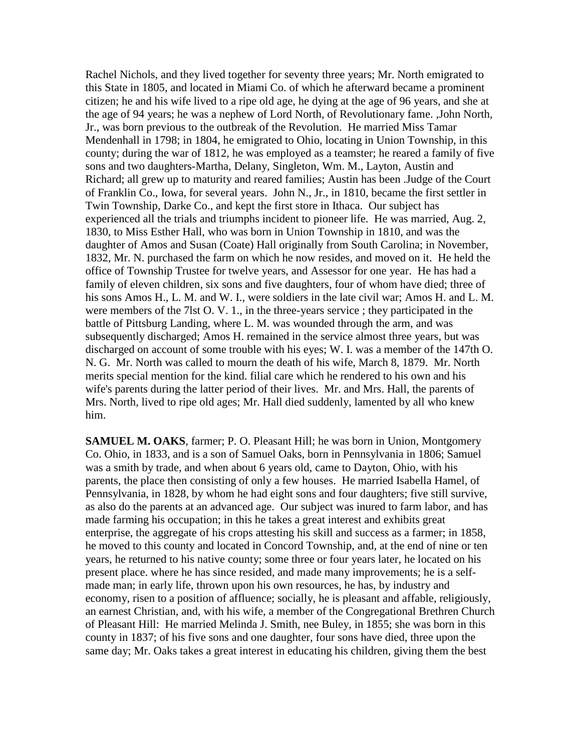Rachel Nichols, and they lived together for seventy three years; Mr. North emigrated to this State in 1805, and located in Miami Co. of which he afterward became a prominent citizen; he and his wife lived to a ripe old age, he dying at the age of 96 years, and she at the age of 94 years; he was a nephew of Lord North, of Revolutionary fame. ,John North, Jr., was born previous to the outbreak of the Revolution. He married Miss Tamar Mendenhall in 1798; in 1804, he emigrated to Ohio, locating in Union Township, in this county; during the war of 1812, he was employed as a teamster; he reared a family of five sons and two daughters-Martha, Delany, Singleton, Wm. M., Layton, Austin and Richard; all grew up to maturity and reared families; Austin has been .Judge of the Court of Franklin Co., Iowa, for several years. John N., Jr., in 1810, became the first settler in Twin Township, Darke Co., and kept the first store in Ithaca. Our subject has experienced all the trials and triumphs incident to pioneer life. He was married, Aug. 2, 1830, to Miss Esther Hall, who was born in Union Township in 1810, and was the daughter of Amos and Susan (Coate) Hall originally from South Carolina; in November, 1832, Mr. N. purchased the farm on which he now resides, and moved on it. He held the office of Township Trustee for twelve years, and Assessor for one year. He has had a family of eleven children, six sons and five daughters, four of whom have died; three of his sons Amos H., L. M. and W. I., were soldiers in the late civil war; Amos H. and L. M. were members of the 7lst O. V. 1., in the three-years service ; they participated in the battle of Pittsburg Landing, where L. M. was wounded through the arm, and was subsequently discharged; Amos H. remained in the service almost three years, but was discharged on account of some trouble with his eyes; W. I. was a member of the 147th O. N. G. Mr. North was called to mourn the death of his wife, March 8, 1879. Mr. North merits special mention for the kind. filial care which he rendered to his own and his wife's parents during the latter period of their lives. Mr. and Mrs. Hall, the parents of Mrs. North, lived to ripe old ages; Mr. Hall died suddenly, lamented by all who knew him.

**SAMUEL M. OAKS**, farmer; P. O. Pleasant Hill; he was born in Union, Montgomery Co. Ohio, in 1833, and is a son of Samuel Oaks, born in Pennsylvania in 1806; Samuel was a smith by trade, and when about 6 years old, came to Dayton, Ohio, with his parents, the place then consisting of only a few houses. He married Isabella Hamel, of Pennsylvania, in 1828, by whom he had eight sons and four daughters; five still survive, as also do the parents at an advanced age. Our subject was inured to farm labor, and has made farming his occupation; in this he takes a great interest and exhibits great enterprise, the aggregate of his crops attesting his skill and success as a farmer; in 1858, he moved to this county and located in Concord Township, and, at the end of nine or ten years, he returned to his native county; some three or four years later, he located on his present place. where he has since resided, and made many improvements; he is a self-made man; in early life, thrown upon his own resources, he has, by industry and economy, risen to a position of affluence; socially, he is pleasant and affable, religiously, an earnest Christian, and, with his wife, a member of the Congregational Brethren Church of Pleasant Hill: He married Melinda J. Smith, nee Buley, in 1855; she was born in this county in 1837; of his five sons and one daughter, four sons have died, three upon the same day; Mr. Oaks takes a great interest in educating his children, giving them the best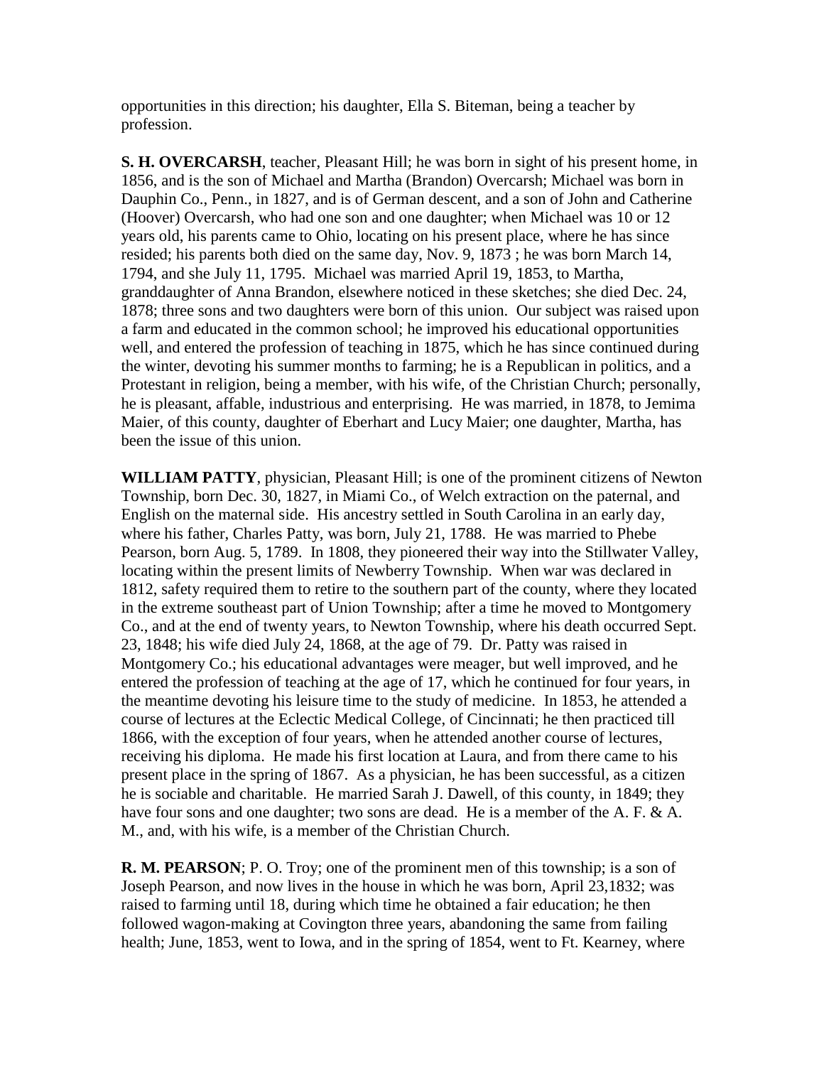opportunities in this direction; his daughter, Ella S. Biteman, being a teacher by profession.

**S. H. OVERCARSH**, teacher, Pleasant Hill; he was born in sight of his present home, in 1856, and is the son of Michael and Martha (Brandon) Overcarsh; Michael was born in Dauphin Co., Penn., in 1827, and is of German descent, and a son of John and Catherine (Hoover) Overcarsh, who had one son and one daughter; when Michael was 10 or 12 years old, his parents came to Ohio, locating on his present place, where he has since resided; his parents both died on the same day, Nov. 9, 1873 ; he was born March 14, 1794, and she July 11, 1795. Michael was married April 19, 1853, to Martha, granddaughter of Anna Brandon, elsewhere noticed in these sketches; she died Dec. 24, 1878; three sons and two daughters were born of this union. Our subject was raised upon a farm and educated in the common school; he improved his educational opportunities well, and entered the profession of teaching in 1875, which he has since continued during the winter, devoting his summer months to farming; he is a Republican in politics, and a Protestant in religion, being a member, with his wife, of the Christian Church; personally, he is pleasant, affable, industrious and enterprising. He was married, in 1878, to Jemima Maier, of this county, daughter of Eberhart and Lucy Maier; one daughter, Martha, has been the issue of this union.

**WILLIAM PATTY**, physician, Pleasant Hill; is one of the prominent citizens of Newton Township, born Dec. 30, 1827, in Miami Co., of Welch extraction on the paternal, and English on the maternal side. His ancestry settled in South Carolina in an early day, where his father, Charles Patty, was born, July 21, 1788. He was married to Phebe Pearson, born Aug. 5, 1789. In 1808, they pioneered their way into the Stillwater Valley, locating within the present limits of Newberry Township. When war was declared in 1812, safety required them to retire to the southern part of the county, where they located in the extreme southeast part of Union Township; after a time he moved to Montgomery Co., and at the end of twenty years, to Newton Township, where his death occurred Sept. 23, 1848; his wife died July 24, 1868, at the age of 79. Dr. Patty was raised in Montgomery Co.; his educational advantages were meager, but well improved, and he entered the profession of teaching at the age of 17, which he continued for four years, in the meantime devoting his leisure time to the study of medicine. In 1853, he attended a course of lectures at the Eclectic Medical College, of Cincinnati; he then practiced till 1866, with the exception of four years, when he attended another course of lectures, receiving his diploma. He made his first location at Laura, and from there came to his present place in the spring of 1867. As a physician, he has been successful, as a citizen he is sociable and charitable. He married Sarah J. Dawell, of this county, in 1849; they have four sons and one daughter; two sons are dead. He is a member of the A. F. & A. M., and, with his wife, is a member of the Christian Church.

**R. M. PEARSON**; P. O. Troy; one of the prominent men of this township; is a son of Joseph Pearson, and now lives in the house in which he was born, April 23,1832; was raised to farming until 18, during which time he obtained a fair education; he then followed wagon-making at Covington three years, abandoning the same from failing health; June, 1853, went to Iowa, and in the spring of 1854, went to Ft. Kearney, where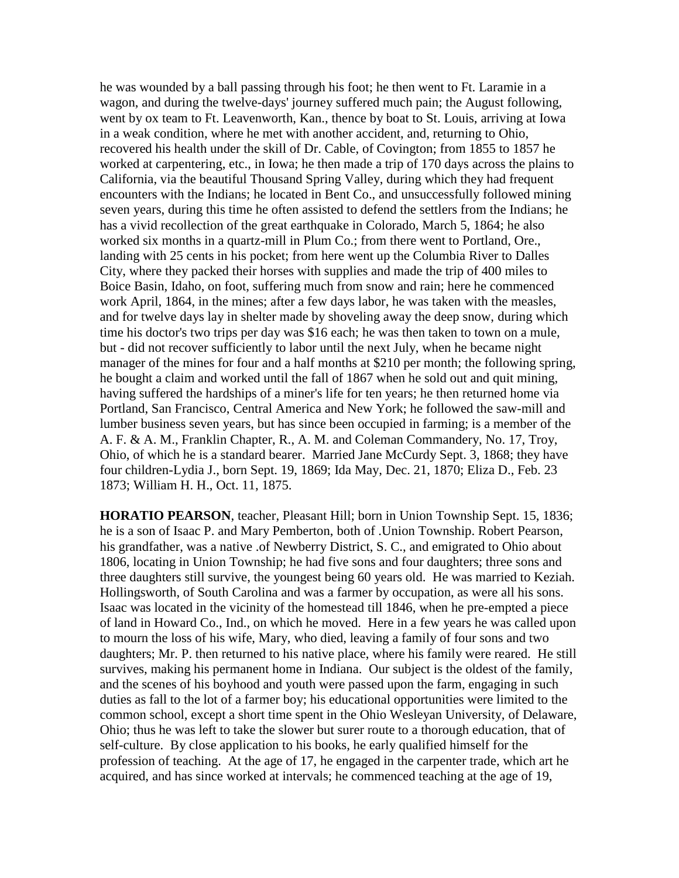he was wounded by a ball passing through his foot; he then went to Ft. Laramie in a wagon, and during the twelve-days' journey suffered much pain; the August following, went by ox team to Ft. Leavenworth, Kan., thence by boat to St. Louis, arriving at Iowa in a weak condition, where he met with another accident, and, returning to Ohio, recovered his health under the skill of Dr. Cable, of Covington; from 1855 to 1857 he worked at carpentering, etc., in Iowa; he then made a trip of 170 days across the plains to California, via the beautiful Thousand Spring Valley, during which they had frequent encounters with the Indians; he located in Bent Co., and unsuccessfully followed mining seven years, during this time he often assisted to defend the settlers from the Indians; he has a vivid recollection of the great earthquake in Colorado, March 5, 1864; he also worked six months in a quartz-mill in Plum Co.; from there went to Portland, Ore., landing with 25 cents in his pocket; from here went up the Columbia River to Dalles City, where they packed their horses with supplies and made the trip of 400 miles to Boice Basin, Idaho, on foot, suffering much from snow and rain; here he commenced work April, 1864, in the mines; after a few days labor, he was taken with the measles, and for twelve days lay in shelter made by shoveling away the deep snow, during which time his doctor's two trips per day was $16 each; he was then taken to town on a mule, but - did not recover sufficiently to labor until the next July, when he became night manager of the mines for four and a half months at $210 per month; the following spring, he bought a claim and worked until the fall of 1867 when he sold out and quit mining, having suffered the hardships of a miner's life for ten years; he then returned home via Portland, San Francisco, Central America and New York; he followed the saw-mill and lumber business seven years, but has since been occupied in farming; is a member of the A. F. & A. M., Franklin Chapter, R., A. M. and Coleman Commandery, No. 17, Troy, Ohio, of which he is a standard bearer. Married Jane McCurdy Sept. 3, 1868; they have four children-Lydia J., born Sept. 19, 1869; Ida May, Dec. 21, 1870; Eliza D., Feb. 23 1873; William H. H., Oct. 11, 1875.

**HORATIO PEARSON**, teacher, Pleasant Hill; born in Union Township Sept. 15, 1836; he is a son of Isaac P. and Mary Pemberton, both of .Union Township. Robert Pearson, his grandfather, was a native .of Newberry District, S. C., and emigrated to Ohio about 1806, locating in Union Township; he had five sons and four daughters; three sons and three daughters still survive, the youngest being 60 years old. He was married to Keziah. Hollingsworth, of South Carolina and was a farmer by occupation, as were all his sons. Isaac was located in the vicinity of the homestead till 1846, when he pre-empted a piece of land in Howard Co., Ind., on which he moved. Here in a few years he was called upon to mourn the loss of his wife, Mary, who died, leaving a family of four sons and two daughters; Mr. P. then returned to his native place, where his family were reared. He still survives, making his permanent home in Indiana. Our subject is the oldest of the family, and the scenes of his boyhood and youth were passed upon the farm, engaging in such duties as fall to the lot of a farmer boy; his educational opportunities were limited to the common school, except a short time spent in the Ohio Wesleyan University, of Delaware, Ohio; thus he was left to take the slower but surer route to a thorough education, that of self-culture. By close application to his books, he early qualified himself for the profession of teaching. At the age of 17, he engaged in the carpenter trade, which art he acquired, and has since worked at intervals; he commenced teaching at the age of 19,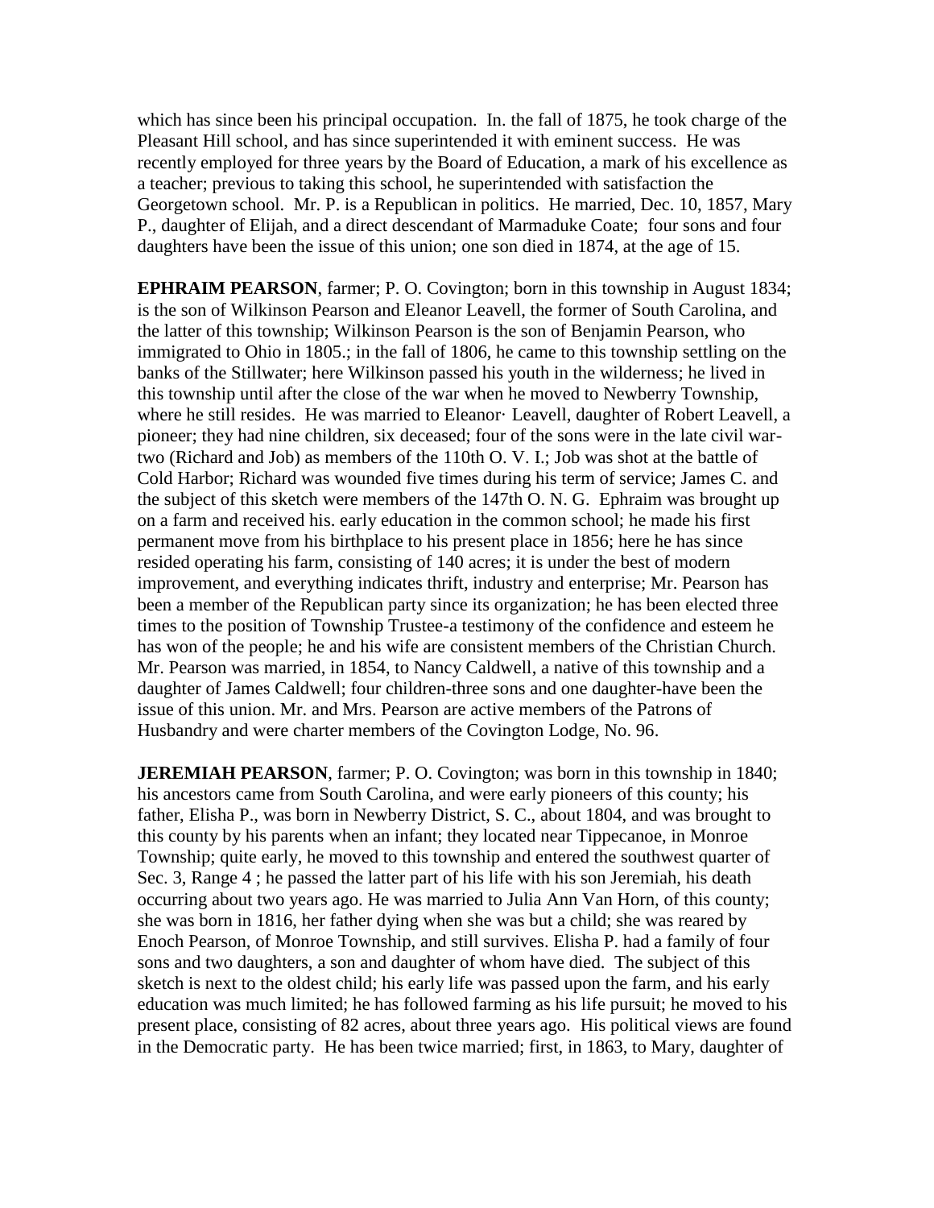which has since been his principal occupation. In. the fall of 1875, he took charge of the Pleasant Hill school, and has since superintended it with eminent success. He was recently employed for three years by the Board of Education, a mark of his excellence as a teacher; previous to taking this school, he superintended with satisfaction the Georgetown school. Mr. P. is a Republican in politics. He married, Dec. 10, 1857, Mary P., daughter of Elijah, and a direct descendant of Marmaduke Coate; four sons and four daughters have been the issue of this union; one son died in 1874, at the age of 15.

**EPHRAIM PEARSON**, farmer; P. O. Covington; born in this township in August 1834; is the son of Wilkinson Pearson and Eleanor Leavell, the former of South Carolina, and the latter of this township; Wilkinson Pearson is the son of Benjamin Pearson, who immigrated to Ohio in 1805.; in the fall of 1806, he came to this township settling on the banks of the Stillwater; here Wilkinson passed his youth in the wilderness; he lived in this township until after the close of the war when he moved to Newberry Township, where he still resides. He was married to Eleanor· Leavell, daughter of Robert Leavell, a pioneer; they had nine children, six deceased; four of the sons were in the late civil war-two (Richard and Job) as members of the 110th O. V. I.; Job was shot at the battle of Cold Harbor; Richard was wounded five times during his term of service; James C. and the subject of this sketch were members of the 147th O. N. G. Ephraim was brought up on a farm and received his. early education in the common school; he made his first permanent move from his birthplace to his present place in 1856; here he has since resided operating his farm, consisting of 140 acres; it is under the best of modern improvement, and everything indicates thrift, industry and enterprise; Mr. Pearson has been a member of the Republican party since its organization; he has been elected three times to the position of Township Trustee-a testimony of the confidence and esteem he has won of the people; he and his wife are consistent members of the Christian Church. Mr. Pearson was married, in 1854, to Nancy Caldwell, a native of this township and a daughter of James Caldwell; four children-three sons and one daughter-have been the issue of this union. Mr. and Mrs. Pearson are active members of the Patrons of Husbandry and were charter members of the Covington Lodge, No. 96.

**JEREMIAH PEARSON**, farmer; P. O. Covington; was born in this township in 1840; his ancestors came from South Carolina, and were early pioneers of this county; his father, Elisha P., was born in Newberry District, S. C., about 1804, and was brought to this county by his parents when an infant; they located near Tippecanoe, in Monroe Township; quite early, he moved to this township and entered the southwest quarter of Sec. 3, Range 4 ; he passed the latter part of his life with his son Jeremiah, his death occurring about two years ago. He was married to Julia Ann Van Horn, of this county; she was born in 1816, her father dying when she was but a child; she was reared by Enoch Pearson, of Monroe Township, and still survives. Elisha P. had a family of four sons and two daughters, a son and daughter of whom have died. The subject of this sketch is next to the oldest child; his early life was passed upon the farm, and his early education was much limited; he has followed farming as his life pursuit; he moved to his present place, consisting of 82 acres, about three years ago. His political views are found in the Democratic party. He has been twice married; first, in 1863, to Mary, daughter of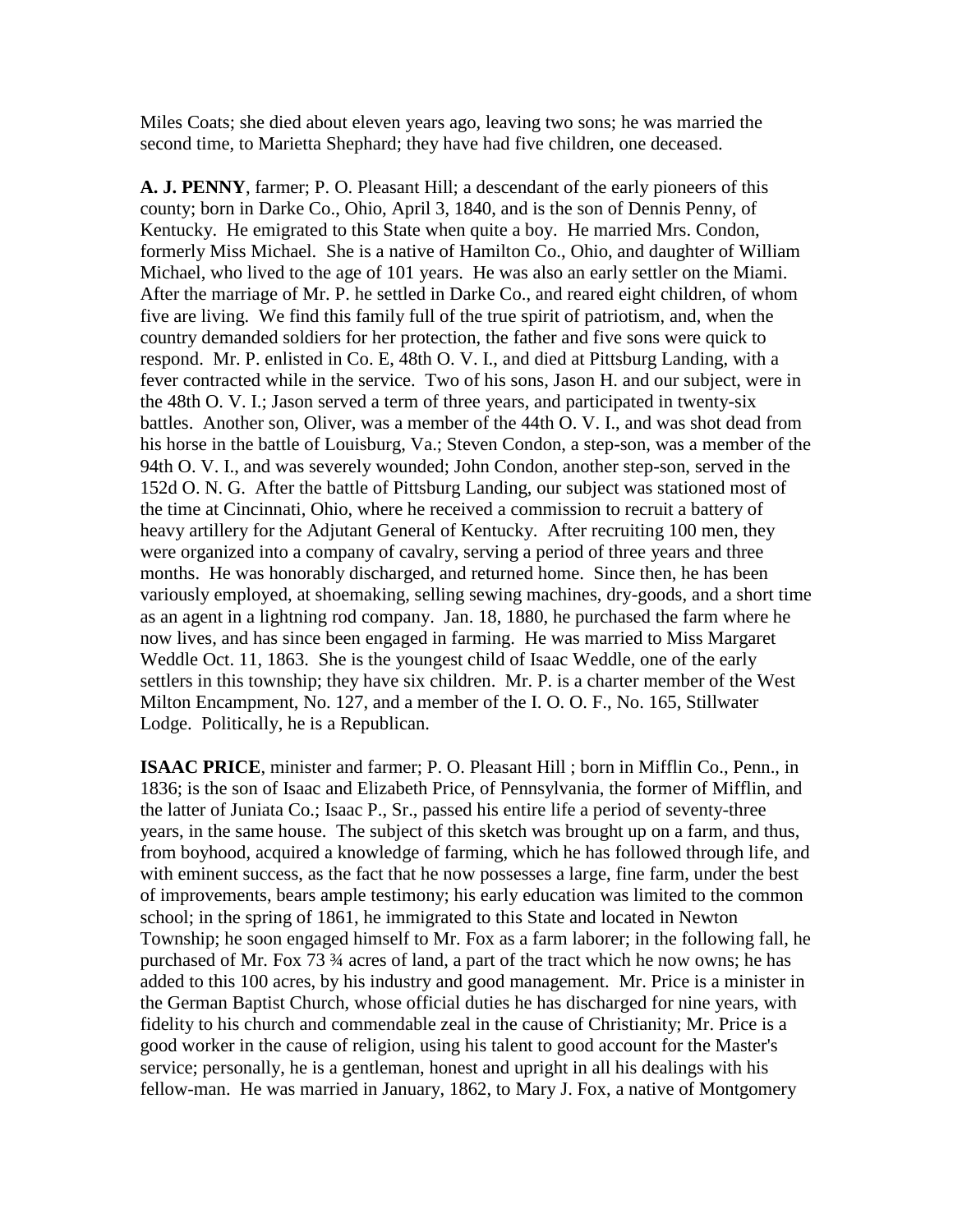Miles Coats; she died about eleven years ago, leaving two sons; he was married the second time, to Marietta Shephard; they have had five children, one deceased.

**A. J. PENNY**, farmer; P. O. Pleasant Hill; a descendant of the early pioneers of this county; born in Darke Co., Ohio, April 3, 1840, and is the son of Dennis Penny, of Kentucky. He emigrated to this State when quite a boy. He married Mrs. Condon, formerly Miss Michael. She is a native of Hamilton Co., Ohio, and daughter of William Michael, who lived to the age of 101 years. He was also an early settler on the Miami. After the marriage of Mr. P. he settled in Darke Co., and reared eight children, of whom five are living. We find this family full of the true spirit of patriotism, and, when the country demanded soldiers for her protection, the father and five sons were quick to respond. Mr. P. enlisted in Co. E, 48th O. V. I., and died at Pittsburg Landing, with a fever contracted while in the service. Two of his sons, Jason H. and our subject, were in the 48th O. V. I.; Jason served a term of three years, and participated in twenty-six battles. Another son, Oliver, was a member of the 44th O. V. I., and was shot dead from his horse in the battle of Louisburg, Va.; Steven Condon, a step-son, was a member of the 94th O. V. I., and was severely wounded; John Condon, another step-son, served in the 152d O. N. G. After the battle of Pittsburg Landing, our subject was stationed most of the time at Cincinnati, Ohio, where he received a commission to recruit a battery of heavy artillery for the Adjutant General of Kentucky. After recruiting 100 men, they were organized into a company of cavalry, serving a period of three years and three months. He was honorably discharged, and returned home. Since then, he has been variously employed, at shoemaking, selling sewing machines, dry-goods, and a short time as an agent in a lightning rod company. Jan. 18, 1880, he purchased the farm where he now lives, and has since been engaged in farming. He was married to Miss Margaret Weddle Oct. 11, 1863. She is the youngest child of Isaac Weddle, one of the early settlers in this township; they have six children. Mr. P. is a charter member of the West Milton Encampment, No. 127, and a member of the I. O. O. F., No. 165, Stillwater Lodge. Politically, he is a Republican.

**ISAAC PRICE**, minister and farmer; P. O. Pleasant Hill ; born in Mifflin Co., Penn., in 1836; is the son of Isaac and Elizabeth Price, of Pennsylvania, the former of Mifflin, and the latter of Juniata Co.; Isaac P., Sr., passed his entire life a period of seventy-three years, in the same house. The subject of this sketch was brought up on a farm, and thus, from boyhood, acquired a knowledge of farming, which he has followed through life, and with eminent success, as the fact that he now possesses a large, fine farm, under the best of improvements, bears ample testimony; his early education was limited to the common school; in the spring of 1861, he immigrated to this State and located in Newton Township; he soon engaged himself to Mr. Fox as a farm laborer; in the following fall, he purchased of Mr. Fox 73 ¾ acres of land, a part of the tract which he now owns; he has added to this 100 acres, by his industry and good management. Mr. Price is a minister in the German Baptist Church, whose official duties he has discharged for nine years, with fidelity to his church and commendable zeal in the cause of Christianity; Mr. Price is a good worker in the cause of religion, using his talent to good account for the Master's service; personally, he is a gentleman, honest and upright in all his dealings with his fellow-man. He was married in January, 1862, to Mary J. Fox, a native of Montgomery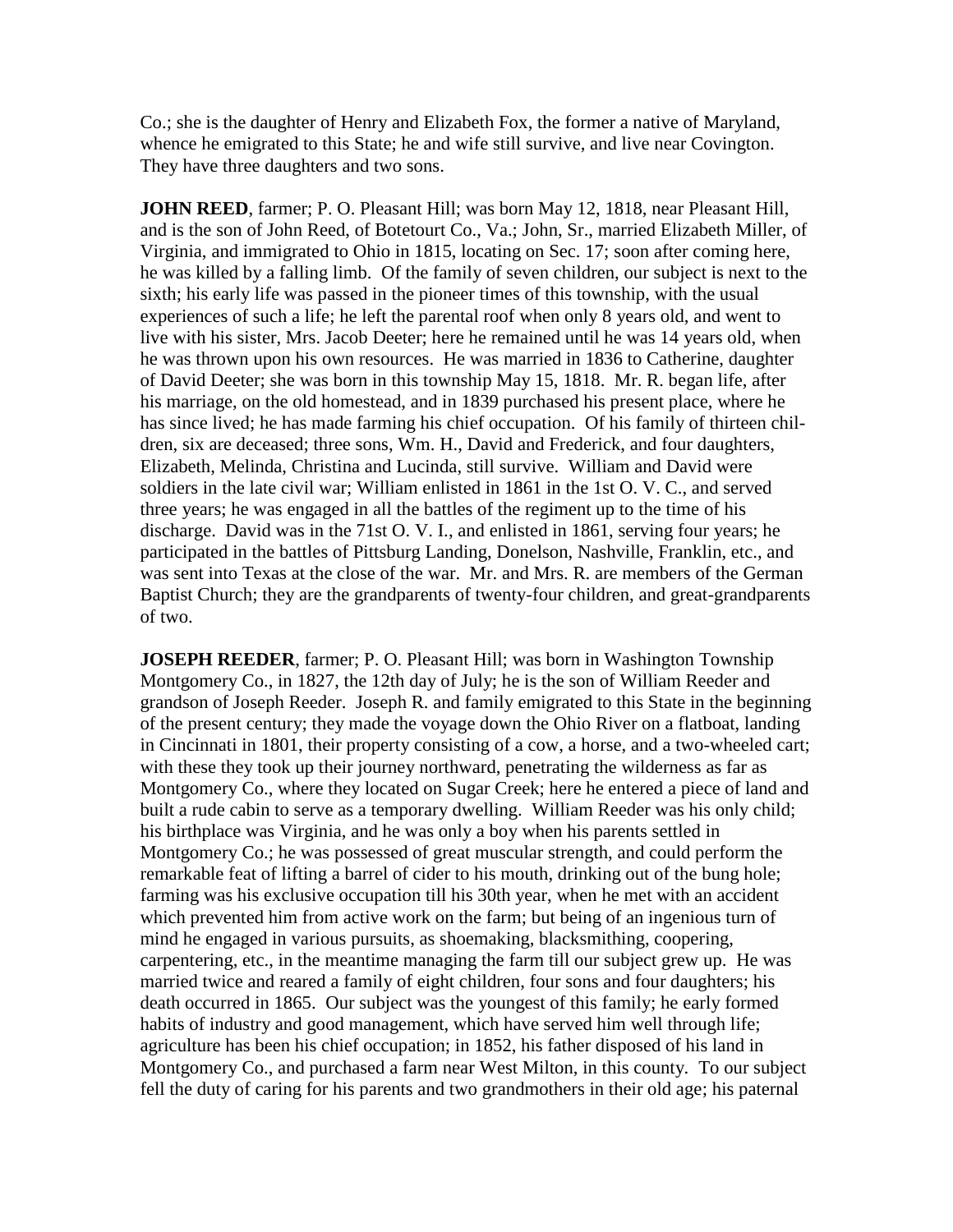Co.; she is the daughter of Henry and Elizabeth Fox, the former a native of Maryland, whence he emigrated to this State; he and wife still survive, and live near Covington. They have three daughters and two sons.

**JOHN REED**, farmer; P. O. Pleasant Hill; was born May 12, 1818, near Pleasant Hill, and is the son of John Reed, of Botetourt Co., Va.; John, Sr., married Elizabeth Miller, of Virginia, and immigrated to Ohio in 1815, locating on Sec. 17; soon after coming here, he was killed by a falling limb. Of the family of seven children, our subject is next to the sixth; his early life was passed in the pioneer times of this township, with the usual experiences of such a life; he left the parental roof when only 8 years old, and went to live with his sister, Mrs. Jacob Deeter; here he remained until he was 14 years old, when he was thrown upon his own resources. He was married in 1836 to Catherine, daughter of David Deeter; she was born in this township May 15, 1818. Mr. R. began life, after his marriage, on the old homestead, and in 1839 purchased his present place, where he has since lived; he has made farming his chief occupation. Of his family of thirteen children, six are deceased; three sons, Wm. H., David and Frederick, and four daughters, Elizabeth, Melinda, Christina and Lucinda, still survive. William and David were soldiers in the late civil war; William enlisted in 1861 in the 1st O. V. C., and served three years; he was engaged in all the battles of the regiment up to the time of his discharge. David was in the 71st O. V. I., and enlisted in 1861, serving four years; he participated in the battles of Pittsburg Landing, Donelson, Nashville, Franklin, etc., and was sent into Texas at the close of the war. Mr. and Mrs. R. are members of the German Baptist Church; they are the grandparents of twenty-four children, and great-grandparents of two.

**JOSEPH REEDER**, farmer; P. O. Pleasant Hill; was born in Washington Township Montgomery Co., in 1827, the 12th day of July; he is the son of William Reeder and grandson of Joseph Reeder. Joseph R. and family emigrated to this State in the beginning of the present century; they made the voyage down the Ohio River on a flatboat, landing in Cincinnati in 1801, their property consisting of a cow, a horse, and a two-wheeled cart; with these they took up their journey northward, penetrating the wilderness as far as Montgomery Co., where they located on Sugar Creek; here he entered a piece of land and built a rude cabin to serve as a temporary dwelling. William Reeder was his only child; his birthplace was Virginia, and he was only a boy when his parents settled in Montgomery Co.; he was possessed of great muscular strength, and could perform the remarkable feat of lifting a barrel of cider to his mouth, drinking out of the bung hole; farming was his exclusive occupation till his 30th year, when he met with an accident which prevented him from active work on the farm; but being of an ingenious turn of mind he engaged in various pursuits, as shoemaking, blacksmithing, coopering, carpentering, etc., in the meantime managing the farm till our subject grew up. He was married twice and reared a family of eight children, four sons and four daughters; his death occurred in 1865. Our subject was the youngest of this family; he early formed habits of industry and good management, which have served him well through life; agriculture has been his chief occupation; in 1852, his father disposed of his land in Montgomery Co., and purchased a farm near West Milton, in this county. To our subject fell the duty of caring for his parents and two grandmothers in their old age; his paternal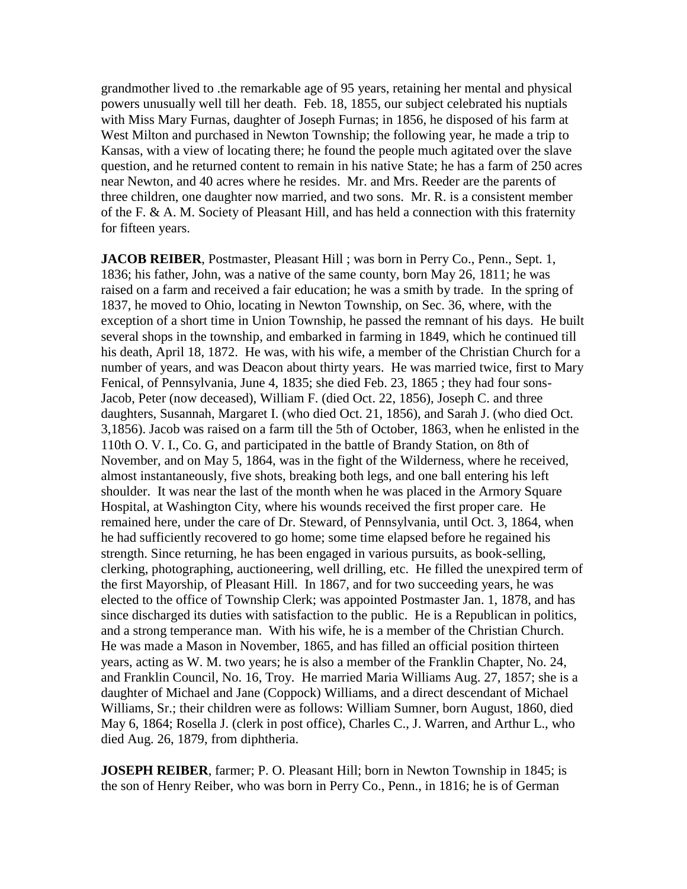grandmother lived to .the remarkable age of 95 years, retaining her mental and physical powers unusually well till her death. Feb. 18, 1855, our subject celebrated his nuptials with Miss Mary Furnas, daughter of Joseph Furnas; in 1856, he disposed of his farm at West Milton and purchased in Newton Township; the following year, he made a trip to Kansas, with a view of locating there; he found the people much agitated over the slave question, and he returned content to remain in his native State; he has a farm of 250 acres near Newton, and 40 acres where he resides. Mr. and Mrs. Reeder are the parents of three children, one daughter now married, and two sons. Mr. R. is a consistent member of the F. & A. M. Society of Pleasant Hill, and has held a connection with this fraternity for fifteen years.

**JACOB REIBER**, Postmaster, Pleasant Hill ; was born in Perry Co., Penn., Sept. 1, 1836; his father, John, was a native of the same county, born May 26, 1811; he was raised on a farm and received a fair education; he was a smith by trade. In the spring of 1837, he moved to Ohio, locating in Newton Township, on Sec. 36, where, with the exception of a short time in Union Township, he passed the remnant of his days. He built several shops in the township, and embarked in farming in 1849, which he continued till his death, April 18, 1872. He was, with his wife, a member of the Christian Church for a number of years, and was Deacon about thirty years. He was married twice, first to Mary Fenical, of Pennsylvania, June 4, 1835; she died Feb. 23, 1865 ; they had four sons-Jacob, Peter (now deceased), William F. (died Oct. 22, 1856), Joseph C. and three daughters, Susannah, Margaret I. (who died Oct. 21, 1856), and Sarah J. (who died Oct. 3,1856). Jacob was raised on a farm till the 5th of October, 1863, when he enlisted in the 110th O. V. I., Co. G, and participated in the battle of Brandy Station, on 8th of November, and on May 5, 1864, was in the fight of the Wilderness, where he received, almost instantaneously, five shots, breaking both legs, and one ball entering his left shoulder. It was near the last of the month when he was placed in the Armory Square Hospital, at Washington City, where his wounds received the first proper care. He remained here, under the care of Dr. Steward, of Pennsylvania, until Oct. 3, 1864, when he had sufficiently recovered to go home; some time elapsed before he regained his strength. Since returning, he has been engaged in various pursuits, as book-selling, clerking, photographing, auctioneering, well drilling, etc. He filled the unexpired term of the first Mayorship, of Pleasant Hill. In 1867, and for two succeeding years, he was elected to the office of Township Clerk; was appointed Postmaster Jan. 1, 1878, and has since discharged its duties with satisfaction to the public. He is a Republican in politics, and a strong temperance man. With his wife, he is a member of the Christian Church. He was made a Mason in November, 1865, and has filled an official position thirteen years, acting as W. M. two years; he is also a member of the Franklin Chapter, No. 24, and Franklin Council, No. 16, Troy. He married Maria Williams Aug. 27, 1857; she is a daughter of Michael and Jane (Coppock) Williams, and a direct descendant of Michael Williams, Sr.; their children were as follows: William Sumner, born August, 1860, died May 6, 1864; Rosella J. (clerk in post office), Charles C., J. Warren, and Arthur L., who died Aug. 26, 1879, from diphtheria.

**JOSEPH REIBER**, farmer; P. O. Pleasant Hill; born in Newton Township in 1845; is the son of Henry Reiber, who was born in Perry Co., Penn., in 1816; he is of German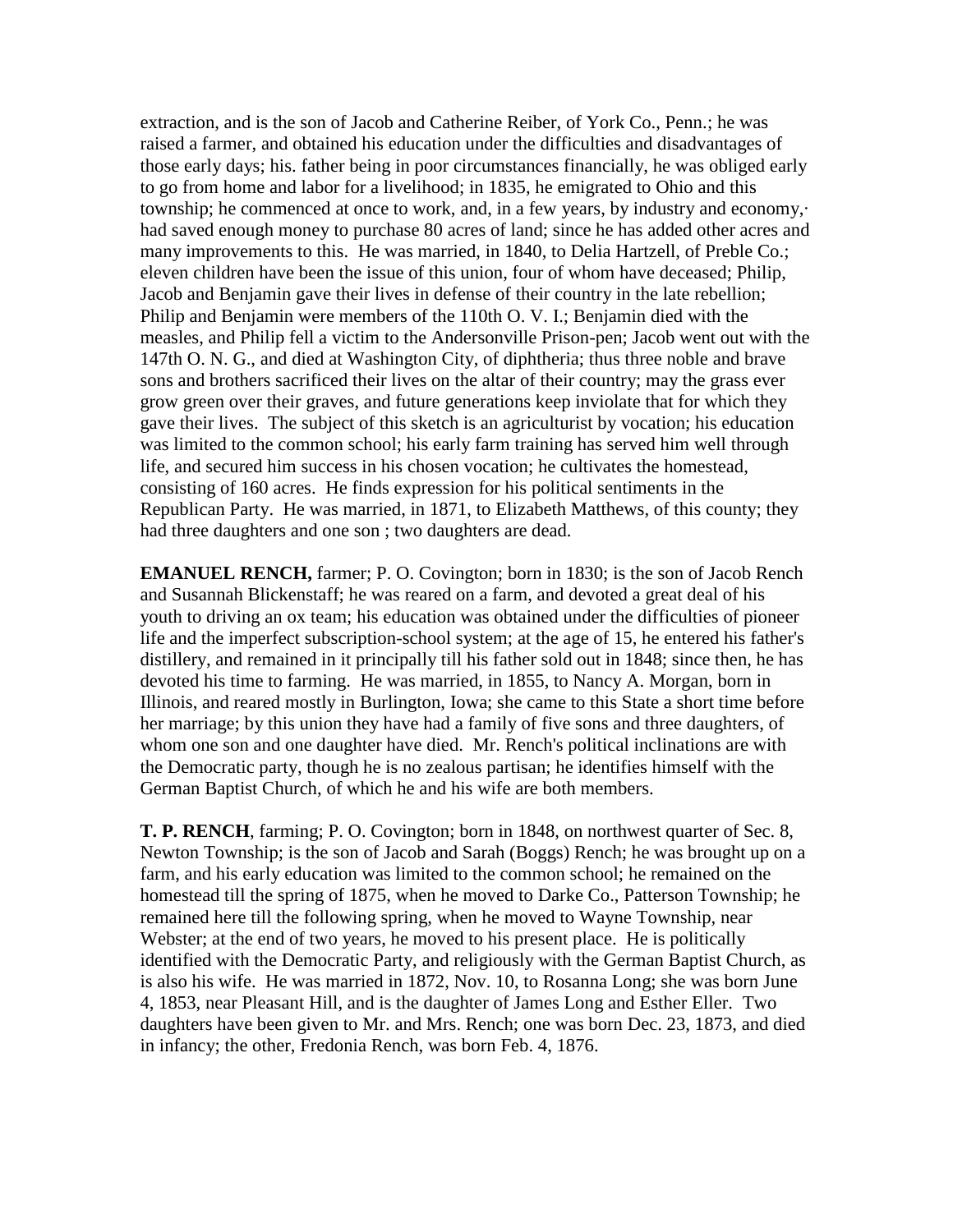extraction, and is the son of Jacob and Catherine Reiber, of York Co., Penn.; he was raised a farmer, and obtained his education under the difficulties and disadvantages of those early days; his. father being in poor circumstances financially, he was obliged early to go from home and labor for a livelihood; in 1835, he emigrated to Ohio and this township; he commenced at once to work, and, in a few years, by industry and economy,· had saved enough money to purchase 80 acres of land; since he has added other acres and many improvements to this. He was married, in 1840, to Delia Hartzell, of Preble Co.; eleven children have been the issue of this union, four of whom have deceased; Philip, Jacob and Benjamin gave their lives in defense of their country in the late rebellion; Philip and Benjamin were members of the 110th O. V. I.; Benjamin died with the measles, and Philip fell a victim to the Andersonville Prison-pen; Jacob went out with the 147th O. N. G., and died at Washington City, of diphtheria; thus three noble and brave sons and brothers sacrificed their lives on the altar of their country; may the grass ever grow green over their graves, and future generations keep inviolate that for which they gave their lives. The subject of this sketch is an agriculturist by vocation; his education was limited to the common school; his early farm training has served him well through life, and secured him success in his chosen vocation; he cultivates the homestead, consisting of 160 acres. He finds expression for his political sentiments in the Republican Party. He was married, in 1871, to Elizabeth Matthews, of this county; they had three daughters and one son ; two daughters are dead.

**EMANUEL RENCH,** farmer; P. O. Covington; born in 1830; is the son of Jacob Rench and Susannah Blickenstaff; he was reared on a farm, and devoted a great deal of his youth to driving an ox team; his education was obtained under the difficulties of pioneer life and the imperfect subscription-school system; at the age of 15, he entered his father's distillery, and remained in it principally till his father sold out in 1848; since then, he has devoted his time to farming. He was married, in 1855, to Nancy A. Morgan, born in Illinois, and reared mostly in Burlington, Iowa; she came to this State a short time before her marriage; by this union they have had a family of five sons and three daughters, of whom one son and one daughter have died. Mr. Rench's political inclinations are with the Democratic party, though he is no zealous partisan; he identifies himself with the German Baptist Church, of which he and his wife are both members.

**T. P. RENCH**, farming; P. O. Covington; born in 1848, on northwest quarter of Sec. 8, Newton Township; is the son of Jacob and Sarah (Boggs) Rench; he was brought up on a farm, and his early education was limited to the common school; he remained on the homestead till the spring of 1875, when he moved to Darke Co., Patterson Township; he remained here till the following spring, when he moved to Wayne Township, near Webster; at the end of two years, he moved to his present place. He is politically identified with the Democratic Party, and religiously with the German Baptist Church, as is also his wife. He was married in 1872, Nov. 10, to Rosanna Long; she was born June 4, 1853, near Pleasant Hill, and is the daughter of James Long and Esther Eller. Two daughters have been given to Mr. and Mrs. Rench; one was born Dec. 23, 1873, and died in infancy; the other, Fredonia Rench, was born Feb. 4, 1876.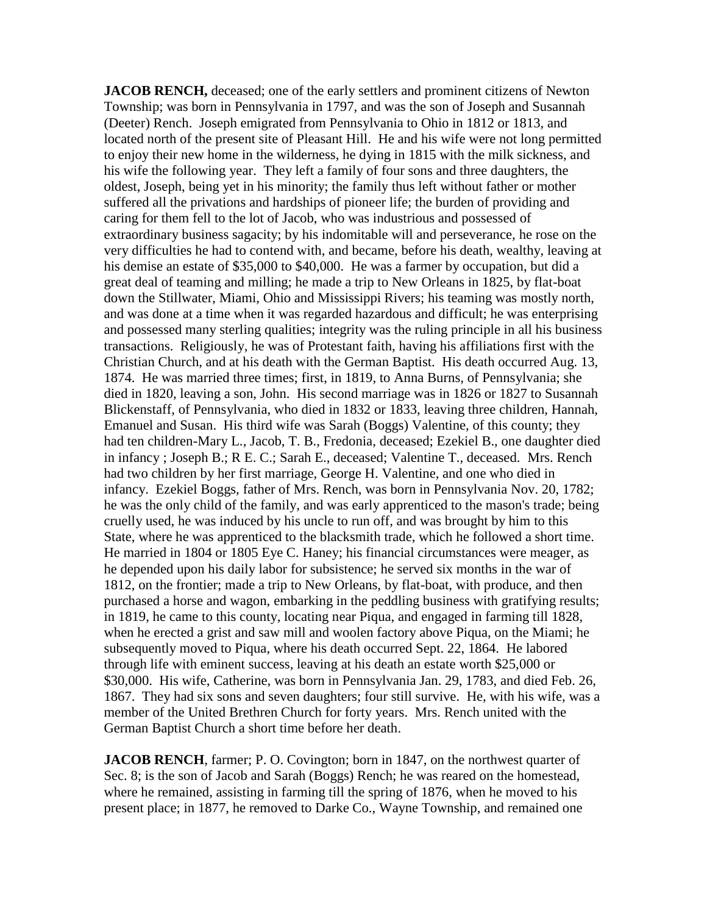**JACOB RENCH,** deceased; one of the early settlers and prominent citizens of Newton Township; was born in Pennsylvania in 1797, and was the son of Joseph and Susannah (Deeter) Rench. Joseph emigrated from Pennsylvania to Ohio in 1812 or 1813, and located north of the present site of Pleasant Hill. He and his wife were not long permitted to enjoy their new home in the wilderness, he dying in 1815 with the milk sickness, and his wife the following year. They left a family of four sons and three daughters, the oldest, Joseph, being yet in his minority; the family thus left without father or mother suffered all the privations and hardships of pioneer life; the burden of providing and caring for them fell to the lot of Jacob, who was industrious and possessed of extraordinary business sagacity; by his indomitable will and perseverance, he rose on the very difficulties he had to contend with, and became, before his death, wealthy, leaving at his demise an estate of $35,000 to $40,000. He was a farmer by occupation, but did a great deal of teaming and milling; he made a trip to New Orleans in 1825, by flat-boat down the Stillwater, Miami, Ohio and Mississippi Rivers; his teaming was mostly north, and was done at a time when it was regarded hazardous and difficult; he was enterprising and possessed many sterling qualities; integrity was the ruling principle in all his business transactions. Religiously, he was of Protestant faith, having his affiliations first with the Christian Church, and at his death with the German Baptist. His death occurred Aug. 13, 1874. He was married three times; first, in 1819, to Anna Burns, of Pennsylvania; she died in 1820, leaving a son, John. His second marriage was in 1826 or 1827 to Susannah Blickenstaff, of Pennsylvania, who died in 1832 or 1833, leaving three children, Hannah, Emanuel and Susan. His third wife was Sarah (Boggs) Valentine, of this county; they had ten children-Mary L., Jacob, T. B., Fredonia, deceased; Ezekiel B., one daughter died in infancy ; Joseph B.; R E. C.; Sarah E., deceased; Valentine T., deceased. Mrs. Rench had two children by her first marriage, George H. Valentine, and one who died in infancy. Ezekiel Boggs, father of Mrs. Rench, was born in Pennsylvania Nov. 20, 1782; he was the only child of the family, and was early apprenticed to the mason's trade; being cruelly used, he was induced by his uncle to run off, and was brought by him to this State, where he was apprenticed to the blacksmith trade, which he followed a short time. He married in 1804 or 1805 Eye C. Haney; his financial circumstances were meager, as he depended upon his daily labor for subsistence; he served six months in the war of 1812, on the frontier; made a trip to New Orleans, by flat-boat, with produce, and then purchased a horse and wagon, embarking in the peddling business with gratifying results; in 1819, he came to this county, locating near Piqua, and engaged in farming till 1828, when he erected a grist and saw mill and woolen factory above Piqua, on the Miami; he subsequently moved to Piqua, where his death occurred Sept. 22, 1864. He labored through life with eminent success, leaving at his death an estate worth $25,000 or $30,000. His wife, Catherine, was born in Pennsylvania Jan. 29, 1783, and died Feb. 26, 1867. They had six sons and seven daughters; four still survive. He, with his wife, was a member of the United Brethren Church for forty years. Mrs. Rench united with the German Baptist Church a short time before her death.

**JACOB RENCH**, farmer; P. O. Covington; born in 1847, on the northwest quarter of Sec. 8; is the son of Jacob and Sarah (Boggs) Rench; he was reared on the homestead, where he remained, assisting in farming till the spring of 1876, when he moved to his present place; in 1877, he removed to Darke Co., Wayne Township, and remained one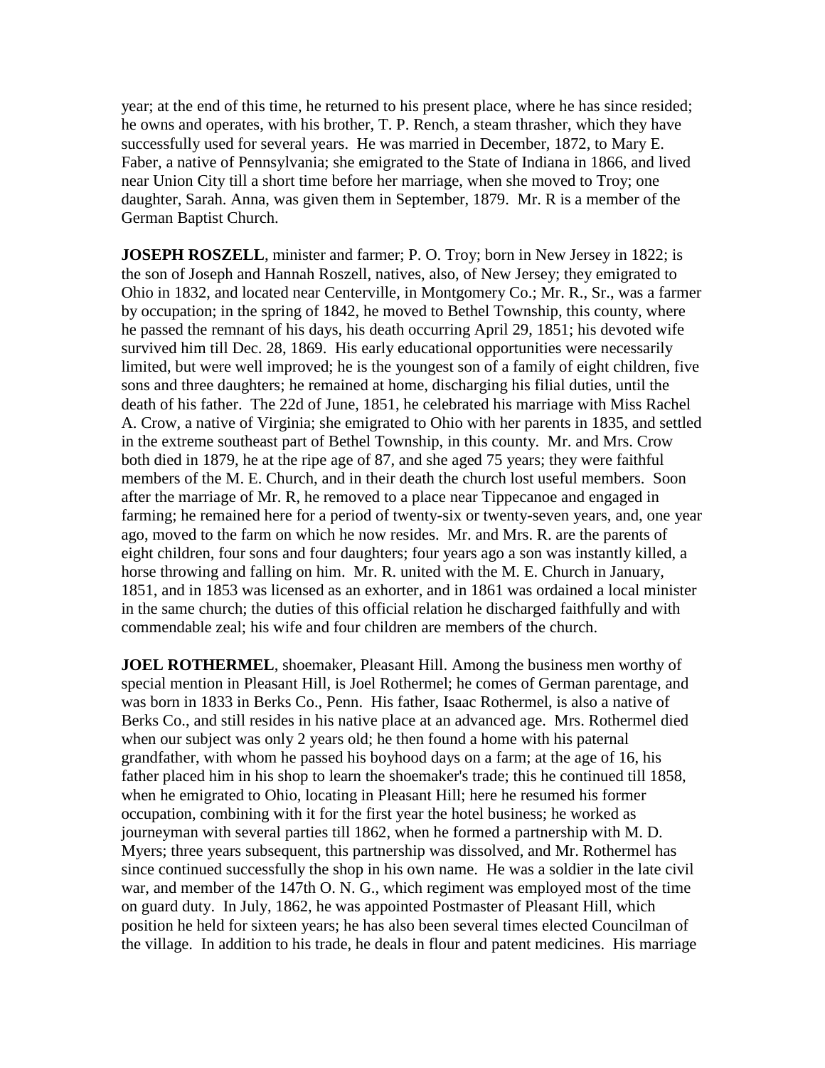year; at the end of this time, he returned to his present place, where he has since resided; he owns and operates, with his brother, T. P. Rench, a steam thrasher, which they have successfully used for several years. He was married in December, 1872, to Mary E. Faber, a native of Pennsylvania; she emigrated to the State of Indiana in 1866, and lived near Union City till a short time before her marriage, when she moved to Troy; one daughter, Sarah. Anna, was given them in September, 1879. Mr. R is a member of the German Baptist Church.

**JOSEPH ROSZELL**, minister and farmer; P. O. Troy; born in New Jersey in 1822; is the son of Joseph and Hannah Roszell, natives, also, of New Jersey; they emigrated to Ohio in 1832, and located near Centerville, in Montgomery Co.; Mr. R., Sr., was a farmer by occupation; in the spring of 1842, he moved to Bethel Township, this county, where he passed the remnant of his days, his death occurring April 29, 1851; his devoted wife survived him till Dec. 28, 1869. His early educational opportunities were necessarily limited, but were well improved; he is the youngest son of a family of eight children, five sons and three daughters; he remained at home, discharging his filial duties, until the death of his father. The 22d of June, 1851, he celebrated his marriage with Miss Rachel A. Crow, a native of Virginia; she emigrated to Ohio with her parents in 1835, and settled in the extreme southeast part of Bethel Township, in this county. Mr. and Mrs. Crow both died in 1879, he at the ripe age of 87, and she aged 75 years; they were faithful members of the M. E. Church, and in their death the church lost useful members. Soon after the marriage of Mr. R, he removed to a place near Tippecanoe and engaged in farming; he remained here for a period of twenty-six or twenty-seven years, and, one year ago, moved to the farm on which he now resides. Mr. and Mrs. R. are the parents of eight children, four sons and four daughters; four years ago a son was instantly killed, a horse throwing and falling on him. Mr. R. united with the M. E. Church in January, 1851, and in 1853 was licensed as an exhorter, and in 1861 was ordained a local minister in the same church; the duties of this official relation he discharged faithfully and with commendable zeal; his wife and four children are members of the church.

**JOEL ROTHERMEL**, shoemaker, Pleasant Hill. Among the business men worthy of special mention in Pleasant Hill, is Joel Rothermel; he comes of German parentage, and was born in 1833 in Berks Co., Penn. His father, Isaac Rothermel, is also a native of Berks Co., and still resides in his native place at an advanced age. Mrs. Rothermel died when our subject was only 2 years old; he then found a home with his paternal grandfather, with whom he passed his boyhood days on a farm; at the age of 16, his father placed him in his shop to learn the shoemaker's trade; this he continued till 1858, when he emigrated to Ohio, locating in Pleasant Hill; here he resumed his former occupation, combining with it for the first year the hotel business; he worked as journeyman with several parties till 1862, when he formed a partnership with M. D. Myers; three years subsequent, this partnership was dissolved, and Mr. Rothermel has since continued successfully the shop in his own name. He was a soldier in the late civil war, and member of the 147th O. N. G., which regiment was employed most of the time on guard duty. In July, 1862, he was appointed Postmaster of Pleasant Hill, which position he held for sixteen years; he has also been several times elected Councilman of the village. In addition to his trade, he deals in flour and patent medicines. His marriage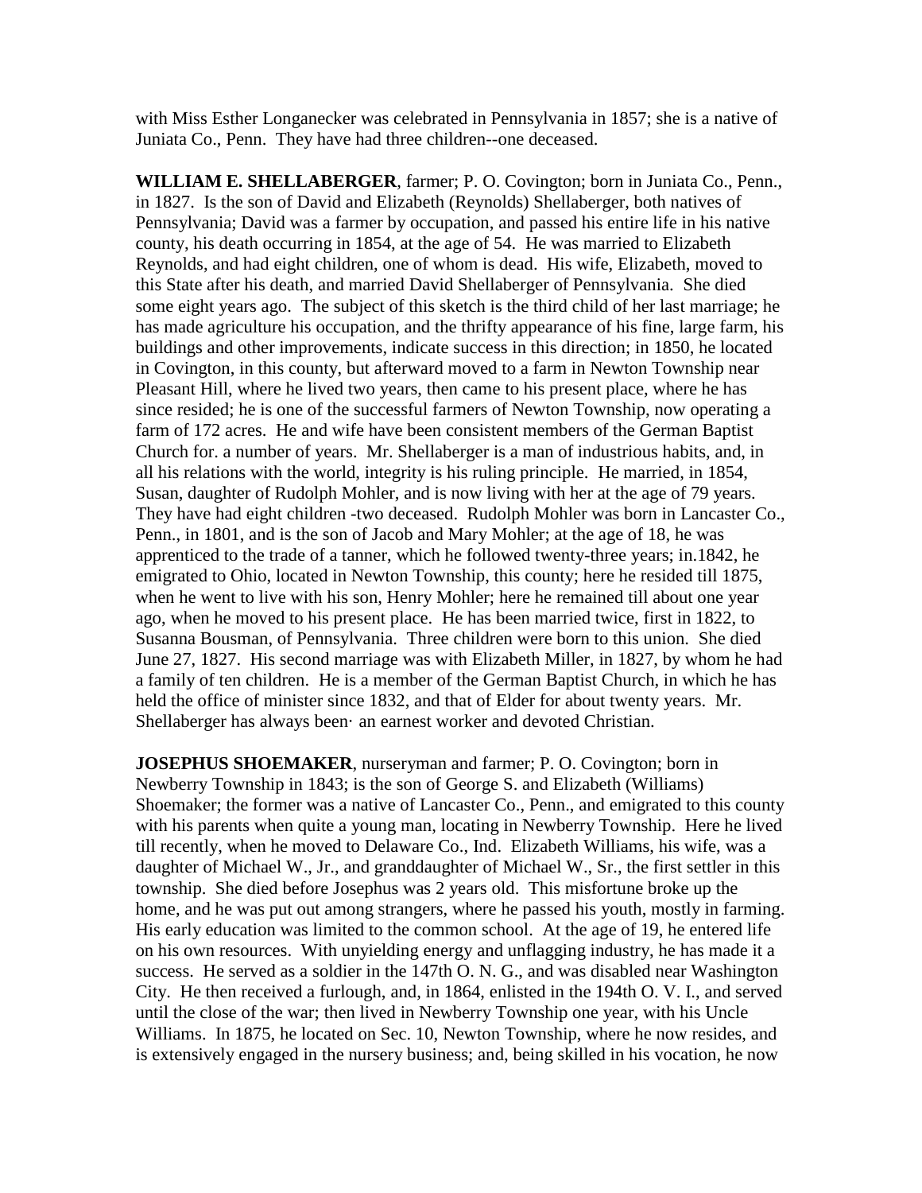with Miss Esther Longanecker was celebrated in Pennsylvania in 1857; she is a native of Juniata Co., Penn. They have had three children--one deceased.

**WILLIAM E. SHELLABERGER**, farmer; P. O. Covington; born in Juniata Co., Penn., in 1827. Is the son of David and Elizabeth (Reynolds) Shellaberger, both natives of Pennsylvania; David was a farmer by occupation, and passed his entire life in his native county, his death occurring in 1854, at the age of 54. He was married to Elizabeth Reynolds, and had eight children, one of whom is dead. His wife, Elizabeth, moved to this State after his death, and married David Shellaberger of Pennsylvania. She died some eight years ago. The subject of this sketch is the third child of her last marriage; he has made agriculture his occupation, and the thrifty appearance of his fine, large farm, his buildings and other improvements, indicate success in this direction; in 1850, he located in Covington, in this county, but afterward moved to a farm in Newton Township near Pleasant Hill, where he lived two years, then came to his present place, where he has since resided; he is one of the successful farmers of Newton Township, now operating a farm of 172 acres. He and wife have been consistent members of the German Baptist Church for. a number of years. Mr. Shellaberger is a man of industrious habits, and, in all his relations with the world, integrity is his ruling principle. He married, in 1854, Susan, daughter of Rudolph Mohler, and is now living with her at the age of 79 years. They have had eight children -two deceased. Rudolph Mohler was born in Lancaster Co., Penn., in 1801, and is the son of Jacob and Mary Mohler; at the age of 18, he was apprenticed to the trade of a tanner, which he followed twenty-three years; in.1842, he emigrated to Ohio, located in Newton Township, this county; here he resided till 1875, when he went to live with his son, Henry Mohler; here he remained till about one year ago, when he moved to his present place. He has been married twice, first in 1822, to Susanna Bousman, of Pennsylvania. Three children were born to this union. She died June 27, 1827. His second marriage was with Elizabeth Miller, in 1827, by whom he had a family of ten children. He is a member of the German Baptist Church, in which he has held the office of minister since 1832, and that of Elder for about twenty years. Mr. Shellaberger has always been· an earnest worker and devoted Christian.

**JOSEPHUS SHOEMAKER**, nurseryman and farmer; P. O. Covington; born in Newberry Township in 1843; is the son of George S. and Elizabeth (Williams) Shoemaker; the former was a native of Lancaster Co., Penn., and emigrated to this county with his parents when quite a young man, locating in Newberry Township. Here he lived till recently, when he moved to Delaware Co., Ind. Elizabeth Williams, his wife, was a daughter of Michael W., Jr., and granddaughter of Michael W., Sr., the first settler in this township. She died before Josephus was 2 years old. This misfortune broke up the home, and he was put out among strangers, where he passed his youth, mostly in farming. His early education was limited to the common school. At the age of 19, he entered life on his own resources. With unyielding energy and unflagging industry, he has made it a success. He served as a soldier in the 147th O. N. G., and was disabled near Washington City. He then received a furlough, and, in 1864, enlisted in the 194th O. V. I., and served until the close of the war; then lived in Newberry Township one year, with his Uncle Williams. In 1875, he located on Sec. 10, Newton Township, where he now resides, and is extensively engaged in the nursery business; and, being skilled in his vocation, he now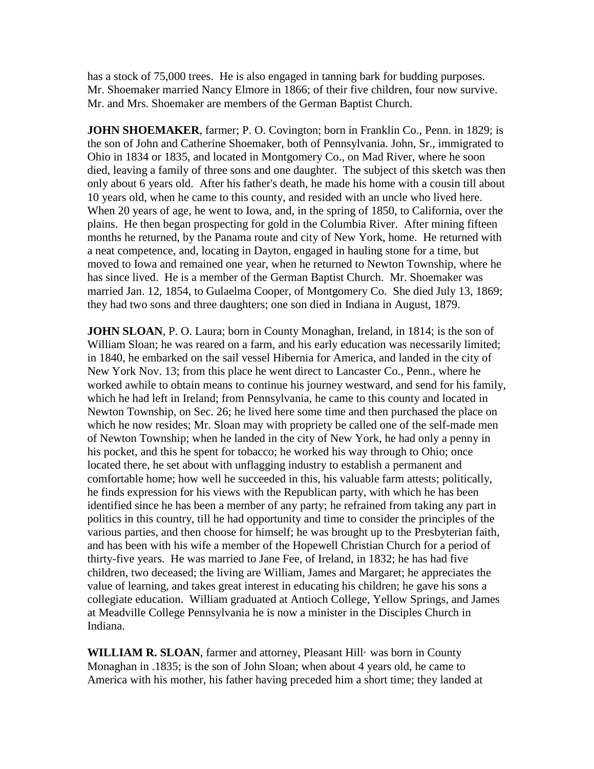has a stock of 75,000 trees. He is also engaged in tanning bark for budding purposes. Mr. Shoemaker married Nancy Elmore in 1866; of their five children, four now survive. Mr. and Mrs. Shoemaker are members of the German Baptist Church.

**JOHN SHOEMAKER**, farmer; P. O. Covington; born in Franklin Co., Penn. in 1829; is the son of John and Catherine Shoemaker, both of Pennsylvania. John, Sr., immigrated to Ohio in 1834 or 1835, and located in Montgomery Co., on Mad River, where he soon died, leaving a family of three sons and one daughter. The subject of this sketch was then only about 6 years old. After his father's death, he made his home with a cousin till about 10 years old, when he came to this county, and resided with an uncle who lived here. When 20 years of age, he went to Iowa, and, in the spring of 1850, to California, over the plains. He then began prospecting for gold in the Columbia River. After mining fifteen months he returned, by the Panama route and city of New York, home. He returned with a neat competence, and, locating in Dayton, engaged in hauling stone for a time, but moved to Iowa and remained one year, when he returned to Newton Township, where he has since lived. He is a member of the German Baptist Church. Mr. Shoemaker was married Jan. 12, 1854, to Gulaelma Cooper, of Montgomery Co. She died July 13, 1869; they had two sons and three daughters; one son died in Indiana in August, 1879.

**JOHN SLOAN**, P. O. Laura; born in County Monaghan, Ireland, in 1814; is the son of William Sloan; he was reared on a farm, and his early education was necessarily limited; in 1840, he embarked on the sail vessel Hibernia for America, and landed in the city of New York Nov. 13; from this place he went direct to Lancaster Co., Penn., where he worked awhile to obtain means to continue his journey westward, and send for his family, which he had left in Ireland; from Pennsylvania, he came to this county and located in Newton Township, on Sec. 26; he lived here some time and then purchased the place on which he now resides; Mr. Sloan may with propriety be called one of the self-made men of Newton Township; when he landed in the city of New York, he had only a penny in his pocket, and this he spent for tobacco; he worked his way through to Ohio; once located there, he set about with unflagging industry to establish a permanent and comfortable home; how well he succeeded in this, his valuable farm attests; politically, he finds expression for his views with the Republican party, with which he has been identified since he has been a member of any party; he refrained from taking any part in politics in this country, till he had opportunity and time to consider the principles of the various parties, and then choose for himself; he was brought up to the Presbyterian faith, and has been with his wife a member of the Hopewell Christian Church for a period of thirty-five years. He was married to Jane Fee, of Ireland, in 1832; he has had five children, two deceased; the living are William, James and Margaret; he appreciates the value of learning, and takes great interest in educating his children; he gave his sons a collegiate education. William graduated at Antioch College, Yellow Springs, and James at Meadville College Pennsylvania he is now a minister in the Disciples Church in Indiana.

**WILLIAM R. SLOAN**, farmer and attorney, Pleasant Hill· was born in County Monaghan in .1835; is the son of John Sloan; when about 4 years old, he came to America with his mother, his father having preceded him a short time; they landed at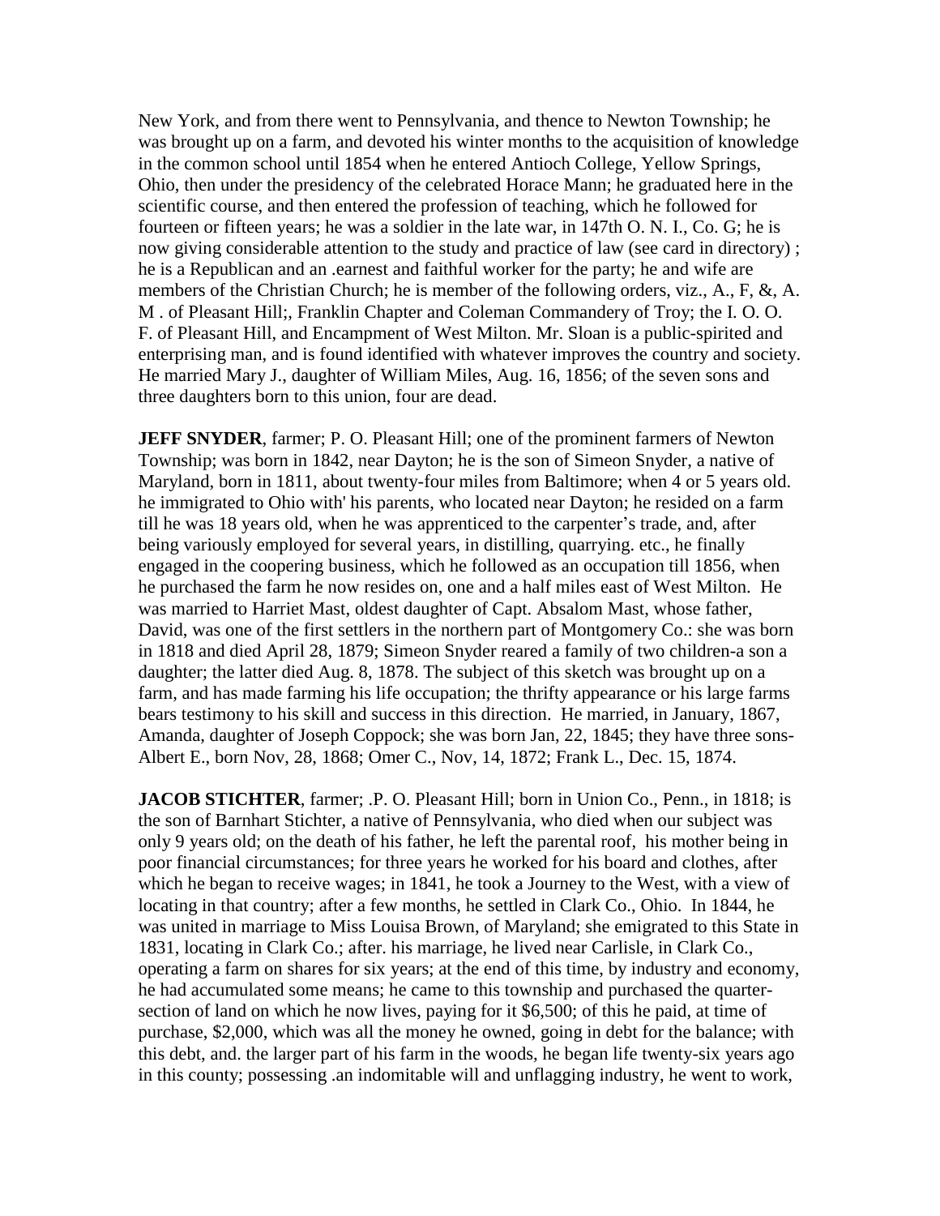New York, and from there went to Pennsylvania, and thence to Newton Township; he was brought up on a farm, and devoted his winter months to the acquisition of knowledge in the common school until 1854 when he entered Antioch College, Yellow Springs, Ohio, then under the presidency of the celebrated Horace Mann; he graduated here in the scientific course, and then entered the profession of teaching, which he followed for fourteen or fifteen years; he was a soldier in the late war, in 147th O. N. I., Co. G; he is now giving considerable attention to the study and practice of law (see card in directory) ; he is a Republican and an .earnest and faithful worker for the party; he and wife are members of the Christian Church; he is member of the following orders, viz., A., F, &, A. M . of Pleasant Hill;, Franklin Chapter and Coleman Commandery of Troy; the I. O. O. F. of Pleasant Hill, and Encampment of West Milton. Mr. Sloan is a public-spirited and enterprising man, and is found identified with whatever improves the country and society. He married Mary J., daughter of William Miles, Aug. 16, 1856; of the seven sons and three daughters born to this union, four are dead.

**JEFF SNYDER**, farmer; P. O. Pleasant Hill; one of the prominent farmers of Newton Township; was born in 1842, near Dayton; he is the son of Simeon Snyder, a native of Maryland, born in 1811, about twenty-four miles from Baltimore; when 4 or 5 years old. he immigrated to Ohio with' his parents, who located near Dayton; he resided on a farm till he was 18 years old, when he was apprenticed to the carpenter's trade, and, after being variously employed for several years, in distilling, quarrying. etc., he finally engaged in the coopering business, which he followed as an occupation till 1856, when he purchased the farm he now resides on, one and a half miles east of West Milton. He was married to Harriet Mast, oldest daughter of Capt. Absalom Mast, whose father, David, was one of the first settlers in the northern part of Montgomery Co.: she was born in 1818 and died April 28, 1879; Simeon Snyder reared a family of two children-a son a daughter; the latter died Aug. 8, 1878. The subject of this sketch was brought up on a farm, and has made farming his life occupation; the thrifty appearance or his large farms bears testimony to his skill and success in this direction. He married, in January, 1867, Amanda, daughter of Joseph Coppock; she was born Jan, 22, 1845; they have three sons-Albert E., born Nov, 28, 1868; Omer C., Nov, 14, 1872; Frank L., Dec. 15, 1874.

**JACOB STICHTER**, farmer; .P. O. Pleasant Hill; born in Union Co., Penn., in 1818; is the son of Barnhart Stichter, a native of Pennsylvania, who died when our subject was only 9 years old; on the death of his father, he left the parental roof, his mother being in poor financial circumstances; for three years he worked for his board and clothes, after which he began to receive wages; in 1841, he took a Journey to the West, with a view of locating in that country; after a few months, he settled in Clark Co., Ohio. In 1844, he was united in marriage to Miss Louisa Brown, of Maryland; she emigrated to this State in 1831, locating in Clark Co.; after. his marriage, he lived near Carlisle, in Clark Co., operating a farm on shares for six years; at the end of this time, by industry and economy, he had accumulated some means; he came to this township and purchased the quarter-section of land on which he now lives, paying for it $6,500; of this he paid, at time of purchase, $2,000, which was all the money he owned, going in debt for the balance; with this debt, and. the larger part of his farm in the woods, he began life twenty-six years ago in this county; possessing .an indomitable will and unflagging industry, he went to work,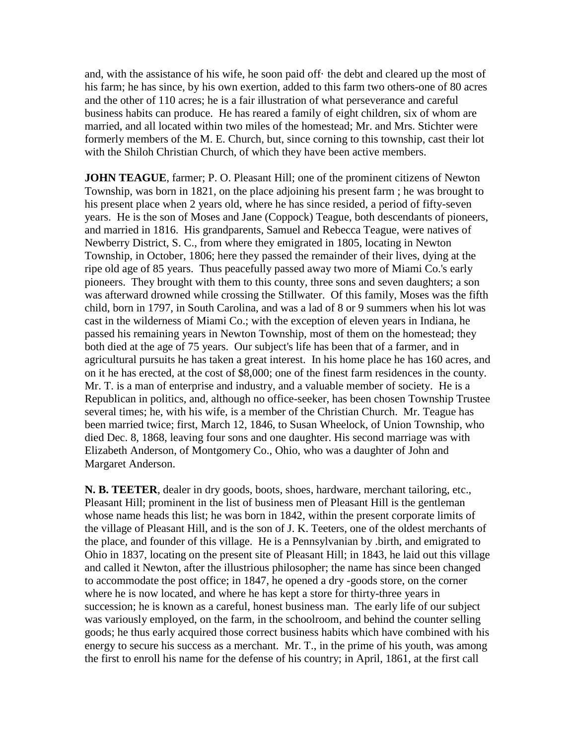and, with the assistance of his wife, he soon paid off· the debt and cleared up the most of his farm; he has since, by his own exertion, added to this farm two others-one of 80 acres and the other of 110 acres; he is a fair illustration of what perseverance and careful business habits can produce. He has reared a family of eight children, six of whom are married, and all located within two miles of the homestead; Mr. and Mrs. Stichter were formerly members of the M. E. Church, but, since corning to this township, cast their lot with the Shiloh Christian Church, of which they have been active members.

**JOHN TEAGUE**, farmer; P. O. Pleasant Hill; one of the prominent citizens of Newton Township, was born in 1821, on the place adjoining his present farm ; he was brought to his present place when 2 years old, where he has since resided, a period of fifty-seven years. He is the son of Moses and Jane (Coppock) Teague, both descendants of pioneers, and married in 1816. His grandparents, Samuel and Rebecca Teague, were natives of Newberry District, S. C., from where they emigrated in 1805, locating in Newton Township, in October, 1806; here they passed the remainder of their lives, dying at the ripe old age of 85 years. Thus peacefully passed away two more of Miami Co.'s early pioneers. They brought with them to this county, three sons and seven daughters; a son was afterward drowned while crossing the Stillwater. Of this family, Moses was the fifth child, born in 1797, in South Carolina, and was a lad of 8 or 9 summers when his lot was cast in the wilderness of Miami Co.; with the exception of eleven years in Indiana, he passed his remaining years in Newton Township, most of them on the homestead; they both died at the age of 75 years. Our subject's life has been that of a farmer, and in agricultural pursuits he has taken a great interest. In his home place he has 160 acres, and on it he has erected, at the cost of $8,000; one of the finest farm residences in the county. Mr. T. is a man of enterprise and industry, and a valuable member of society. He is a Republican in politics, and, although no office-seeker, has been chosen Township Trustee several times; he, with his wife, is a member of the Christian Church. Mr. Teague has been married twice; first, March 12, 1846, to Susan Wheelock, of Union Township, who died Dec. 8, 1868, leaving four sons and one daughter. His second marriage was with Elizabeth Anderson, of Montgomery Co., Ohio, who was a daughter of John and Margaret Anderson.

**N. B. TEETER**, dealer in dry goods, boots, shoes, hardware, merchant tailoring, etc., Pleasant Hill; prominent in the list of business men of Pleasant Hill is the gentleman whose name heads this list; he was born in 1842, within the present corporate limits of the village of Pleasant Hill, and is the son of J. K. Teeters, one of the oldest merchants of the place, and founder of this village. He is a Pennsylvanian by .birth, and emigrated to Ohio in 1837, locating on the present site of Pleasant Hill; in 1843, he laid out this village and called it Newton, after the illustrious philosopher; the name has since been changed to accommodate the post office; in 1847, he opened a dry -goods store, on the corner where he is now located, and where he has kept a store for thirty-three years in succession; he is known as a careful, honest business man. The early life of our subject was variously employed, on the farm, in the schoolroom, and behind the counter selling goods; he thus early acquired those correct business habits which have combined with his energy to secure his success as a merchant. Mr. T., in the prime of his youth, was among the first to enroll his name for the defense of his country; in April, 1861, at the first call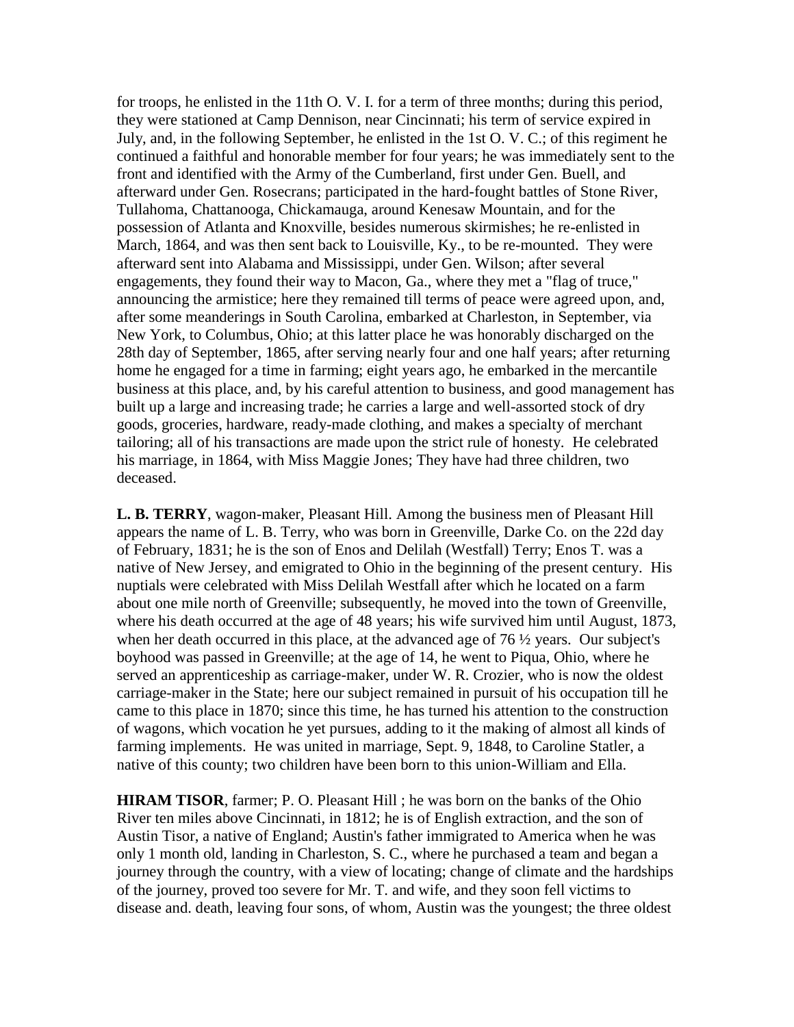for troops, he enlisted in the 11th O. V. I. for a term of three months; during this period, they were stationed at Camp Dennison, near Cincinnati; his term of service expired in July, and, in the following September, he enlisted in the 1st O. V. C.; of this regiment he continued a faithful and honorable member for four years; he was immediately sent to the front and identified with the Army of the Cumberland, first under Gen. Buell, and afterward under Gen. Rosecrans; participated in the hard-fought battles of Stone River, Tullahoma, Chattanooga, Chickamauga, around Kenesaw Mountain, and for the possession of Atlanta and Knoxville, besides numerous skirmishes; he re-enlisted in March, 1864, and was then sent back to Louisville, Ky., to be re-mounted. They were afterward sent into Alabama and Mississippi, under Gen. Wilson; after several engagements, they found their way to Macon, Ga., where they met a "flag of truce," announcing the armistice; here they remained till terms of peace were agreed upon, and, after some meanderings in South Carolina, embarked at Charleston, in September, via New York, to Columbus, Ohio; at this latter place he was honorably discharged on the 28th day of September, 1865, after serving nearly four and one half years; after returning home he engaged for a time in farming; eight years ago, he embarked in the mercantile business at this place, and, by his careful attention to business, and good management has built up a large and increasing trade; he carries a large and well-assorted stock of dry goods, groceries, hardware, ready-made clothing, and makes a specialty of merchant tailoring; all of his transactions are made upon the strict rule of honesty. He celebrated his marriage, in 1864, with Miss Maggie Jones; They have had three children, two deceased.

**L. B. TERRY**, wagon-maker, Pleasant Hill. Among the business men of Pleasant Hill appears the name of L. B. Terry, who was born in Greenville, Darke Co. on the 22d day of February, 1831; he is the son of Enos and Delilah (Westfall) Terry; Enos T. was a native of New Jersey, and emigrated to Ohio in the beginning of the present century. His nuptials were celebrated with Miss Delilah Westfall after which he located on a farm about one mile north of Greenville; subsequently, he moved into the town of Greenville, where his death occurred at the age of 48 years; his wife survived him until August, 1873, when her death occurred in this place, at the advanced age of 76 ½ years. Our subject's boyhood was passed in Greenville; at the age of 14, he went to Piqua, Ohio, where he served an apprenticeship as carriage-maker, under W. R. Crozier, who is now the oldest carriage-maker in the State; here our subject remained in pursuit of his occupation till he came to this place in 1870; since this time, he has turned his attention to the construction of wagons, which vocation he yet pursues, adding to it the making of almost all kinds of farming implements. He was united in marriage, Sept. 9, 1848, to Caroline Statler, a native of this county; two children have been born to this union-William and Ella.

**HIRAM TISOR**, farmer; P. O. Pleasant Hill ; he was born on the banks of the Ohio River ten miles above Cincinnati, in 1812; he is of English extraction, and the son of Austin Tisor, a native of England; Austin's father immigrated to America when he was only 1 month old, landing in Charleston, S. C., where he purchased a team and began a journey through the country, with a view of locating; change of climate and the hardships of the journey, proved too severe for Mr. T. and wife, and they soon fell victims to disease and. death, leaving four sons, of whom, Austin was the youngest; the three oldest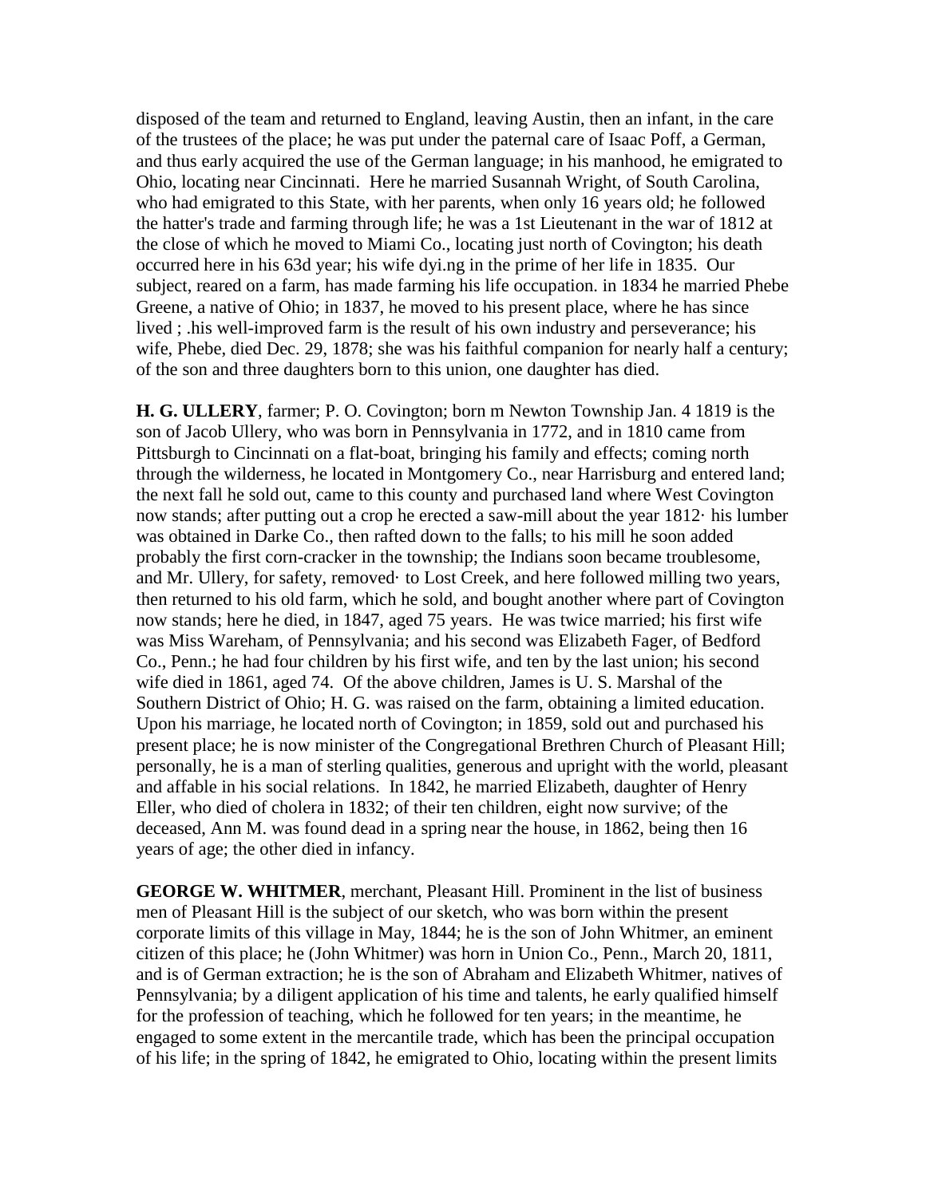disposed of the team and returned to England, leaving Austin, then an infant, in the care of the trustees of the place; he was put under the paternal care of Isaac Poff, a German, and thus early acquired the use of the German language; in his manhood, he emigrated to Ohio, locating near Cincinnati. Here he married Susannah Wright, of South Carolina, who had emigrated to this State, with her parents, when only 16 years old; he followed the hatter's trade and farming through life; he was a 1st Lieutenant in the war of 1812 at the close of which he moved to Miami Co., locating just north of Covington; his death occurred here in his 63d year; his wife dyi.ng in the prime of her life in 1835. Our subject, reared on a farm, has made farming his life occupation. in 1834 he married Phebe Greene, a native of Ohio; in 1837, he moved to his present place, where he has since lived ; .his well-improved farm is the result of his own industry and perseverance; his wife, Phebe, died Dec. 29, 1878; she was his faithful companion for nearly half a century; of the son and three daughters born to this union, one daughter has died.

**H. G. ULLERY**, farmer; P. O. Covington; born m Newton Township Jan. 4 1819 is the son of Jacob Ullery, who was born in Pennsylvania in 1772, and in 1810 came from Pittsburgh to Cincinnati on a flat-boat, bringing his family and effects; coming north through the wilderness, he located in Montgomery Co., near Harrisburg and entered land; the next fall he sold out, came to this county and purchased land where West Covington now stands; after putting out a crop he erected a saw-mill about the year 1812· his lumber was obtained in Darke Co., then rafted down to the falls; to his mill he soon added probably the first corn-cracker in the township; the Indians soon became troublesome, and Mr. Ullery, for safety, removed· to Lost Creek, and here followed milling two years, then returned to his old farm, which he sold, and bought another where part of Covington now stands; here he died, in 1847, aged 75 years. He was twice married; his first wife was Miss Wareham, of Pennsylvania; and his second was Elizabeth Fager, of Bedford Co., Penn.; he had four children by his first wife, and ten by the last union; his second wife died in 1861, aged 74. Of the above children, James is U. S. Marshal of the Southern District of Ohio; H. G. was raised on the farm, obtaining a limited education. Upon his marriage, he located north of Covington; in 1859, sold out and purchased his present place; he is now minister of the Congregational Brethren Church of Pleasant Hill; personally, he is a man of sterling qualities, generous and upright with the world, pleasant and affable in his social relations. In 1842, he married Elizabeth, daughter of Henry Eller, who died of cholera in 1832; of their ten children, eight now survive; of the deceased, Ann M. was found dead in a spring near the house, in 1862, being then 16 years of age; the other died in infancy.

**GEORGE W. WHITMER**, merchant, Pleasant Hill. Prominent in the list of business men of Pleasant Hill is the subject of our sketch, who was born within the present corporate limits of this village in May, 1844; he is the son of John Whitmer, an eminent citizen of this place; he (John Whitmer) was horn in Union Co., Penn., March 20, 1811, and is of German extraction; he is the son of Abraham and Elizabeth Whitmer, natives of Pennsylvania; by a diligent application of his time and talents, he early qualified himself for the profession of teaching, which he followed for ten years; in the meantime, he engaged to some extent in the mercantile trade, which has been the principal occupation of his life; in the spring of 1842, he emigrated to Ohio, locating within the present limits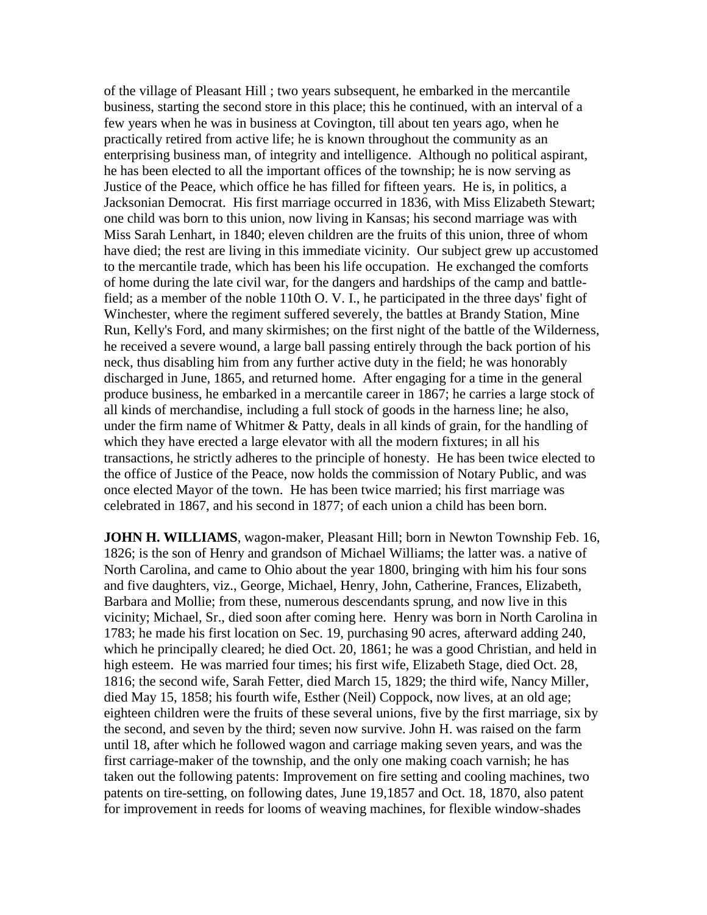of the village of Pleasant Hill ; two years subsequent, he embarked in the mercantile business, starting the second store in this place; this he continued, with an interval of a few years when he was in business at Covington, till about ten years ago, when he practically retired from active life; he is known throughout the community as an enterprising business man, of integrity and intelligence. Although no political aspirant, he has been elected to all the important offices of the township; he is now serving as Justice of the Peace, which office he has filled for fifteen years. He is, in politics, a Jacksonian Democrat. His first marriage occurred in 1836, with Miss Elizabeth Stewart; one child was born to this union, now living in Kansas; his second marriage was with Miss Sarah Lenhart, in 1840; eleven children are the fruits of this union, three of whom have died; the rest are living in this immediate vicinity. Our subject grew up accustomed to the mercantile trade, which has been his life occupation. He exchanged the comforts of home during the late civil war, for the dangers and hardships of the camp and battle-field; as a member of the noble 110th O. V. I., he participated in the three days' fight of Winchester, where the regiment suffered severely, the battles at Brandy Station, Mine Run, Kelly's Ford, and many skirmishes; on the first night of the battle of the Wilderness, he received a severe wound, a large ball passing entirely through the back portion of his neck, thus disabling him from any further active duty in the field; he was honorably discharged in June, 1865, and returned home. After engaging for a time in the general produce business, he embarked in a mercantile career in 1867; he carries a large stock of all kinds of merchandise, including a full stock of goods in the harness line; he also, under the firm name of Whitmer & Patty, deals in all kinds of grain, for the handling of which they have erected a large elevator with all the modern fixtures; in all his transactions, he strictly adheres to the principle of honesty. He has been twice elected to the office of Justice of the Peace, now holds the commission of Notary Public, and was once elected Mayor of the town. He has been twice married; his first marriage was celebrated in 1867, and his second in 1877; of each union a child has been born.

**JOHN H. WILLIAMS**, wagon-maker, Pleasant Hill; born in Newton Township Feb. 16, 1826; is the son of Henry and grandson of Michael Williams; the latter was. a native of North Carolina, and came to Ohio about the year 1800, bringing with him his four sons and five daughters, viz., George, Michael, Henry, John, Catherine, Frances, Elizabeth, Barbara and Mollie; from these, numerous descendants sprung, and now live in this vicinity; Michael, Sr., died soon after coming here. Henry was born in North Carolina in 1783; he made his first location on Sec. 19, purchasing 90 acres, afterward adding 240, which he principally cleared; he died Oct. 20, 1861; he was a good Christian, and held in high esteem. He was married four times; his first wife, Elizabeth Stage, died Oct. 28, 1816; the second wife, Sarah Fetter, died March 15, 1829; the third wife, Nancy Miller, died May 15, 1858; his fourth wife, Esther (Neil) Coppock, now lives, at an old age; eighteen children were the fruits of these several unions, five by the first marriage, six by the second, and seven by the third; seven now survive. John H. was raised on the farm until 18, after which he followed wagon and carriage making seven years, and was the first carriage-maker of the township, and the only one making coach varnish; he has taken out the following patents: Improvement on fire setting and cooling machines, two patents on tire-setting, on following dates, June 19,1857 and Oct. 18, 1870, also patent for improvement in reeds for looms of weaving machines, for flexible window-shades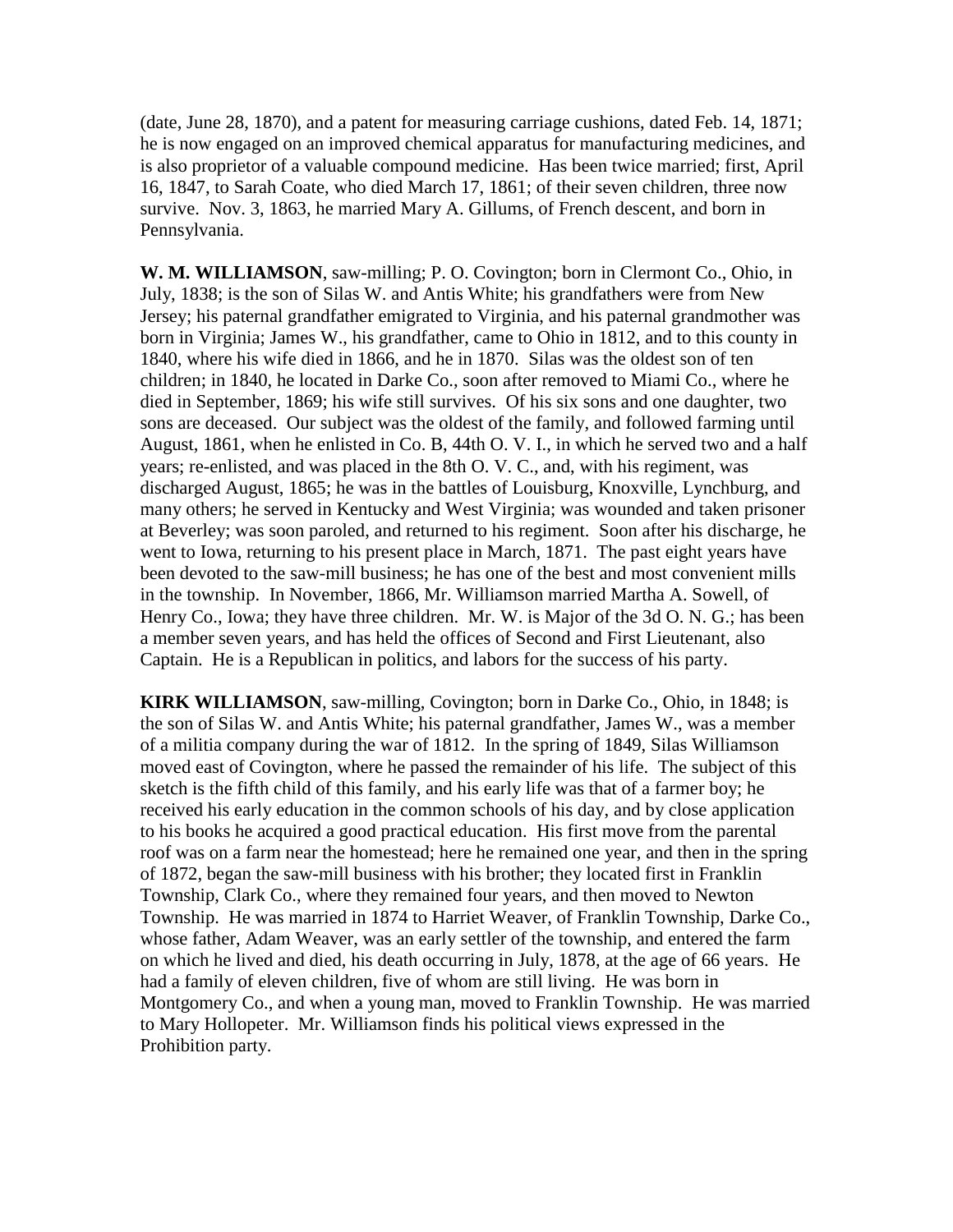(date, June 28, 1870), and a patent for measuring carriage cushions, dated Feb. 14, 1871; he is now engaged on an improved chemical apparatus for manufacturing medicines, and is also proprietor of a valuable compound medicine. Has been twice married; first, April 16, 1847, to Sarah Coate, who died March 17, 1861; of their seven children, three now survive. Nov. 3, 1863, he married Mary A. Gillums, of French descent, and born in Pennsylvania.

**W. M. WILLIAMSON**, saw-milling; P. O. Covington; born in Clermont Co., Ohio, in July, 1838; is the son of Silas W. and Antis White; his grandfathers were from New Jersey; his paternal grandfather emigrated to Virginia, and his paternal grandmother was born in Virginia; James W., his grandfather, came to Ohio in 1812, and to this county in 1840, where his wife died in 1866, and he in 1870. Silas was the oldest son of ten children; in 1840, he located in Darke Co., soon after removed to Miami Co., where he died in September, 1869; his wife still survives. Of his six sons and one daughter, two sons are deceased. Our subject was the oldest of the family, and followed farming until August, 1861, when he enlisted in Co. B, 44th O. V. I., in which he served two and a half years; re-enlisted, and was placed in the 8th O. V. C., and, with his regiment, was discharged August, 1865; he was in the battles of Louisburg, Knoxville, Lynchburg, and many others; he served in Kentucky and West Virginia; was wounded and taken prisoner at Beverley; was soon paroled, and returned to his regiment. Soon after his discharge, he went to Iowa, returning to his present place in March, 1871. The past eight years have been devoted to the saw-mill business; he has one of the best and most convenient mills in the township. In November, 1866, Mr. Williamson married Martha A. Sowell, of Henry Co., Iowa; they have three children. Mr. W. is Major of the 3d O. N. G.; has been a member seven years, and has held the offices of Second and First Lieutenant, also Captain. He is a Republican in politics, and labors for the success of his party.

**KIRK WILLIAMSON**, saw-milling, Covington; born in Darke Co., Ohio, in 1848; is the son of Silas W. and Antis White; his paternal grandfather, James W., was a member of a militia company during the war of 1812. In the spring of 1849, Silas Williamson moved east of Covington, where he passed the remainder of his life. The subject of this sketch is the fifth child of this family, and his early life was that of a farmer boy; he received his early education in the common schools of his day, and by close application to his books he acquired a good practical education. His first move from the parental roof was on a farm near the homestead; here he remained one year, and then in the spring of 1872, began the saw-mill business with his brother; they located first in Franklin Township, Clark Co., where they remained four years, and then moved to Newton Township. He was married in 1874 to Harriet Weaver, of Franklin Township, Darke Co., whose father, Adam Weaver, was an early settler of the township, and entered the farm on which he lived and died, his death occurring in July, 1878, at the age of 66 years. He had a family of eleven children, five of whom are still living. He was born in Montgomery Co., and when a young man, moved to Franklin Township. He was married to Mary Hollopeter. Mr. Williamson finds his political views expressed in the Prohibition party.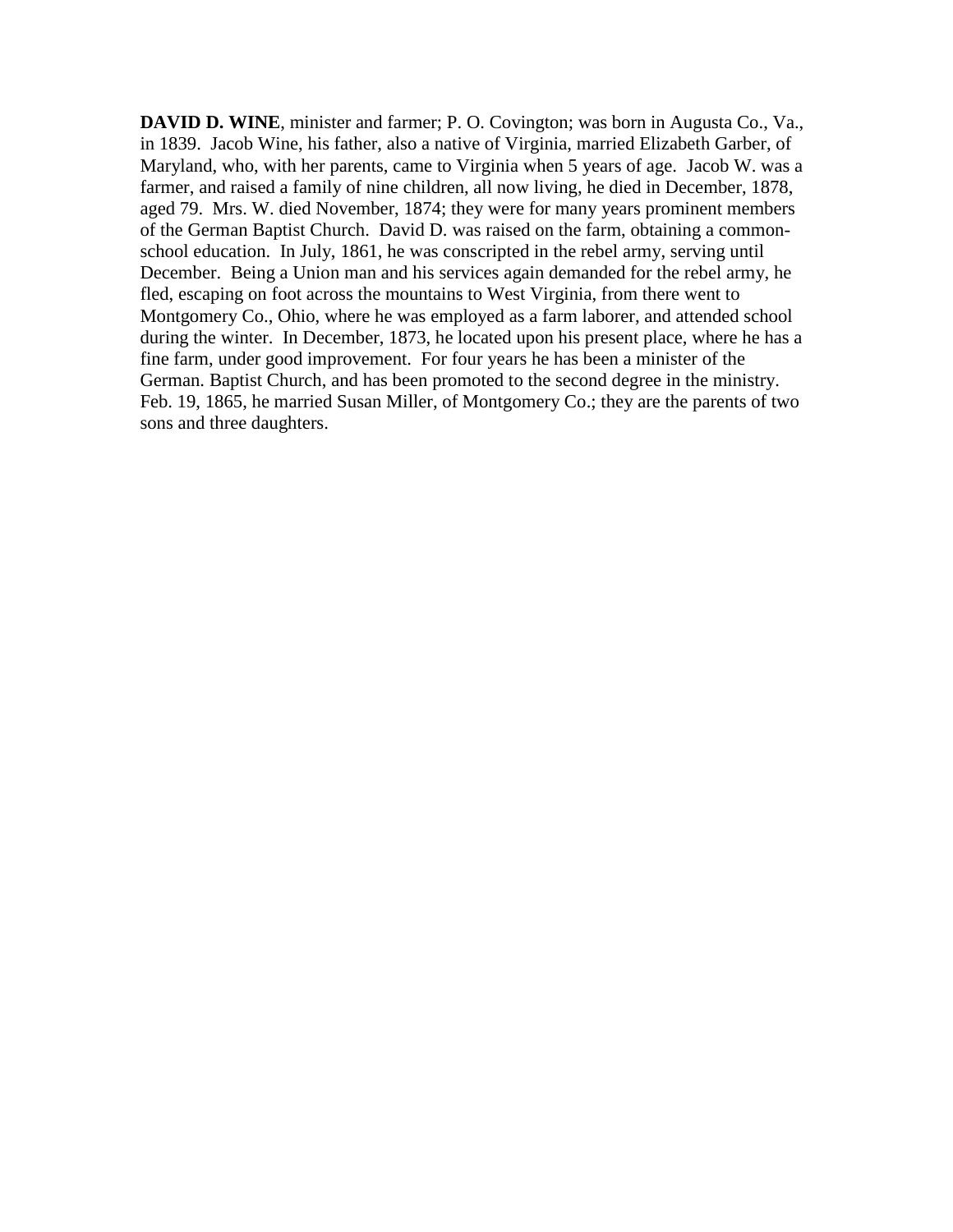**DAVID D. WINE**, minister and farmer; P. O. Covington; was born in Augusta Co., Va., in 1839. Jacob Wine, his father, also a native of Virginia, married Elizabeth Garber, of Maryland, who, with her parents, came to Virginia when 5 years of age. Jacob W. was a farmer, and raised a family of nine children, all now living, he died in December, 1878, aged 79. Mrs. W. died November, 1874; they were for many years prominent members of the German Baptist Church. David D. was raised on the farm, obtaining a common-school education. In July, 1861, he was conscripted in the rebel army, serving until December. Being a Union man and his services again demanded for the rebel army, he fled, escaping on foot across the mountains to West Virginia, from there went to Montgomery Co., Ohio, where he was employed as a farm laborer, and attended school during the winter. In December, 1873, he located upon his present place, where he has a fine farm, under good improvement. For four years he has been a minister of the German. Baptist Church, and has been promoted to the second degree in the ministry. Feb. 19, 1865, he married Susan Miller, of Montgomery Co.; they are the parents of two sons and three daughters.